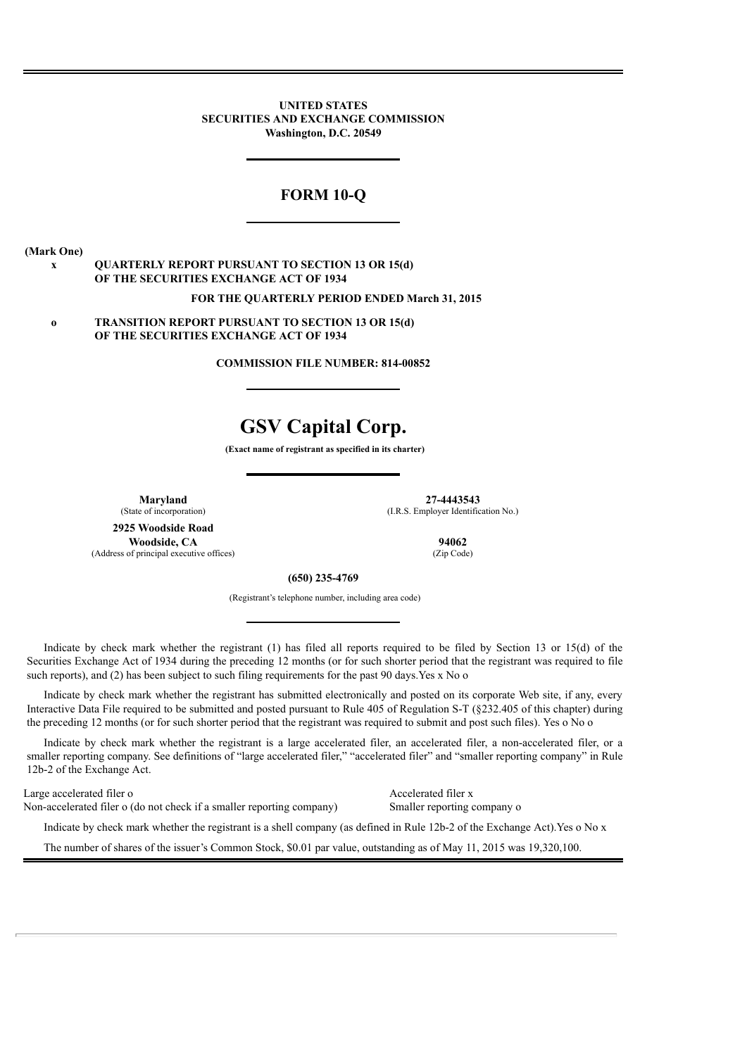**UNITED STATES**
**SECURITIES AND EXCHANGE COMMISSION**
**Washington, D.C. 20549**

# FORM 10-Q

**(Mark One)**

x **QUARTERLY REPORT PURSUANT TO SECTION 13 OR 15(d) OF THE SECURITIES EXCHANGE ACT OF 1934**

**FOR THE QUARTERLY PERIOD ENDED March 31, 2015**

o **TRANSITION REPORT PURSUANT TO SECTION 13 OR 15(d) OF THE SECURITIES EXCHANGE ACT OF 1934**

**COMMISSION FILE NUMBER: 814-00852**

# GSV Capital Corp.

**(Exact name of registrant as specified in its charter)**

| | |
|---|---|
| **Maryland** (State of incorporation) | **27-4443543** (I.R.S. Employer Identification No.) |
| **2925 Woodside Road Woodside, CA** (Address of principal executive offices) | **94062** (Zip Code) |

**(650) 235-4769**

(Registrant's telephone number, including area code)

Indicate by check mark whether the registrant (1) has filed all reports required to be filed by Section 13 or 15(d) of the Securities Exchange Act of 1934 during the preceding 12 months (or for such shorter period that the registrant was required to file such reports), and (2) has been subject to such filing requirements for the past 90 days.Yes x No o

Indicate by check mark whether the registrant has submitted electronically and posted on its corporate Web site, if any, every Interactive Data File required to be submitted and posted pursuant to Rule 405 of Regulation S-T (§232.405 of this chapter) during the preceding 12 months (or for such shorter period that the registrant was required to submit and post such files). Yes o No o

Indicate by check mark whether the registrant is a large accelerated filer, an accelerated filer, a non-accelerated filer, or a smaller reporting company. See definitions of "large accelerated filer," "accelerated filer" and "smaller reporting company" in Rule 12b-2 of the Exchange Act.

| | |
|---|---|
| Large accelerated filer o | Accelerated filer x |
| Non-accelerated filer o (do not check if a smaller reporting company) | Smaller reporting company o |

Indicate by check mark whether the registrant is a shell company (as defined in Rule 12b-2 of the Exchange Act).Yes o No x

The number of shares of the issuer's Common Stock, $0.01 par value, outstanding as of May 11, 2015 was 19,320,100.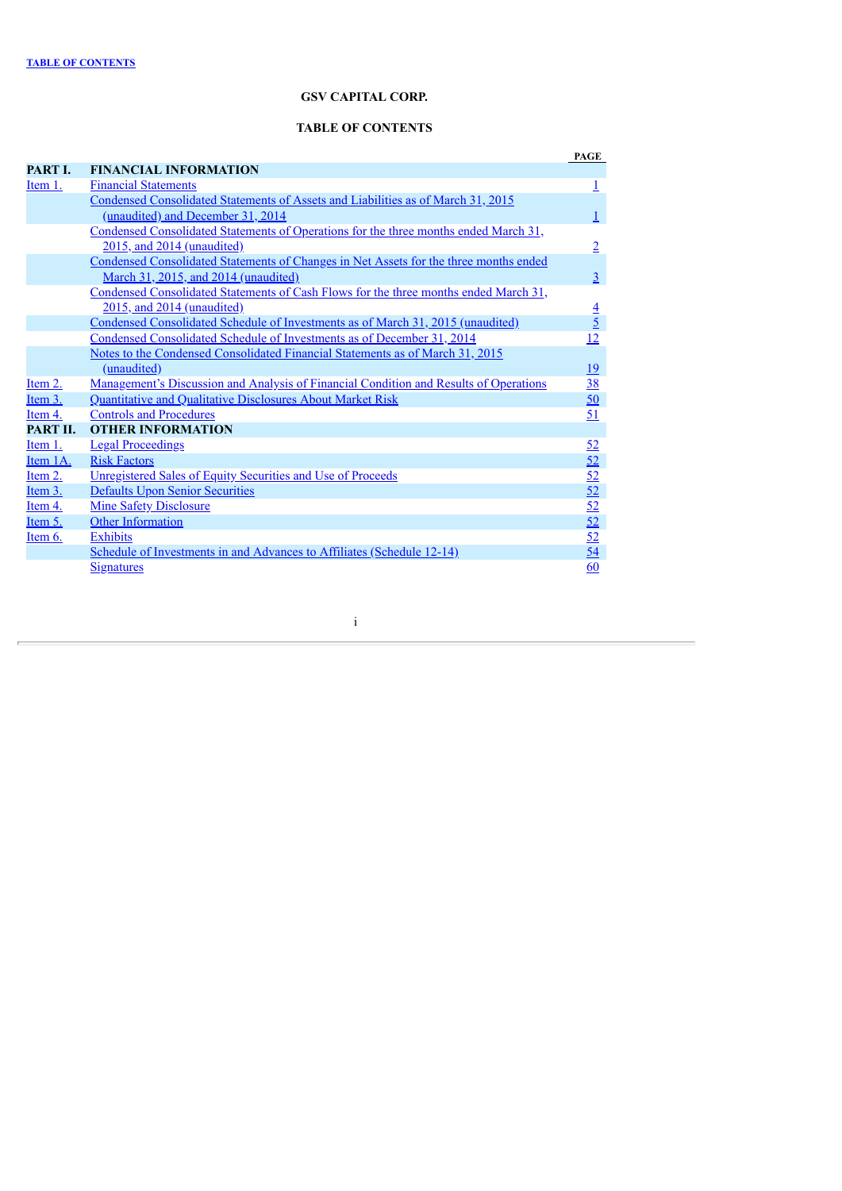TABLE OF CONTENTS

# GSV CAPITAL CORP.

## TABLE OF CONTENTS

| | | PAGE |
|---|---|---|
| **PART I.** | **FINANCIAL INFORMATION** | |
| Item 1. | Financial Statements | 1 |
| | Condensed Consolidated Statements of Assets and Liabilities as of March 31, 2015 (unaudited) and December 31, 2014 | 1 |
| | Condensed Consolidated Statements of Operations for the three months ended March 31, 2015, and 2014 (unaudited) | 2 |
| | Condensed Consolidated Statements of Changes in Net Assets for the three months ended March 31, 2015, and 2014 (unaudited) | 3 |
| | Condensed Consolidated Statements of Cash Flows for the three months ended March 31, 2015, and 2014 (unaudited) | 4 |
| | Condensed Consolidated Schedule of Investments as of March 31, 2015 (unaudited) | 5 |
| | Condensed Consolidated Schedule of Investments as of December 31, 2014 | 12 |
| | Notes to the Condensed Consolidated Financial Statements as of March 31, 2015 (unaudited) | 19 |
| Item 2. | Management's Discussion and Analysis of Financial Condition and Results of Operations | 38 |
| Item 3. | Quantitative and Qualitative Disclosures About Market Risk | 50 |
| Item 4. | Controls and Procedures | 51 |
| **PART II.** | **OTHER INFORMATION** | |
| Item 1. | Legal Proceedings | 52 |
| Item 1A. | Risk Factors | 52 |
| Item 2. | Unregistered Sales of Equity Securities and Use of Proceeds | 52 |
| Item 3. | Defaults Upon Senior Securities | 52 |
| Item 4. | Mine Safety Disclosure | 52 |
| Item 5. | Other Information | 52 |
| Item 6. | Exhibits | 52 |
| | Schedule of Investments in and Advances to Affiliates (Schedule 12-14) | 54 |
| | Signatures | 60 |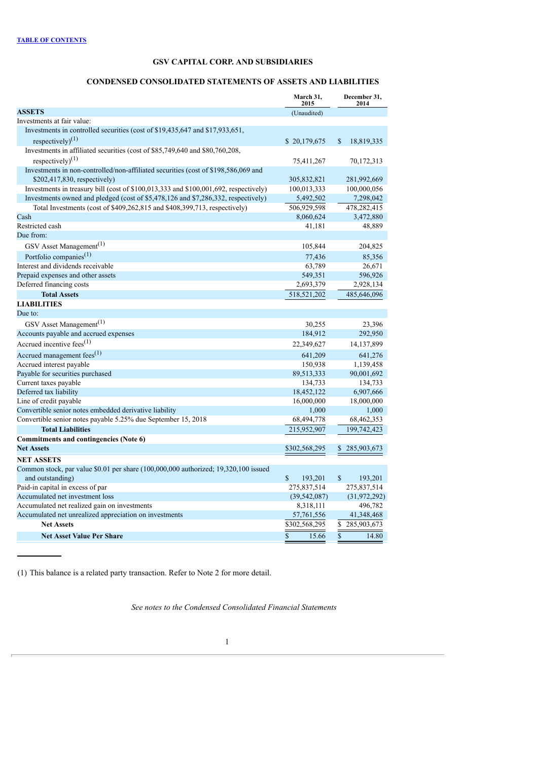TABLE OF CONTENTS

# GSV CAPITAL CORP. AND SUBSIDIARIES

## CONDENSED CONSOLIDATED STATEMENTS OF ASSETS AND LIABILITIES

| | March 31, 2015 | December 31, 2014 |
|---|---|---|
| **ASSETS** | (Unaudited) | |
| Investments at fair value: | | |
| Investments in controlled securities (cost of $19,435,647 and $17,933,651, respectively)[1] | $ 20,179,675 | $ 18,819,335 |
| Investments in affiliated securities (cost of $85,749,640 and $80,760,208, respectively)[1] | 75,411,267 | 70,172,313 |
| Investments in non-controlled/non-affiliated securities (cost of $198,586,069 and $202,417,830, respectively) | 305,832,821 | 281,992,669 |
| Investments in treasury bill (cost of $100,013,333 and $100,001,692, respectively) | 100,013,333 | 100,000,056 |
| Investments owned and pledged (cost of $5,478,126 and $7,286,332, respectively) | 5,492,502 | 7,298,042 |
| Total Investments (cost of $409,262,815 and $408,399,713, respectively) | 506,929,598 | 478,282,415 |
| Cash | 8,060,624 | 3,472,880 |
| Restricted cash | 41,181 | 48,889 |
| Due from: | | |
| GSV Asset Management[1] | 105,844 | 204,825 |
| Portfolio companies[1] | 77,436 | 85,356 |
| Interest and dividends receivable | 63,789 | 26,671 |
| Prepaid expenses and other assets | 549,351 | 596,926 |
| Deferred financing costs | 2,693,379 | 2,928,134 |
| **Total Assets** | 518,521,202 | 485,646,096 |
| **LIABILITIES** | | |
| Due to: | | |
| GSV Asset Management[1] | 30,255 | 23,396 |
| Accounts payable and accrued expenses | 184,912 | 292,950 |
| Accrued incentive fees[1] | 22,349,627 | 14,137,899 |
| Accrued management fees[1] | 641,209 | 641,276 |
| Accrued interest payable | 150,938 | 1,139,458 |
| Payable for securities purchased | 89,513,333 | 90,001,692 |
| Current taxes payable | 134,733 | 134,733 |
| Deferred tax liability | 18,452,122 | 6,907,666 |
| Line of credit payable | 16,000,000 | 18,000,000 |
| Convertible senior notes embedded derivative liability | 1,000 | 1,000 |
| Convertible senior notes payable 5.25% due September 15, 2018 | 68,494,778 | 68,462,353 |
| **Total Liabilities** | 215,952,907 | 199,742,423 |
| **Commitments and contingencies (Note 6)** | | |
| **Net Assets** | $302,568,295 | $ 285,903,673 |
| **NET ASSETS** | | |
| Common stock, par value $0.01 per share (100,000,000 authorized; 19,320,100 issued and outstanding) | $ 193,201 | $ 193,201 |
| Paid-in capital in excess of par | 275,837,514 | 275,837,514 |
| Accumulated net investment loss | (39,542,087) | (31,972,292) |
| Accumulated net realized gain on investments | 8,318,111 | 496,782 |
| Accumulated net unrealized appreciation on investments | 57,761,556 | 41,348,468 |
| **Net Assets** | $302,568,295 | $ 285,903,673 |
| **Net Asset Value Per Share** | $ 15.66 | $ 14.80 |

(1) This balance is a related party transaction. Refer to Note 2 for more detail.

*See notes to the Condensed Consolidated Financial Statements*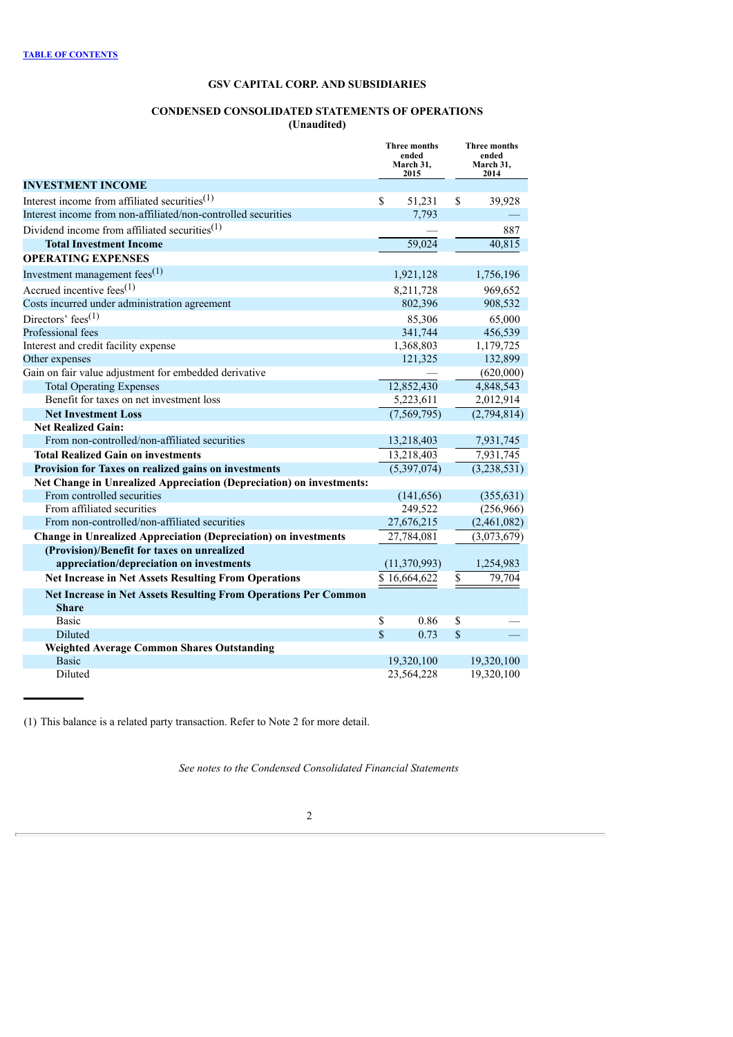TABLE OF CONTENTS

## GSV CAPITAL CORP. AND SUBSIDIARIES

## CONDENSED CONSOLIDATED STATEMENTS OF OPERATIONS
**(Unaudited)**

| | Three months ended March 31, 2015 | Three months ended March 31, 2014 |
|---|---|---|
| **INVESTMENT INCOME** | | |
| Interest income from affiliated securities[(1)] | $ 51,231 | $ 39,928 |
| Interest income from non-affiliated/non-controlled securities | 7,793 | — |
| Dividend income from affiliated securities[(1)] | — | 887 |
| **Total Investment Income** | 59,024 | 40,815 |
| **OPERATING EXPENSES** | | |
| Investment management fees[(1)] | 1,921,128 | 1,756,196 |
| Accrued incentive fees[(1)] | 8,211,728 | 969,652 |
| Costs incurred under administration agreement | 802,396 | 908,532 |
| Directors' fees[(1)] | 85,306 | 65,000 |
| Professional fees | 341,744 | 456,539 |
| Interest and credit facility expense | 1,368,803 | 1,179,725 |
| Other expenses | 121,325 | 132,899 |
| Gain on fair value adjustment for embedded derivative | — | (620,000) |
| Total Operating Expenses | 12,852,430 | 4,848,543 |
| Benefit for taxes on net investment loss | 5,223,611 | 2,012,914 |
| **Net Investment Loss** | (7,569,795) | (2,794,814) |
| **Net Realized Gain:** | | |
| From non-controlled/non-affiliated securities | 13,218,403 | 7,931,745 |
| **Total Realized Gain on investments** | 13,218,403 | 7,931,745 |
| **Provision for Taxes on realized gains on investments** | (5,397,074) | (3,238,531) |
| **Net Change in Unrealized Appreciation (Depreciation) on investments:** | | |
| From controlled securities | (141,656) | (355,631) |
| From affiliated securities | 249,522 | (256,966) |
| From non-controlled/non-affiliated securities | 27,676,215 | (2,461,082) |
| **Change in Unrealized Appreciation (Depreciation) on investments** | 27,784,081 | (3,073,679) |
| **(Provision)/Benefit for taxes on unrealized appreciation/depreciation on investments** | (11,370,993) | 1,254,983 |
| **Net Increase in Net Assets Resulting From Operations** | $ 16,664,622 | $ 79,704 |
| **Net Increase in Net Assets Resulting From Operations Per Common Share** | | |
| Basic | $ 0.86 | $ — |
| Diluted | $ 0.73 | $ — |
| **Weighted Average Common Shares Outstanding** | | |
| Basic | 19,320,100 | 19,320,100 |
| Diluted | 23,564,228 | 19,320,100 |

(1) This balance is a related party transaction. Refer to Note 2 for more detail.

*See notes to the Condensed Consolidated Financial Statements*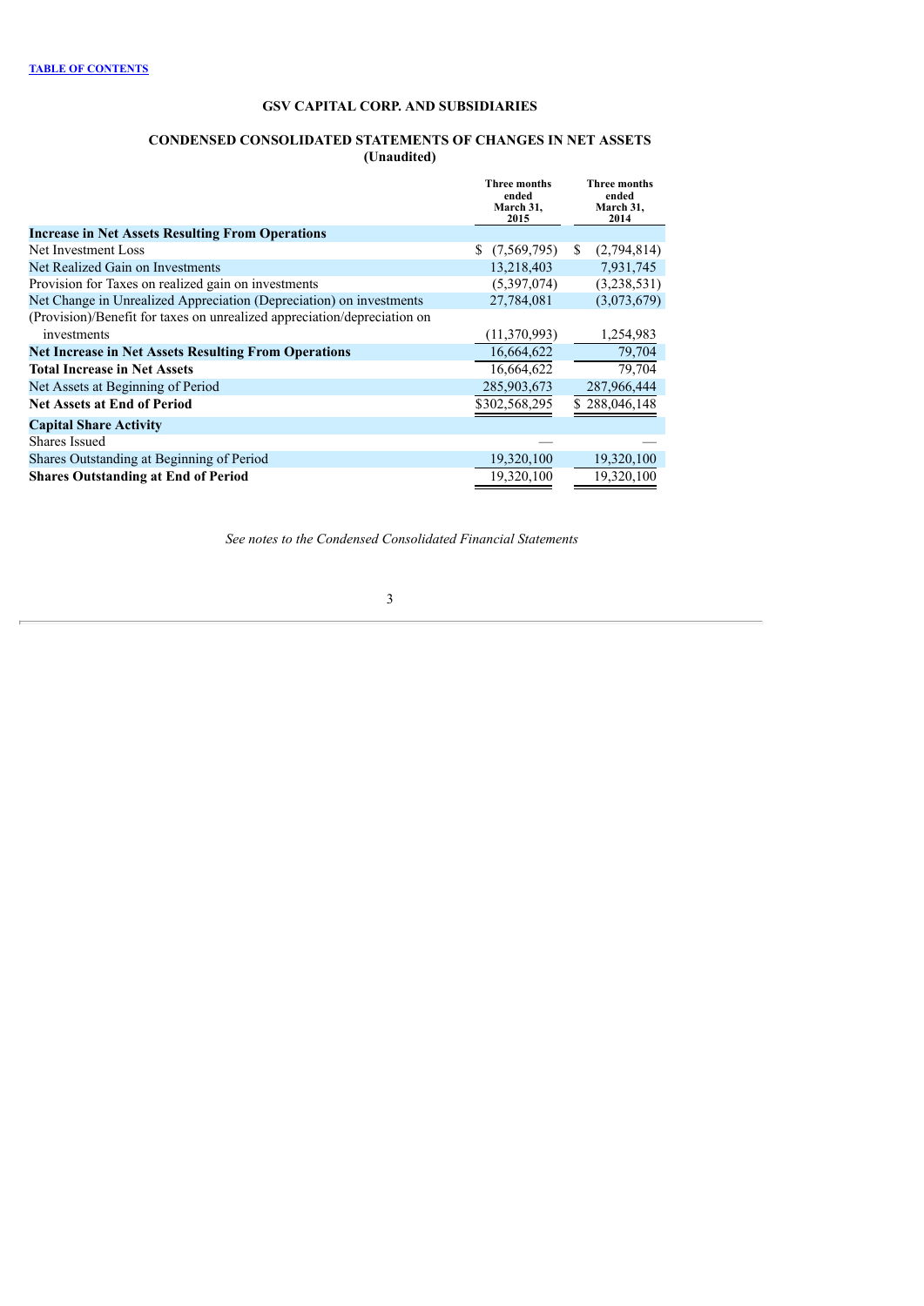[TABLE OF CONTENTS](#)

## GSV CAPITAL CORP. AND SUBSIDIARIES

### CONDENSED CONSOLIDATED STATEMENTS OF CHANGES IN NET ASSETS
### (Unaudited)

| | Three months ended March 31, 2015 | Three months ended March 31, 2014 |
|---|---|---|
| **Increase in Net Assets Resulting From Operations** | | |
| Net Investment Loss | $ (7,569,795) | $ (2,794,814) |
| Net Realized Gain on Investments | 13,218,403 | 7,931,745 |
| Provision for Taxes on realized gain on investments | (5,397,074) | (3,238,531) |
| Net Change in Unrealized Appreciation (Depreciation) on investments | 27,784,081 | (3,073,679) |
| (Provision)/Benefit for taxes on unrealized appreciation/depreciation on investments | (11,370,993) | 1,254,983 |
| **Net Increase in Net Assets Resulting From Operations** | 16,664,622 | 79,704 |
| **Total Increase in Net Assets** | 16,664,622 | 79,704 |
| Net Assets at Beginning of Period | 285,903,673 | 287,966,444 |
| **Net Assets at End of Period** | $302,568,295 | $ 288,046,148 |
| **Capital Share Activity** | | |
| Shares Issued | — | — |
| Shares Outstanding at Beginning of Period | 19,320,100 | 19,320,100 |
| **Shares Outstanding at End of Period** | 19,320,100 | 19,320,100 |

*See notes to the Condensed Consolidated Financial Statements*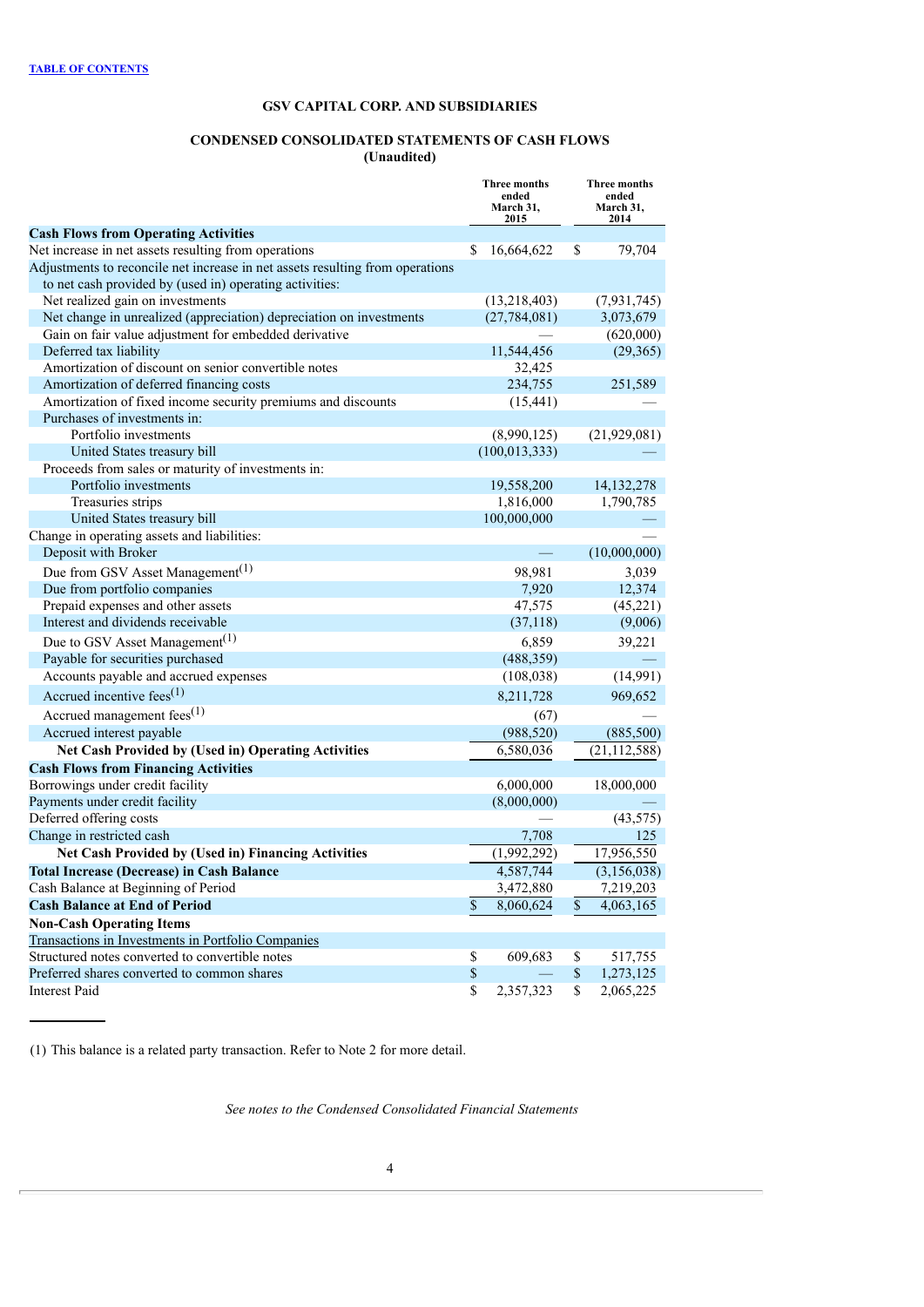[TABLE OF CONTENTS](#)

## GSV CAPITAL CORP. AND SUBSIDIARIES

## CONDENSED CONSOLIDATED STATEMENTS OF CASH FLOWS
**(Unaudited)**

| | Three months ended March 31, 2015 | Three months ended March 31, 2014 |
|---|---|---|
| **Cash Flows from Operating Activities** | | |
| Net increase in net assets resulting from operations | $ 16,664,622 | $ 79,704 |
| Adjustments to reconcile net increase in net assets resulting from operations to net cash provided by (used in) operating activities: | | |
| Net realized gain on investments | (13,218,403) | (7,931,745) |
| Net change in unrealized (appreciation) depreciation on investments | (27,784,081) | 3,073,679 |
| Gain on fair value adjustment for embedded derivative | — | (620,000) |
| Deferred tax liability | 11,544,456 | (29,365) |
| Amortization of discount on senior convertible notes | 32,425 | |
| Amortization of deferred financing costs | 234,755 | 251,589 |
| Amortization of fixed income security premiums and discounts | (15,441) | — |
| Purchases of investments in: | | |
| Portfolio investments | (8,990,125) | (21,929,081) |
| United States treasury bill | (100,013,333) | — |
| Proceeds from sales or maturity of investments in: | | |
| Portfolio investments | 19,558,200 | 14,132,278 |
| Treasuries strips | 1,816,000 | 1,790,785 |
| United States treasury bill | 100,000,000 | — |
| Change in operating assets and liabilities: | | — |
| Deposit with Broker | — | (10,000,000) |
| Due from GSV Asset Management[(1)] | 98,981 | 3,039 |
| Due from portfolio companies | 7,920 | 12,374 |
| Prepaid expenses and other assets | 47,575 | (45,221) |
| Interest and dividends receivable | (37,118) | (9,006) |
| Due to GSV Asset Management[(1)] | 6,859 | 39,221 |
| Payable for securities purchased | (488,359) | — |
| Accounts payable and accrued expenses | (108,038) | (14,991) |
| Accrued incentive fees[(1)] | 8,211,728 | 969,652 |
| Accrued management fees[(1)] | (67) | — |
| Accrued interest payable | (988,520) | (885,500) |
| **Net Cash Provided by (Used in) Operating Activities** | 6,580,036 | (21,112,588) |
| **Cash Flows from Financing Activities** | | |
| Borrowings under credit facility | 6,000,000 | 18,000,000 |
| Payments under credit facility | (8,000,000) | — |
| Deferred offering costs | — | (43,575) |
| Change in restricted cash | 7,708 | 125 |
| **Net Cash Provided by (Used in) Financing Activities** | (1,992,292) | 17,956,550 |
| **Total Increase (Decrease) in Cash Balance** | 4,587,744 | (3,156,038) |
| Cash Balance at Beginning of Period | 3,472,880 | 7,219,203 |
| **Cash Balance at End of Period** | $ 8,060,624 | $ 4,063,165 |
| **Non-Cash Operating Items** | | |
| Transactions in Investments in Portfolio Companies | | |
| Structured notes converted to convertible notes | $ 609,683 | $ 517,755 |
| Preferred shares converted to common shares | $ — | $ 1,273,125 |
| Interest Paid | $ 2,357,323 | $ 2,065,225 |

(1) This balance is a related party transaction. Refer to Note 2 for more detail.

*See notes to the Condensed Consolidated Financial Statements*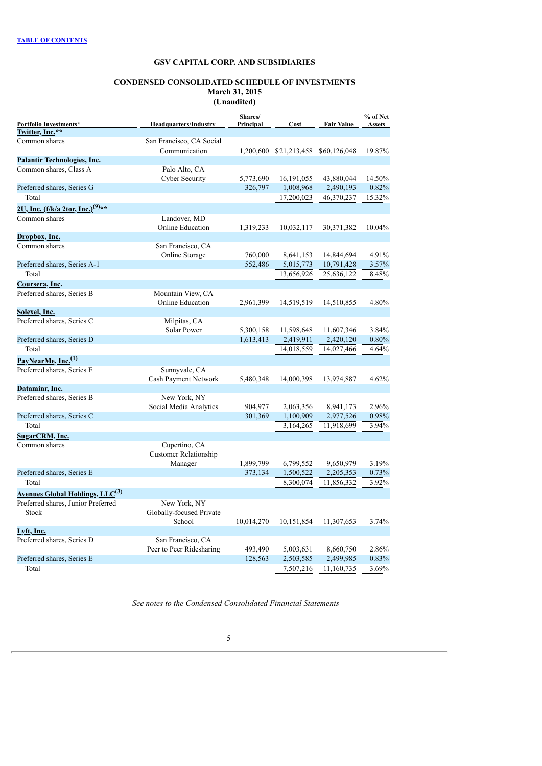[TABLE OF CONTENTS](#)

**GSV CAPITAL CORP. AND SUBSIDIARIES**

**CONDENSED CONSOLIDATED SCHEDULE OF INVESTMENTS**
**March 31, 2015**
**(Unaudited)**

| Portfolio Investments* | Headquarters/Industry | Shares/ Principal | Cost | Fair Value | % of Net Assets |
|---|---|---|---|---|---|
| **Twitter, Inc.**** | | | | | |
| Common shares | San Francisco, CA Social Communication | 1,200,600 | $21,213,458 | $60,126,048 | 19.87% |
| **Palantir Technologies, Inc.** | | | | | |
| Common shares, Class A | Palo Alto, CA Cyber Security | 5,773,690 | 16,191,055 | 43,880,044 | 14.50% |
| Preferred shares, Series G | | 326,797 | 1,008,968 | 2,490,193 | 0.82% |
| Total | | | 17,200,023 | 46,370,237 | 15.32% |
| **2U, Inc. (f/k/a 2tor, Inc.)[(9)]**** | | | | | |
| Common shares | Landover, MD Online Education | 1,319,233 | 10,032,117 | 30,371,382 | 10.04% |
| **Dropbox, Inc.** | | | | | |
| Common shares | San Francisco, CA Online Storage | 760,000 | 8,641,153 | 14,844,694 | 4.91% |
| Preferred shares, Series A-1 | | 552,486 | 5,015,773 | 10,791,428 | 3.57% |
| Total | | | 13,656,926 | 25,636,122 | 8.48% |
| **Coursera, Inc.** | | | | | |
| Preferred shares, Series B | Mountain View, CA Online Education | 2,961,399 | 14,519,519 | 14,510,855 | 4.80% |
| **Solexel, Inc.** | | | | | |
| Preferred shares, Series C | Milpitas, CA Solar Power | 5,300,158 | 11,598,648 | 11,607,346 | 3.84% |
| Preferred shares, Series D | | 1,613,413 | 2,419,911 | 2,420,120 | 0.80% |
| Total | | | 14,018,559 | 14,027,466 | 4.64% |
| **PayNearMe, Inc.[(1)]** | | | | | |
| Preferred shares, Series E | Sunnyvale, CA Cash Payment Network | 5,480,348 | 14,000,398 | 13,974,887 | 4.62% |
| **Dataminr, Inc.** | | | | | |
| Preferred shares, Series B | New York, NY Social Media Analytics | 904,977 | 2,063,356 | 8,941,173 | 2.96% |
| Preferred shares, Series C | | 301,369 | 1,100,909 | 2,977,526 | 0.98% |
| Total | | | 3,164,265 | 11,918,699 | 3.94% |
| **SugarCRM, Inc.** | | | | | |
| Common shares | Cupertino, CA Customer Relationship Manager | 1,899,799 | 6,799,552 | 9,650,979 | 3.19% |
| Preferred shares, Series E | | 373,134 | 1,500,522 | 2,205,353 | 0.73% |
| Total | | | 8,300,074 | 11,856,332 | 3.92% |
| **Avenues Global Holdings, LLC[(3)]** | | | | | |
| Preferred shares, Junior Preferred Stock | New York, NY Globally-focused Private School | 10,014,270 | 10,151,854 | 11,307,653 | 3.74% |
| **Lyft, Inc.** | | | | | |
| Preferred shares, Series D | San Francisco, CA Peer to Peer Ridesharing | 493,490 | 5,003,631 | 8,660,750 | 2.86% |
| Preferred shares, Series E | | 128,563 | 2,503,585 | 2,499,985 | 0.83% |
| Total | | | 7,507,216 | 11,160,735 | 3.69% |

*See notes to the Condensed Consolidated Financial Statements*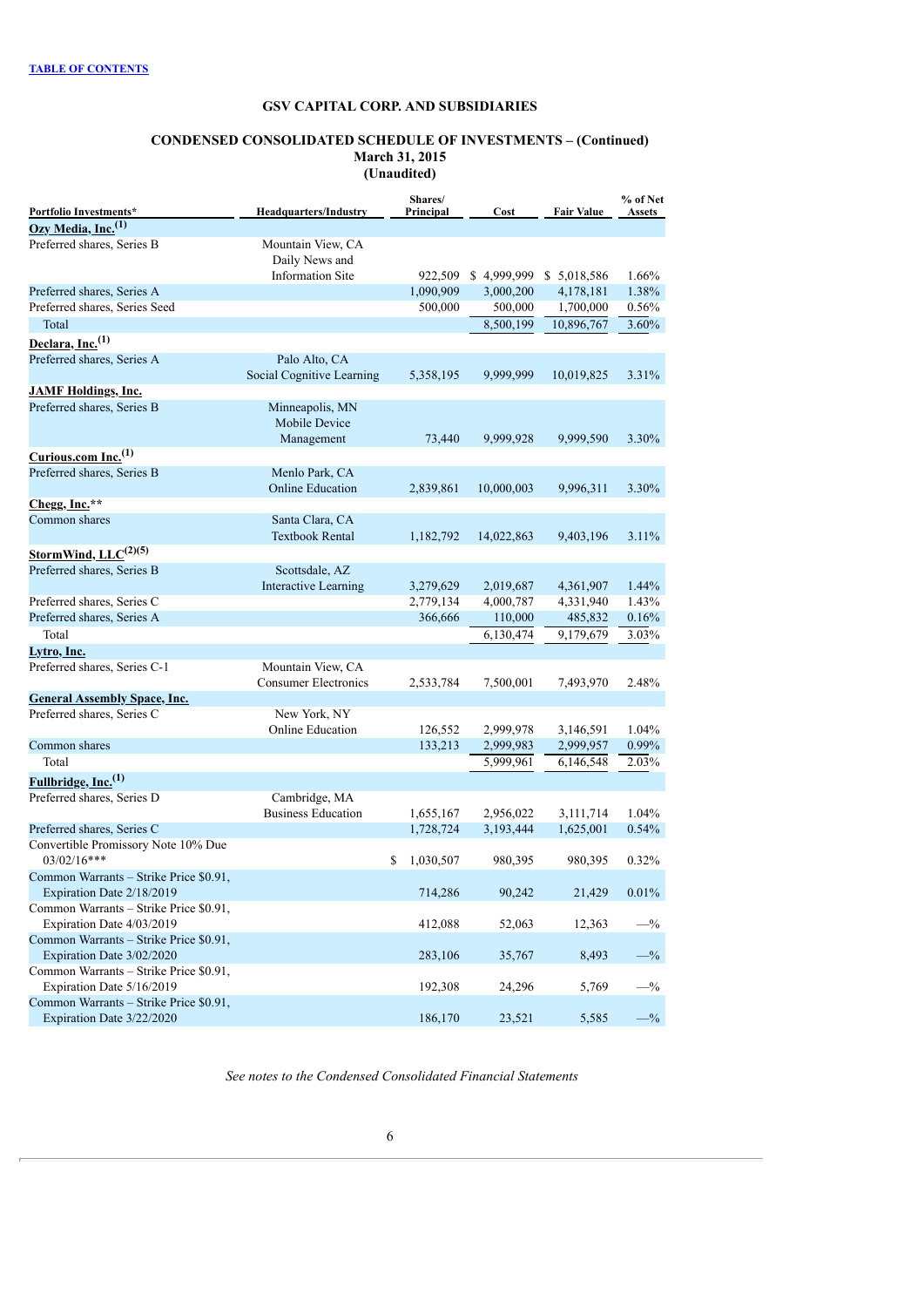**TABLE OF CONTENTS**

## GSV CAPITAL CORP. AND SUBSIDIARIES

### CONDENSED CONSOLIDATED SCHEDULE OF INVESTMENTS – (Continued)
### March 31, 2015
### (Unaudited)

| Portfolio Investments* | Headquarters/Industry | Shares/ Principal | Cost | Fair Value | % of Net Assets |
|---|---|---|---|---|---|
| **Ozy Media, Inc.**[(1)] | | | | | |
| Preferred shares, Series B | Mountain View, CA Daily News and Information Site | 922,509 | $ 4,999,999 | $ 5,018,586 | 1.66% |
| Preferred shares, Series A | | 1,090,909 | 3,000,200 | 4,178,181 | 1.38% |
| Preferred shares, Series Seed | | 500,000 | 500,000 | 1,700,000 | 0.56% |
| Total | | | 8,500,199 | 10,896,767 | 3.60% |
| **Declara, Inc.**[(1)] | | | | | |
| Preferred shares, Series A | Palo Alto, CA Social Cognitive Learning | 5,358,195 | 9,999,999 | 10,019,825 | 3.31% |
| **JAMF Holdings, Inc.** | | | | | |
| Preferred shares, Series B | Minneapolis, MN Mobile Device Management | 73,440 | 9,999,928 | 9,999,590 | 3.30% |
| **Curious.com Inc.**[(1)] | | | | | |
| Preferred shares, Series B | Menlo Park, CA Online Education | 2,839,861 | 10,000,003 | 9,996,311 | 3.30% |
| **Chegg, Inc.**** | | | | | |
| Common shares | Santa Clara, CA Textbook Rental | 1,182,792 | 14,022,863 | 9,403,196 | 3.11% |
| **StormWind, LLC**[(2)(5)] | | | | | |
| Preferred shares, Series B | Scottsdale, AZ Interactive Learning | 3,279,629 | 2,019,687 | 4,361,907 | 1.44% |
| Preferred shares, Series C | | 2,779,134 | 4,000,787 | 4,331,940 | 1.43% |
| Preferred shares, Series A | | 366,666 | 110,000 | 485,832 | 0.16% |
| Total | | | 6,130,474 | 9,179,679 | 3.03% |
| **Lytro, Inc.** | | | | | |
| Preferred shares, Series C-1 | Mountain View, CA Consumer Electronics | 2,533,784 | 7,500,001 | 7,493,970 | 2.48% |
| **General Assembly Space, Inc.** | | | | | |
| Preferred shares, Series C | New York, NY Online Education | 126,552 | 2,999,978 | 3,146,591 | 1.04% |
| Common shares | | 133,213 | 2,999,983 | 2,999,957 | 0.99% |
| Total | | | 5,999,961 | 6,146,548 | 2.03% |
| **Fullbridge, Inc.**[(1)] | | | | | |
| Preferred shares, Series D | Cambridge, MA Business Education | 1,655,167 | 2,956,022 | 3,111,714 | 1.04% |
| Preferred shares, Series C | | 1,728,724 | 3,193,444 | 1,625,001 | 0.54% |
| Convertible Promissory Note 10% Due 03/02/16*** | | $ 1,030,507 | 980,395 | 980,395 | 0.32% |
| Common Warrants – Strike Price $0.91, Expiration Date 2/18/2019 | | 714,286 | 90,242 | 21,429 | 0.01% |
| Common Warrants – Strike Price $0.91, Expiration Date 4/03/2019 | | 412,088 | 52,063 | 12,363 | —% |
| Common Warrants – Strike Price $0.91, Expiration Date 3/02/2020 | | 283,106 | 35,767 | 8,493 | —% |
| Common Warrants – Strike Price $0.91, Expiration Date 5/16/2019 | | 192,308 | 24,296 | 5,769 | —% |
| Common Warrants – Strike Price $0.91, Expiration Date 3/22/2020 | | 186,170 | 23,521 | 5,585 | —% |

*See notes to the Condensed Consolidated Financial Statements*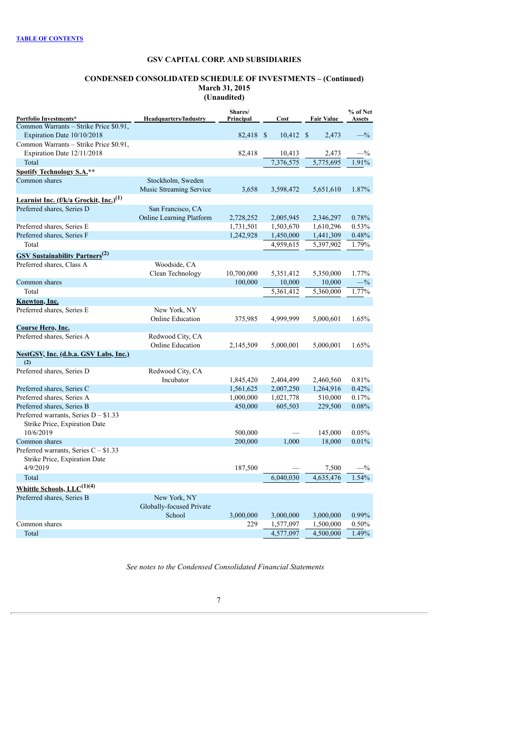**TABLE OF CONTENTS**

### GSV CAPITAL CORP. AND SUBSIDIARIES

### CONDENSED CONSOLIDATED SCHEDULE OF INVESTMENTS – (Continued)
### March 31, 2015
### (Unaudited)

| Portfolio Investments* | Headquarters/Industry | Shares/ Principal | Cost | Fair Value | % of Net Assets |
|---|---|---|---|---|---|
| Common Warrants – Strike Price $0.91, Expiration Date 10/10/2018 | | 82,418 | $ 10,412 | $ 2,473 | —% |
| Common Warrants – Strike Price $0.91, Expiration Date 12/11/2018 | | 82,418 | 10,413 | 2,473 | —% |
| Total | | | 7,376,575 | 5,775,695 | 1.91% |
| **Spotify Technology S.A.**** | | | | | |
| Common shares | Stockholm, Sweden Music Streaming Service | 3,658 | 3,598,472 | 5,651,610 | 1.87% |
| **Learnist Inc. (f/k/a Grockit, Inc.)[1]** | | | | | |
| Preferred shares, Series D | San Francisco, CA Online Learning Platform | 2,728,252 | 2,005,945 | 2,346,297 | 0.78% |
| Preferred shares, Series E | | 1,731,501 | 1,503,670 | 1,610,296 | 0.53% |
| Preferred shares, Series F | | 1,242,928 | 1,450,000 | 1,441,309 | 0.48% |
| Total | | | 4,959,615 | 5,397,902 | 1.79% |
| **GSV Sustainability Partners[2]** | | | | | |
| Preferred shares, Class A | Woodside, CA Clean Technology | 10,700,000 | 5,351,412 | 5,350,000 | 1.77% |
| Common shares | | 100,000 | 10,000 | 10,000 | —% |
| Total | | | 5,361,412 | 5,360,000 | 1.77% |
| **Knewton, Inc.** | | | | | |
| Preferred shares, Series E | New York, NY Online Education | 375,985 | 4,999,999 | 5,000,601 | 1.65% |
| **Course Hero, Inc.** | | | | | |
| Preferred shares, Series A | Redwood City, CA Online Education | 2,145,509 | 5,000,001 | 5,000,001 | 1.65% |
| **NestGSV, Inc. (d.b.a. GSV Labs, Inc.)[2]** | | | | | |
| Preferred shares, Series D | Redwood City, CA Incubator | 1,845,420 | 2,404,499 | 2,460,560 | 0.81% |
| Preferred shares, Series C | | 1,561,625 | 2,007,250 | 1,264,916 | 0.42% |
| Preferred shares, Series A | | 1,000,000 | 1,021,778 | 510,000 | 0.17% |
| Preferred shares, Series B | | 450,000 | 605,503 | 229,500 | 0.08% |
| Preferred warrants, Series D – $1.33 Strike Price, Expiration Date 10/6/2019 | | 500,000 | — | 145,000 | 0.05% |
| Common shares | | 200,000 | 1,000 | 18,000 | 0.01% |
| Preferred warrants, Series C – $1.33 Strike Price, Expiration Date 4/9/2019 | | 187,500 | — | 7,500 | —% |
| Total | | | 6,040,030 | 4,635,476 | 1.54% |
| **Whittle Schools, LLC[1][4]** | | | | | |
| Preferred shares, Series B | New York, NY Globally-focused Private School | 3,000,000 | 3,000,000 | 3,000,000 | 0.99% |
| Common shares | | 229 | 1,577,097 | 1,500,000 | 0.50% |
| Total | | | 4,577,097 | 4,500,000 | 1.49% |

*See notes to the Condensed Consolidated Financial Statements*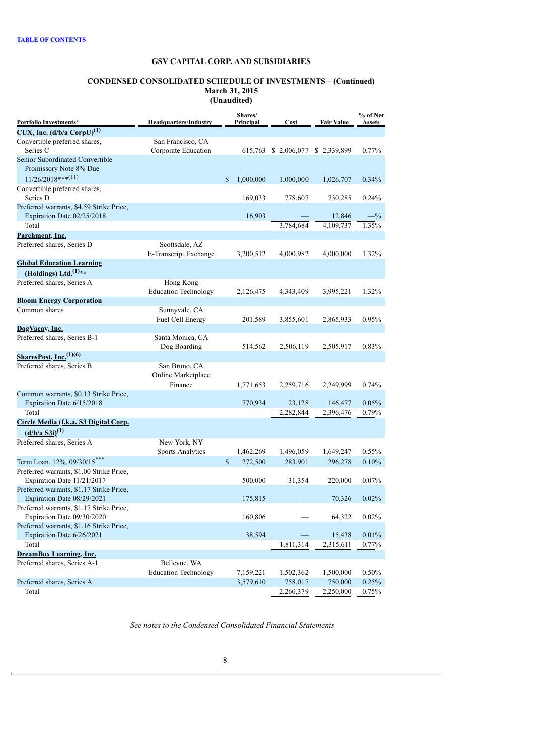# GSV CAPITAL CORP. AND SUBSIDIARIES

## CONDENSED CONSOLIDATED SCHEDULE OF INVESTMENTS – (Continued)
### March 31, 2015
### (Unaudited)

| Portfolio Investments* | Headquarters/Industry | Shares/ Principal | Cost | Fair Value | % of Net Assets |
|---|---|---|---|---|---|
| **CUX, Inc. (d/b/a CorpU)[(1)]** | | | | | |
| Convertible preferred shares, Series C | San Francisco, CA Corporate Education | 615,763 | $ 2,006,077 | $ 2,339,899 | 0.77% |
| Senior Subordinated Convertible Promissory Note 8% Due 11/26/2018***[(11)] | | $ 1,000,000 | 1,000,000 | 1,026,707 | 0.34% |
| Convertible preferred shares, Series D | | 169,033 | 778,607 | 730,285 | 0.24% |
| Preferred warrants, $4.59 Strike Price, Expiration Date 02/25/2018 | | 16,903 | — | 12,846 | —% |
| Total | | | 3,784,684 | 4,109,737 | 1.35% |
| **Parchment, Inc.** | | | | | |
| Preferred shares, Series D | Scottsdale, AZ E-Transcript Exchange | 3,200,512 | 4,000,982 | 4,000,000 | 1.32% |
| **Global Education Learning (Holdings) Ltd.[(1)]**** | | | | | |
| Preferred shares, Series A | Hong Kong Education Technology | 2,126,475 | 4,343,409 | 3,995,221 | 1.32% |
| **Bloom Energy Corporation** | | | | | |
| Common shares | Sunnyvale, CA Fuel Cell Energy | 201,589 | 3,855,601 | 2,865,933 | 0.95% |
| **DogVacay, Inc.** | | | | | |
| Preferred shares, Series B-1 | Santa Monica, CA Dog Boarding | 514,562 | 2,506,119 | 2,505,917 | 0.83% |
| **SharesPost, Inc.[(1)(6)]** | | | | | |
| Preferred shares, Series B | San Bruno, CA Online Marketplace Finance | 1,771,653 | 2,259,716 | 2,249,999 | 0.74% |
| Common warrants, $0.13 Strike Price, Expiration Date 6/15/2018 | | 770,934 | 23,128 | 146,477 | 0.05% |
| Total | | | 2,282,844 | 2,396,476 | 0.79% |
| **Circle Media (f.k.a. S3 Digital Corp. (d/b/a S3i)[(1)]** | | | | | |
| Preferred shares, Series A | New York, NY Sports Analytics | 1,462,269 | 1,496,059 | 1,649,247 | 0.55% |
| Term Loan, 12%, 09/30/15*** | | $ 272,500 | 283,901 | 296,278 | 0.10% |
| Preferred warrants, $1.00 Strike Price, Expiration Date 11/21/2017 | | 500,000 | 31,354 | 220,000 | 0.07% |
| Preferred warrants, $1.17 Strike Price, Expiration Date 08/29/2021 | | 175,815 | — | 70,326 | 0.02% |
| Preferred warrants, $1.17 Strike Price, Expiration Date 09/30/2020 | | 160,806 | — | 64,322 | 0.02% |
| Preferred warrants, $1.16 Strike Price, Expiration Date 6/26/2021 | | 38,594 | — | 15,438 | 0.01% |
| Total | | | 1,811,314 | 2,315,611 | 0.77% |
| **DreamBox Learning, Inc.** | | | | | |
| Preferred shares, Series A-1 | Bellevue, WA Education Technology | 7,159,221 | 1,502,362 | 1,500,000 | 0.50% |
| Preferred shares, Series A | | 3,579,610 | 758,017 | 750,000 | 0.25% |
| Total | | | 2,260,379 | 2,250,000 | 0.75% |

*See notes to the Condensed Consolidated Financial Statements*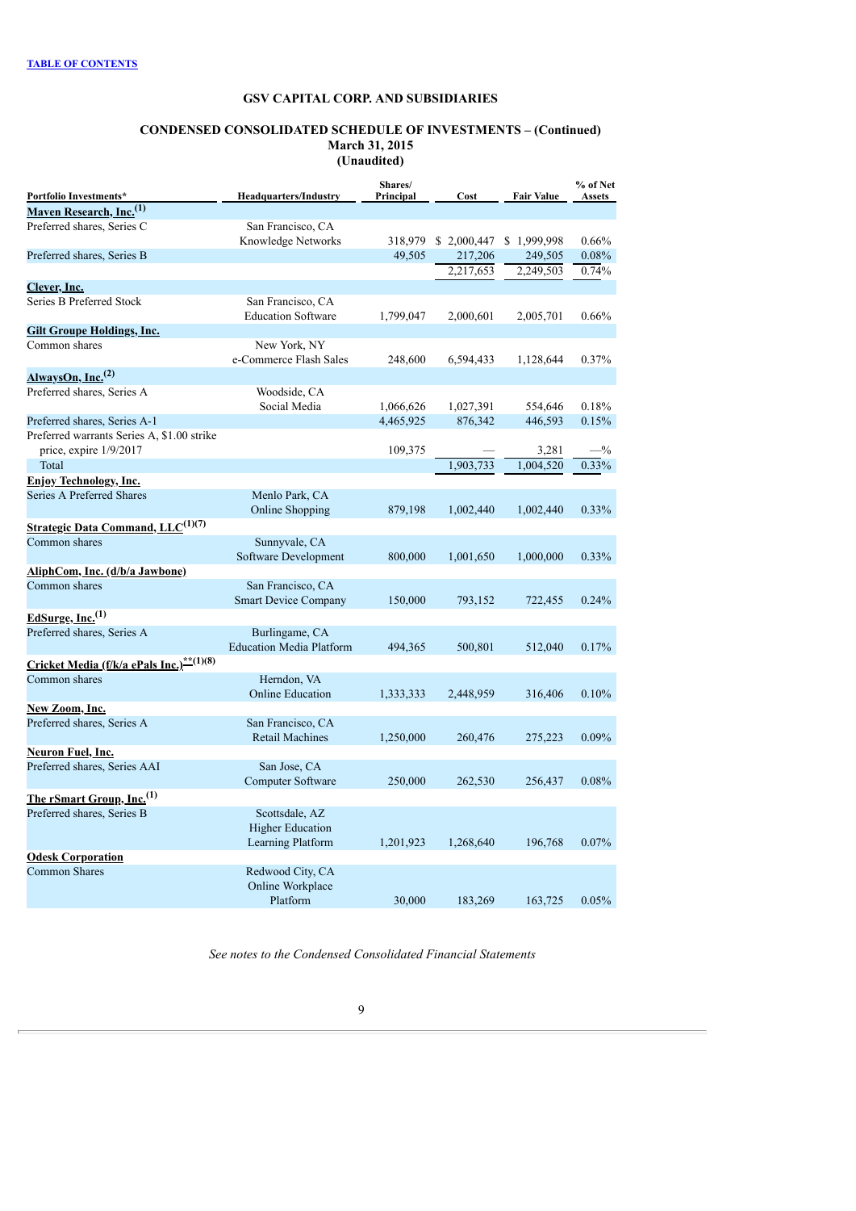**GSV CAPITAL CORP. AND SUBSIDIARIES**

**CONDENSED CONSOLIDATED SCHEDULE OF INVESTMENTS – (Continued)**
**March 31, 2015**
**(Unaudited)**

| Portfolio Investments* | Headquarters/Industry | Shares/ Principal | Cost | Fair Value | % of Net Assets |
|---|---|---|---|---|---|
| **Maven Research, Inc.**[1] | | | | | |
| Preferred shares, Series C | San Francisco, CA Knowledge Networks | 318,979 | $ 2,000,447 | $ 1,999,998 | 0.66% |
| Preferred shares, Series B | | 49,505 | 217,206 | 249,505 | 0.08% |
| | | | 2,217,653 | 2,249,503 | 0.74% |
| **Clever, Inc.** | | | | | |
| Series B Preferred Stock | San Francisco, CA Education Software | 1,799,047 | 2,000,601 | 2,005,701 | 0.66% |
| **Gilt Groupe Holdings, Inc.** | | | | | |
| Common shares | New York, NY e-Commerce Flash Sales | 248,600 | 6,594,433 | 1,128,644 | 0.37% |
| **AlwaysOn, Inc.**[2] | | | | | |
| Preferred shares, Series A | Woodside, CA Social Media | 1,066,626 | 1,027,391 | 554,646 | 0.18% |
| Preferred shares, Series A-1 | | 4,465,925 | 876,342 | 446,593 | 0.15% |
| Preferred warrants Series A, $1.00 strike price, expire 1/9/2017 | | 109,375 | — | 3,281 | —% |
| Total | | | 1,903,733 | 1,004,520 | 0.33% |
| **Enjoy Technology, Inc.** | | | | | |
| Series A Preferred Shares | Menlo Park, CA Online Shopping | 879,198 | 1,002,440 | 1,002,440 | 0.33% |
| **Strategic Data Command, LLC**[1][7] | | | | | |
| Common shares | Sunnyvale, CA Software Development | 800,000 | 1,001,650 | 1,000,000 | 0.33% |
| **AliphCom, Inc. (d/b/a Jawbone)** | | | | | |
| Common shares | San Francisco, CA Smart Device Company | 150,000 | 793,152 | 722,455 | 0.24% |
| **EdSurge, Inc.**[1] | | | | | |
| Preferred shares, Series A | Burlingame, CA Education Media Platform | 494,365 | 500,801 | 512,040 | 0.17% |
| **Cricket Media (f/k/a ePals Inc.)****[1][8] | | | | | |
| Common shares | Herndon, VA Online Education | 1,333,333 | 2,448,959 | 316,406 | 0.10% |
| **New Zoom, Inc.** | | | | | |
| Preferred shares, Series A | San Francisco, CA Retail Machines | 1,250,000 | 260,476 | 275,223 | 0.09% |
| **Neuron Fuel, Inc.** | | | | | |
| Preferred shares, Series AAI | San Jose, CA Computer Software | 250,000 | 262,530 | 256,437 | 0.08% |
| **The rSmart Group, Inc.**[1] | | | | | |
| Preferred shares, Series B | Scottsdale, AZ Higher Education Learning Platform | 1,201,923 | 1,268,640 | 196,768 | 0.07% |
| **Odesk Corporation** | | | | | |
| Common Shares | Redwood City, CA Online Workplace Platform | 30,000 | 183,269 | 163,725 | 0.05% |

*See notes to the Condensed Consolidated Financial Statements*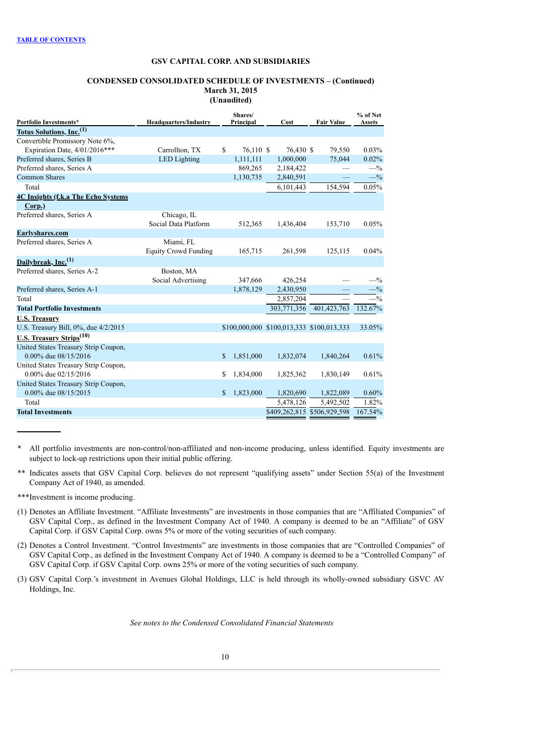[TABLE OF CONTENTS](#)

**GSV CAPITAL CORP. AND SUBSIDIARIES**

**CONDENSED CONSOLIDATED SCHEDULE OF INVESTMENTS – (Continued)**
**March 31, 2015**
**(Unaudited)**

| Portfolio Investments* | Headquarters/Industry | Shares/ Principal | Cost | Fair Value | % of Net Assets |
|---|---|---|---|---|---|
| **Totus Solutions, Inc.[(1)]** | | | | | |
| Convertible Promissory Note 6%, Expiration Date, 4/01/2016*** | Carrollton, TX | $ 76,110 | $ 76,430 | $ 79,550 | 0.03% |
| Preferred shares, Series B | LED Lighting | 1,111,111 | 1,000,000 | 75,044 | 0.02% |
| Preferred shares, Series A | | 869,265 | 2,184,422 | — | —% |
| Common Shares | | 1,130,735 | 2,840,591 | — | —% |
| Total | | | 6,101,443 | 154,594 | 0.05% |
| **4C Insights (f.k.a The Echo Systems Corp.)** | | | | | |
| Preferred shares, Series A | Chicago, IL Social Data Platform | 512,365 | 1,436,404 | 153,710 | 0.05% |
| **Earlyshares.com** | | | | | |
| Preferred shares, Series A | Miami, FL Equity Crowd Funding | 165,715 | 261,598 | 125,115 | 0.04% |
| **Dailybreak, Inc.[(1)]** | | | | | |
| Preferred shares, Series A-2 | Boston, MA Social Advertising | 347,666 | 426,254 | — | —% |
| Preferred shares, Series A-1 | | 1,878,129 | 2,430,950 | — | —% |
| Total | | | 2,857,204 | — | —% |
| **Total Portfolio Investments** | | | 303,771,356 | 401,423,763 | 132.67% |
| **U.S. Treasury** | | | | | |
| U.S. Treasury Bill, 0%, due 4/2/2015 | | $100,000,000 | $100,013,333 | $100,013,333 | 33.05% |
| **U.S. Treasury Strips[(10)]** | | | | | |
| United States Treasury Strip Coupon, 0.00% due 08/15/2016 | | $ 1,851,000 | 1,832,074 | 1,840,264 | 0.61% |
| United States Treasury Strip Coupon, 0.00% due 02/15/2016 | | $ 1,834,000 | 1,825,362 | 1,830,149 | 0.61% |
| United States Treasury Strip Coupon, 0.00% due 08/15/2015 | | $ 1,823,000 | 1,820,690 | 1,822,089 | 0.60% |
| Total | | | 5,478,126 | 5,492,502 | 1.82% |
| **Total Investments** | | | $409,262,815 | $506,929,598 | 167.54% |

\* All portfolio investments are non-control/non-affiliated and non-income producing, unless identified. Equity investments are subject to lock-up restrictions upon their initial public offering.

** Indicates assets that GSV Capital Corp. believes do not represent "qualifying assets" under Section 55(a) of the Investment Company Act of 1940, as amended.

***Investment is income producing.

(1) Denotes an Affiliate Investment. "Affiliate Investments" are investments in those companies that are "Affiliated Companies" of GSV Capital Corp., as defined in the Investment Company Act of 1940. A company is deemed to be an "Affiliate" of GSV Capital Corp. if GSV Capital Corp. owns 5% or more of the voting securities of such company.

(2) Denotes a Control Investment. "Control Investments" are investments in those companies that are "Controlled Companies" of GSV Capital Corp., as defined in the Investment Company Act of 1940. A company is deemed to be a "Controlled Company" of GSV Capital Corp. if GSV Capital Corp. owns 25% or more of the voting securities of such company.

(3) GSV Capital Corp.'s investment in Avenues Global Holdings, LLC is held through its wholly-owned subsidiary GSVC AV Holdings, Inc.

*See notes to the Condensed Consolidated Financial Statements*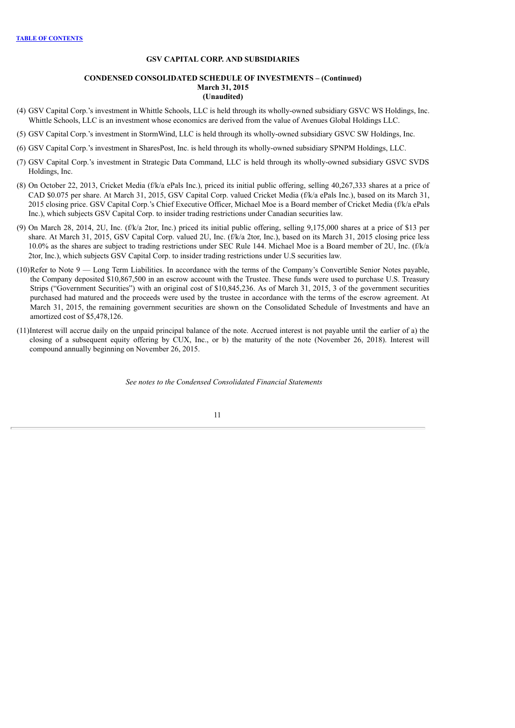**GSV CAPITAL CORP. AND SUBSIDIARIES**

**CONDENSED CONSOLIDATED SCHEDULE OF INVESTMENTS – (Continued)**
**March 31, 2015**
**(Unaudited)**

(4) GSV Capital Corp.'s investment in Whittle Schools, LLC is held through its wholly-owned subsidiary GSVC WS Holdings, Inc. Whittle Schools, LLC is an investment whose economics are derived from the value of Avenues Global Holdings LLC.

(5) GSV Capital Corp.'s investment in StormWind, LLC is held through its wholly-owned subsidiary GSVC SW Holdings, Inc.

(6) GSV Capital Corp.'s investment in SharesPost, Inc. is held through its wholly-owned subsidiary SPNPM Holdings, LLC.

(7) GSV Capital Corp.'s investment in Strategic Data Command, LLC is held through its wholly-owned subsidiary GSVC SVDS Holdings, Inc.

(8) On October 22, 2013, Cricket Media (f/k/a ePals Inc.), priced its initial public offering, selling 40,267,333 shares at a price of CAD $0.075 per share. At March 31, 2015, GSV Capital Corp. valued Cricket Media (f/k/a ePals Inc.), based on its March 31, 2015 closing price. GSV Capital Corp.'s Chief Executive Officer, Michael Moe is a Board member of Cricket Media (f/k/a ePals Inc.), which subjects GSV Capital Corp. to insider trading restrictions under Canadian securities law.

(9) On March 28, 2014, 2U, Inc. (f/k/a 2tor, Inc.) priced its initial public offering, selling 9,175,000 shares at a price of $13 per share. At March 31, 2015, GSV Capital Corp. valued 2U, Inc. (f/k/a 2tor, Inc.), based on its March 31, 2015 closing price less 10.0% as the shares are subject to trading restrictions under SEC Rule 144. Michael Moe is a Board member of 2U, Inc. (f/k/a 2tor, Inc.), which subjects GSV Capital Corp. to insider trading restrictions under U.S securities law.

(10) Refer to Note 9 — Long Term Liabilities. In accordance with the terms of the Company's Convertible Senior Notes payable, the Company deposited $10,867,500 in an escrow account with the Trustee. These funds were used to purchase U.S. Treasury Strips ("Government Securities") with an original cost of $10,845,236. As of March 31, 2015, 3 of the government securities purchased had matured and the proceeds were used by the trustee in accordance with the terms of the escrow agreement. At March 31, 2015, the remaining government securities are shown on the Consolidated Schedule of Investments and have an amortized cost of $5,478,126.

(11) Interest will accrue daily on the unpaid principal balance of the note. Accrued interest is not payable until the earlier of a) the closing of a subsequent equity offering by CUX, Inc., or b) the maturity of the note (November 26, 2018). Interest will compound annually beginning on November 26, 2015.

*See notes to the Condensed Consolidated Financial Statements*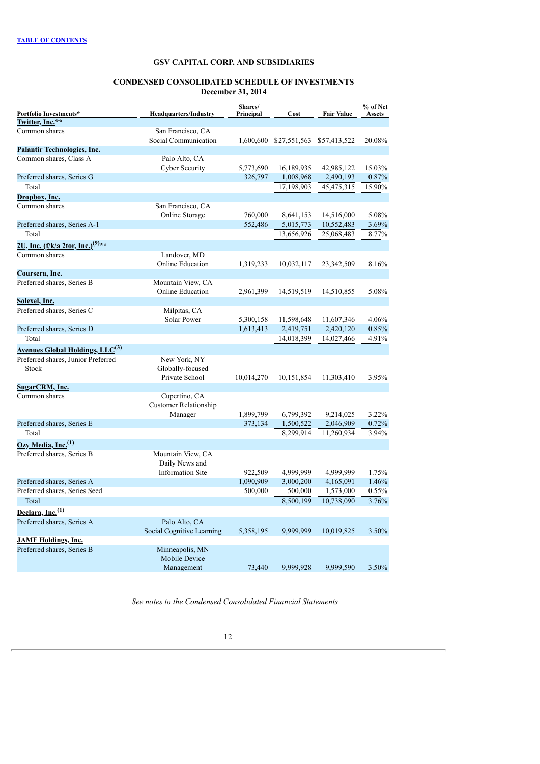[TABLE OF CONTENTS](#)

## GSV CAPITAL CORP. AND SUBSIDIARIES

## CONDENSED CONSOLIDATED SCHEDULE OF INVESTMENTS
### December 31, 2014

| Portfolio Investments* | Headquarters/Industry | Shares/ Principal | Cost | Fair Value | % of Net Assets |
|---|---|---|---|---|---|
| **Twitter, Inc.\*\*** | | | | | |
| Common shares | San Francisco, CA Social Communication | 1,600,600 | $27,551,563 | $57,413,522 | 20.08% |
| **Palantir Technologies, Inc.** | | | | | |
| Common shares, Class A | Palo Alto, CA Cyber Security | 5,773,690 | 16,189,935 | 42,985,122 | 15.03% |
| Preferred shares, Series G | | 326,797 | 1,008,968 | 2,490,193 | 0.87% |
| Total | | | 17,198,903 | 45,475,315 | 15.90% |
| **Dropbox, Inc.** | | | | | |
| Common shares | San Francisco, CA Online Storage | 760,000 | 8,641,153 | 14,516,000 | 5.08% |
| Preferred shares, Series A-1 | | 552,486 | 5,015,773 | 10,552,483 | 3.69% |
| Total | | | 13,656,926 | 25,068,483 | 8.77% |
| **2U, Inc. (f/k/a 2tor, Inc.)[(9)]\*\*** | | | | | |
| Common shares | Landover, MD Online Education | 1,319,233 | 10,032,117 | 23,342,509 | 8.16% |
| **Coursera, Inc.** | | | | | |
| Preferred shares, Series B | Mountain View, CA Online Education | 2,961,399 | 14,519,519 | 14,510,855 | 5.08% |
| **Solexel, Inc.** | | | | | |
| Preferred shares, Series C | Milpitas, CA Solar Power | 5,300,158 | 11,598,648 | 11,607,346 | 4.06% |
| Preferred shares, Series D | | 1,613,413 | 2,419,751 | 2,420,120 | 0.85% |
| Total | | | 14,018,399 | 14,027,466 | 4.91% |
| **Avenues Global Holdings, LLC[(3)]** | | | | | |
| Preferred shares, Junior Preferred Stock | New York, NY Globally-focused Private School | 10,014,270 | 10,151,854 | 11,303,410 | 3.95% |
| **SugarCRM, Inc.** | | | | | |
| Common shares | Cupertino, CA Customer Relationship Manager | 1,899,799 | 6,799,392 | 9,214,025 | 3.22% |
| Preferred shares, Series E | | 373,134 | 1,500,522 | 2,046,909 | 0.72% |
| Total | | | 8,299,914 | 11,260,934 | 3.94% |
| **Ozy Media, Inc.[(1)]** | | | | | |
| Preferred shares, Series B | Mountain View, CA Daily News and Information Site | 922,509 | 4,999,999 | 4,999,999 | 1.75% |
| Preferred shares, Series A | | 1,090,909 | 3,000,200 | 4,165,091 | 1.46% |
| Preferred shares, Series Seed | | 500,000 | 500,000 | 1,573,000 | 0.55% |
| Total | | | 8,500,199 | 10,738,090 | 3.76% |
| **Declara, Inc.[(1)]** | | | | | |
| Preferred shares, Series A | Palo Alto, CA Social Cognitive Learning | 5,358,195 | 9,999,999 | 10,019,825 | 3.50% |
| **JAMF Holdings, Inc.** | | | | | |
| Preferred shares, Series B | Minneapolis, MN Mobile Device Management | 73,440 | 9,999,928 | 9,999,590 | 3.50% |

*See notes to the Condensed Consolidated Financial Statements*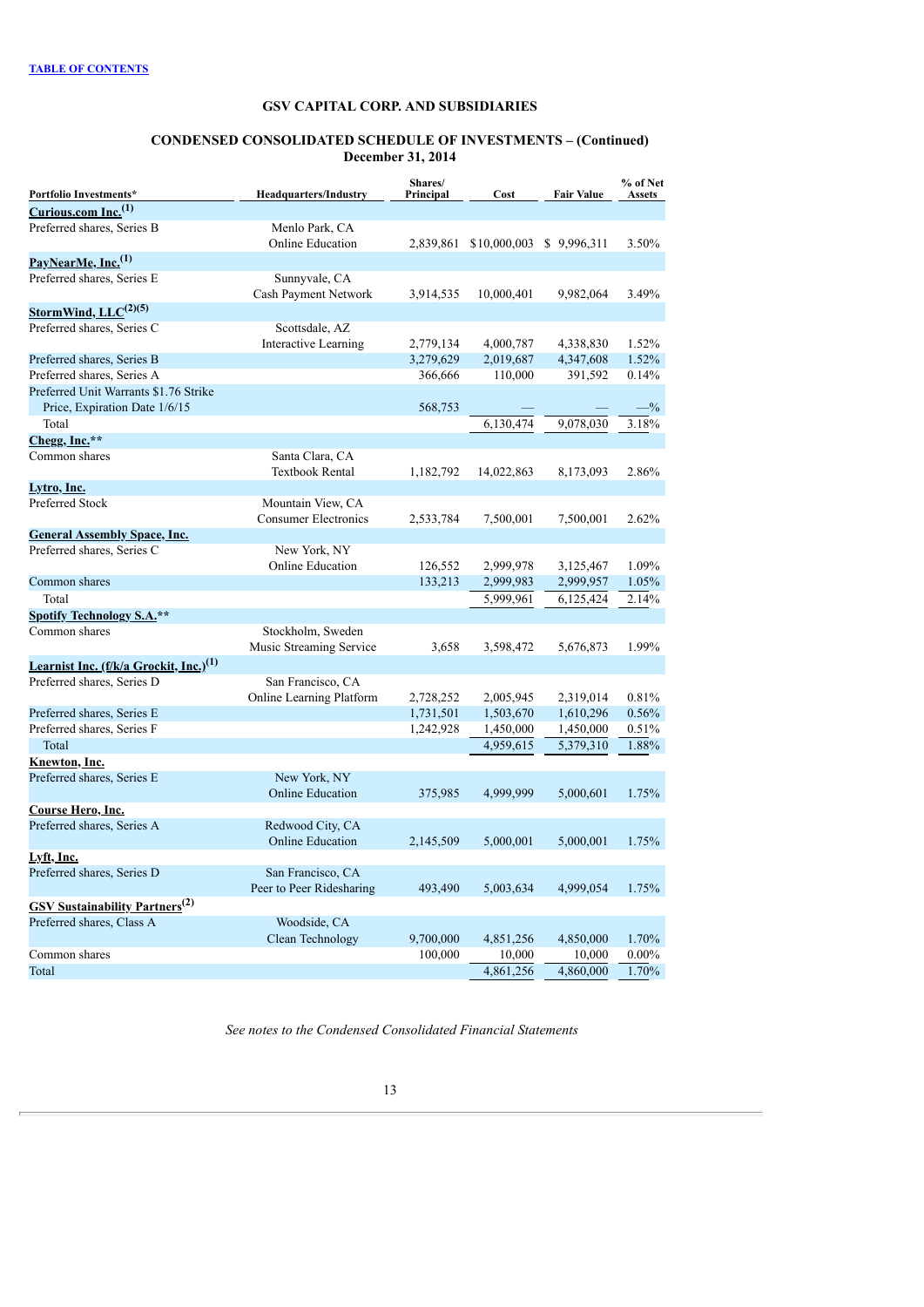TABLE OF CONTENTS

## GSV CAPITAL CORP. AND SUBSIDIARIES

### CONDENSED CONSOLIDATED SCHEDULE OF INVESTMENTS – (Continued)
### December 31, 2014

| Portfolio Investments* | Headquarters/Industry | Shares/ Principal | Cost | Fair Value | % of Net Assets |
|---|---|---|---|---|---|
| **Curious.com Inc.**[1] | | | | | |
| Preferred shares, Series B | Menlo Park, CA Online Education | 2,839,861 | $10,000,003 | $ 9,996,311 | 3.50% |
| **PayNearMe, Inc.**[1] | | | | | |
| Preferred shares, Series E | Sunnyvale, CA Cash Payment Network | 3,914,535 | 10,000,401 | 9,982,064 | 3.49% |
| **StormWind, LLC**[2][5] | | | | | |
| Preferred shares, Series C | Scottsdale, AZ Interactive Learning | 2,779,134 | 4,000,787 | 4,338,830 | 1.52% |
| Preferred shares, Series B | | 3,279,629 | 2,019,687 | 4,347,608 | 1.52% |
| Preferred shares, Series A | | 366,666 | 110,000 | 391,592 | 0.14% |
| Preferred Unit Warrants $1.76 Strike Price, Expiration Date 1/6/15 | | 568,753 | — | — | —% |
| Total | | | 6,130,474 | 9,078,030 | 3.18% |
| **Chegg, Inc.****| | | | | |
| Common shares | Santa Clara, CA Textbook Rental | 1,182,792 | 14,022,863 | 8,173,093 | 2.86% |
| **Lytro, Inc.** | | | | | |
| Preferred Stock | Mountain View, CA Consumer Electronics | 2,533,784 | 7,500,001 | 7,500,001 | 2.62% |
| **General Assembly Space, Inc.** | | | | | |
| Preferred shares, Series C | New York, NY Online Education | 126,552 | 2,999,978 | 3,125,467 | 1.09% |
| Common shares | | 133,213 | 2,999,983 | 2,999,957 | 1.05% |
| Total | | | 5,999,961 | 6,125,424 | 2.14% |
| **Spotify Technology S.A.**** | | | | | |
| Common shares | Stockholm, Sweden Music Streaming Service | 3,658 | 3,598,472 | 5,676,873 | 1.99% |
| **Learnist Inc. (f/k/a Grockit, Inc.)**[1] | | | | | |
| Preferred shares, Series D | San Francisco, CA Online Learning Platform | 2,728,252 | 2,005,945 | 2,319,014 | 0.81% |
| Preferred shares, Series E | | 1,731,501 | 1,503,670 | 1,610,296 | 0.56% |
| Preferred shares, Series F | | 1,242,928 | 1,450,000 | 1,450,000 | 0.51% |
| Total | | | 4,959,615 | 5,379,310 | 1.88% |
| **Knewton, Inc.** | | | | | |
| Preferred shares, Series E | New York, NY Online Education | 375,985 | 4,999,999 | 5,000,601 | 1.75% |
| **Course Hero, Inc.** | | | | | |
| Preferred shares, Series A | Redwood City, CA Online Education | 2,145,509 | 5,000,001 | 5,000,001 | 1.75% |
| **Lyft, Inc.** | | | | | |
| Preferred shares, Series D | San Francisco, CA Peer to Peer Ridesharing | 493,490 | 5,003,634 | 4,999,054 | 1.75% |
| **GSV Sustainability Partners**[2] | | | | | |
| Preferred shares, Class A | Woodside, CA Clean Technology | 9,700,000 | 4,851,256 | 4,850,000 | 1.70% |
| Common shares | | 100,000 | 10,000 | 10,000 | 0.00% |
| Total | | | 4,861,256 | 4,860,000 | 1.70% |

*See notes to the Condensed Consolidated Financial Statements*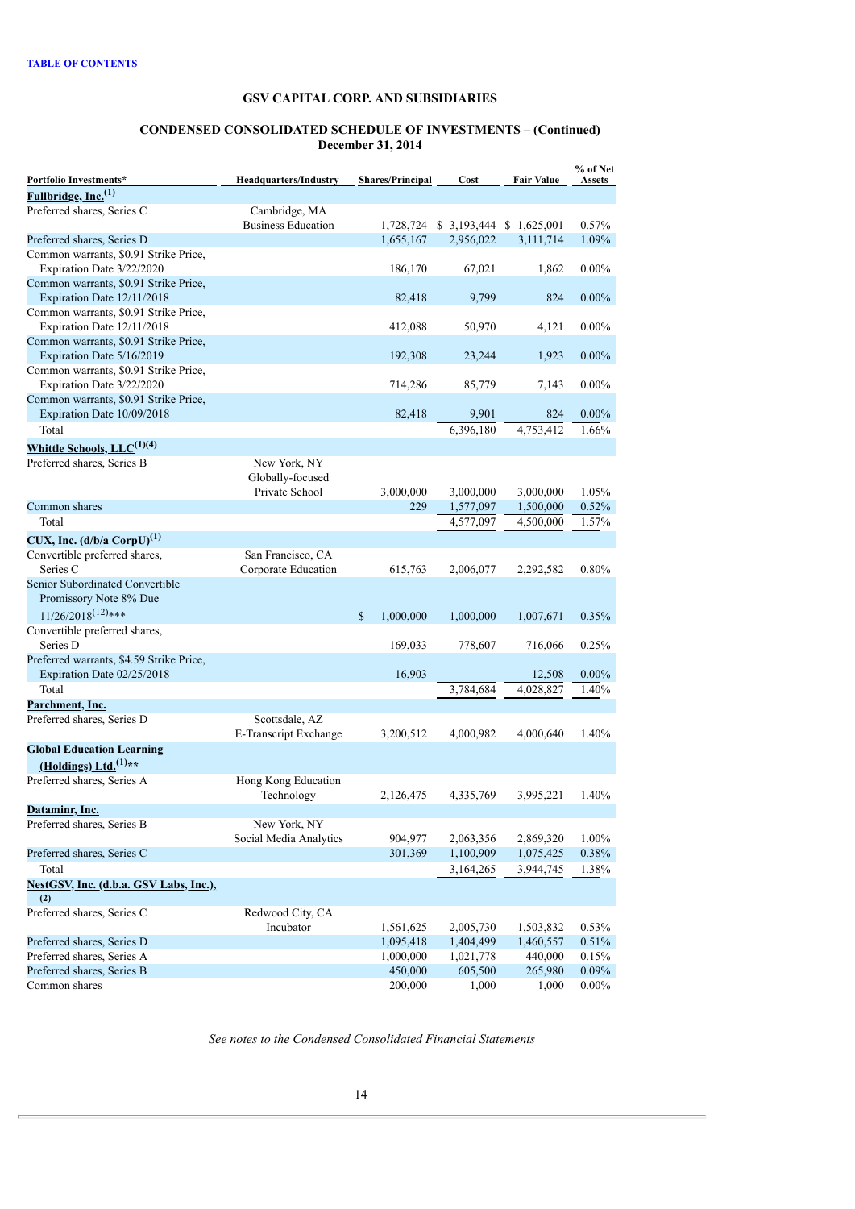TABLE OF CONTENTS

## GSV CAPITAL CORP. AND SUBSIDIARIES

### CONDENSED CONSOLIDATED SCHEDULE OF INVESTMENTS – (Continued)
### December 31, 2014

| Portfolio Investments* | Headquarters/Industry | Shares/Principal | Cost | Fair Value | % of Net Assets |
|---|---|---|---|---|---|
| **Fullbridge, Inc.**[1] | | | | | |
| Preferred shares, Series C | Cambridge, MA Business Education | 1,728,724 | $ 3,193,444 | $ 1,625,001 | 0.57% |
| Preferred shares, Series D | | 1,655,167 | 2,956,022 | 3,111,714 | 1.09% |
| Common warrants, $0.91 Strike Price, Expiration Date 3/22/2020 | | 186,170 | 67,021 | 1,862 | 0.00% |
| Common warrants, $0.91 Strike Price, Expiration Date 12/11/2018 | | 82,418 | 9,799 | 824 | 0.00% |
| Common warrants, $0.91 Strike Price, Expiration Date 12/11/2018 | | 412,088 | 50,970 | 4,121 | 0.00% |
| Common warrants, $0.91 Strike Price, Expiration Date 5/16/2019 | | 192,308 | 23,244 | 1,923 | 0.00% |
| Common warrants, $0.91 Strike Price, Expiration Date 3/22/2020 | | 714,286 | 85,779 | 7,143 | 0.00% |
| Common warrants, $0.91 Strike Price, Expiration Date 10/09/2018 | | 82,418 | 9,901 | 824 | 0.00% |
| Total | | | 6,396,180 | 4,753,412 | 1.66% |
| **Whittle Schools, LLC**[1][4] | | | | | |
| Preferred shares, Series B | New York, NY Globally-focused Private School | 3,000,000 | 3,000,000 | 3,000,000 | 1.05% |
| Common shares | | 229 | 1,577,097 | 1,500,000 | 0.52% |
| Total | | | 4,577,097 | 4,500,000 | 1.57% |
| **CUX, Inc. (d/b/a CorpU)**[1] | | | | | |
| Convertible preferred shares, Series C | San Francisco, CA Corporate Education | 615,763 | 2,006,077 | 2,292,582 | 0.80% |
| Senior Subordinated Convertible Promissory Note 8% Due 11/26/2018[12]*** | | $ 1,000,000 | 1,000,000 | 1,007,671 | 0.35% |
| Convertible preferred shares, Series D | | 169,033 | 778,607 | 716,066 | 0.25% |
| Preferred warrants, $4.59 Strike Price, Expiration Date 02/25/2018 | | 16,903 | — | 12,508 | 0.00% |
| Total | | | 3,784,684 | 4,028,827 | 1.40% |
| **Parchment, Inc.** | | | | | |
| Preferred shares, Series D | Scottsdale, AZ E-Transcript Exchange | 3,200,512 | 4,000,982 | 4,000,640 | 1.40% |
| **Global Education Learning (Holdings) Ltd.**[1]** | | | | | |
| Preferred shares, Series A | Hong Kong Education Technology | 2,126,475 | 4,335,769 | 3,995,221 | 1.40% |
| **Dataminr, Inc.** | | | | | |
| Preferred shares, Series B | New York, NY Social Media Analytics | 904,977 | 2,063,356 | 2,869,320 | 1.00% |
| Preferred shares, Series C | | 301,369 | 1,100,909 | 1,075,425 | 0.38% |
| Total | | | 3,164,265 | 3,944,745 | 1.38% |
| **NestGSV, Inc. (d.b.a. GSV Labs, Inc.)**,[2] | | | | | |
| Preferred shares, Series C | Redwood City, CA Incubator | 1,561,625 | 2,005,730 | 1,503,832 | 0.53% |
| Preferred shares, Series D | | 1,095,418 | 1,404,499 | 1,460,557 | 0.51% |
| Preferred shares, Series A | | 1,000,000 | 1,021,778 | 440,000 | 0.15% |
| Preferred shares, Series B | | 450,000 | 605,500 | 265,980 | 0.09% |
| Common shares | | 200,000 | 1,000 | 1,000 | 0.00% |

*See notes to the Condensed Consolidated Financial Statements*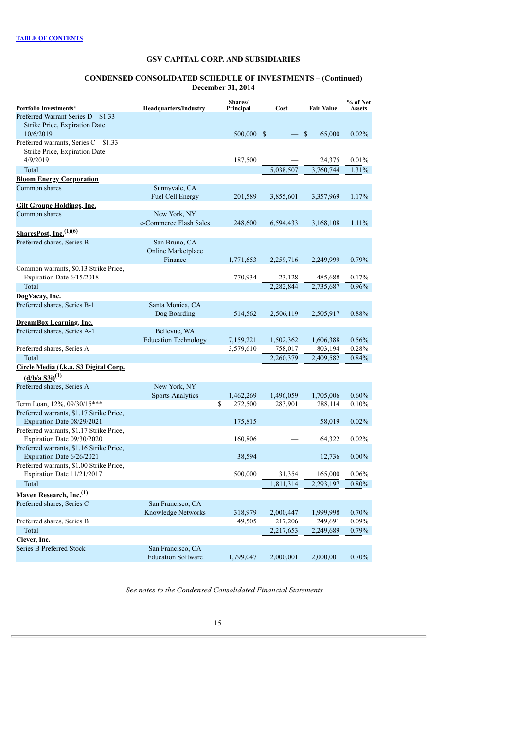# GSV CAPITAL CORP. AND SUBSIDIARIES

## CONDENSED CONSOLIDATED SCHEDULE OF INVESTMENTS – (Continued)
## December 31, 2014

| Portfolio Investments* | Headquarters/Industry | Shares/ Principal | Cost | Fair Value | % of Net Assets |
|---|---|---|---|---|---|
| Preferred Warrant Series D – $1.33 Strike Price, Expiration Date 10/6/2019 | | 500,000 | $ — | $ 65,000 | 0.02% |
| Preferred warrants, Series C – $1.33 Strike Price, Expiration Date 4/9/2019 | | 187,500 | — | 24,375 | 0.01% |
| Total | | | 5,038,507 | 3,760,744 | 1.31% |
| **Bloom Energy Corporation** | | | | | |
| Common shares | Sunnyvale, CA Fuel Cell Energy | 201,589 | 3,855,601 | 3,357,969 | 1.17% |
| **Gilt Groupe Holdings, Inc.** | | | | | |
| Common shares | New York, NY e-Commerce Flash Sales | 248,600 | 6,594,433 | 3,168,108 | 1.11% |
| **SharesPost, Inc.** (1)(6) | | | | | |
| Preferred shares, Series B | San Bruno, CA Online Marketplace Finance | 1,771,653 | 2,259,716 | 2,249,999 | 0.79% |
| Common warrants, $0.13 Strike Price, Expiration Date 6/15/2018 | | 770,934 | 23,128 | 485,688 | 0.17% |
| Total | | | 2,282,844 | 2,735,687 | 0.96% |
| **DogVacay, Inc.** | | | | | |
| Preferred shares, Series B-1 | Santa Monica, CA Dog Boarding | 514,562 | 2,506,119 | 2,505,917 | 0.88% |
| **DreamBox Learning, Inc.** | | | | | |
| Preferred shares, Series A-1 | Bellevue, WA Education Technology | 7,159,221 | 1,502,362 | 1,606,388 | 0.56% |
| Preferred shares, Series A | | 3,579,610 | 758,017 | 803,194 | 0.28% |
| Total | | | 2,260,379 | 2,409,582 | 0.84% |
| **Circle Media (f.k.a. S3 Digital Corp. (d/b/a S3i)** (1) | | | | | |
| Preferred shares, Series A | New York, NY Sports Analytics | 1,462,269 | 1,496,059 | 1,705,006 | 0.60% |
| Term Loan, 12%, 09/30/15*** | | $ 272,500 | 283,901 | 288,114 | 0.10% |
| Preferred warrants, $1.17 Strike Price, Expiration Date 08/29/2021 | | 175,815 | — | 58,019 | 0.02% |
| Preferred warrants, $1.17 Strike Price, Expiration Date 09/30/2020 | | 160,806 | — | 64,322 | 0.02% |
| Preferred warrants, $1.16 Strike Price, Expiration Date 6/26/2021 | | 38,594 | — | 12,736 | 0.00% |
| Preferred warrants, $1.00 Strike Price, Expiration Date 11/21/2017 | | 500,000 | 31,354 | 165,000 | 0.06% |
| Total | | | 1,811,314 | 2,293,197 | 0.80% |
| **Maven Research, Inc.** (1) | | | | | |
| Preferred shares, Series C | San Francisco, CA Knowledge Networks | 318,979 | 2,000,447 | 1,999,998 | 0.70% |
| Preferred shares, Series B | | 49,505 | 217,206 | 249,691 | 0.09% |
| Total | | | 2,217,653 | 2,249,689 | 0.79% |
| **Clever, Inc.** | | | | | |
| Series B Preferred Stock | San Francisco, CA Education Software | 1,799,047 | 2,000,001 | 2,000,001 | 0.70% |

*See notes to the Condensed Consolidated Financial Statements*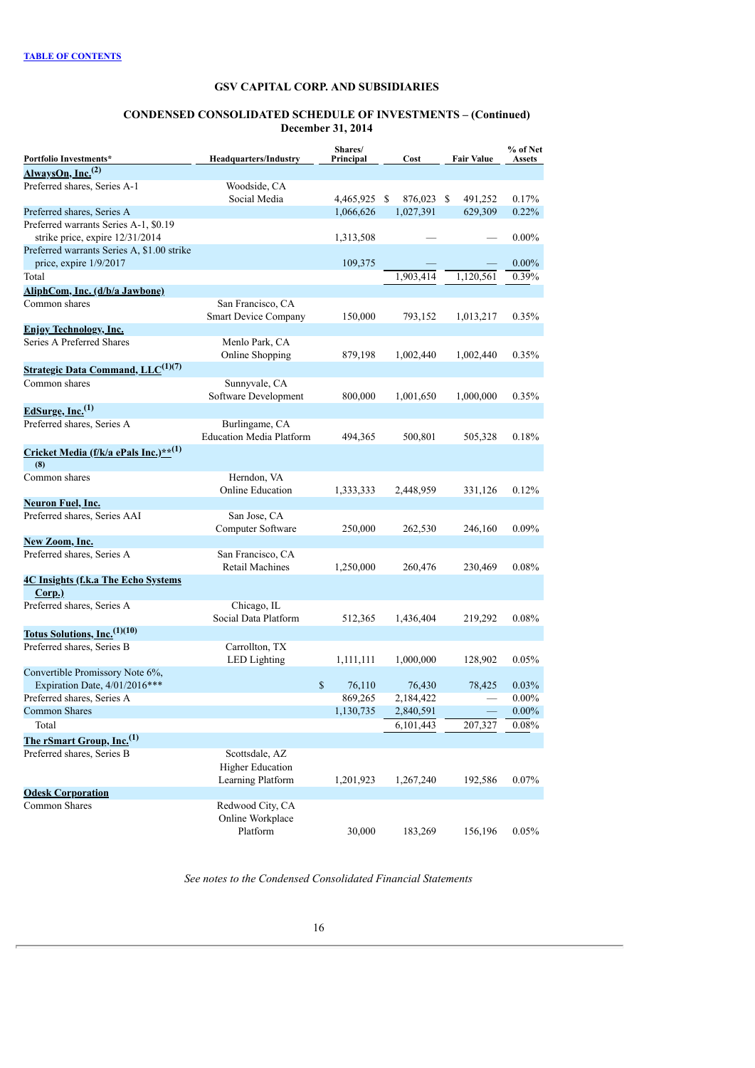[TABLE OF CONTENTS](#)

## GSV CAPITAL CORP. AND SUBSIDIARIES

### CONDENSED CONSOLIDATED SCHEDULE OF INVESTMENTS – (Continued)
### December 31, 2014

| Portfolio Investments* | Headquarters/Industry | Shares/ Principal | Cost | Fair Value | % of Net Assets |
|---|---|---|---|---|---|
| **AlwaysOn, Inc.[2]** | | | | | |
| Preferred shares, Series A-1 | Woodside, CA Social Media | 4,465,925 | $ 876,023 | $ 491,252 | 0.17% |
| Preferred shares, Series A | | 1,066,626 | 1,027,391 | 629,309 | 0.22% |
| Preferred warrants Series A-1, $0.19 strike price, expire 12/31/2014 | | 1,313,508 | — | — | 0.00% |
| Preferred warrants Series A, $1.00 strike price, expire 1/9/2017 | | 109,375 | — | — | 0.00% |
| Total | | | 1,903,414 | 1,120,561 | 0.39% |
| **AliphCom, Inc. (d/b/a Jawbone)** | | | | | |
| Common shares | San Francisco, CA Smart Device Company | 150,000 | 793,152 | 1,013,217 | 0.35% |
| **Enjoy Technology, Inc.** | | | | | |
| Series A Preferred Shares | Menlo Park, CA Online Shopping | 879,198 | 1,002,440 | 1,002,440 | 0.35% |
| **Strategic Data Command, LLC[1][7]** | | | | | |
| Common shares | Sunnyvale, CA Software Development | 800,000 | 1,001,650 | 1,000,000 | 0.35% |
| **EdSurge, Inc.[1]** | | | | | |
| Preferred shares, Series A | Burlingame, CA Education Media Platform | 494,365 | 500,801 | 505,328 | 0.18% |
| **Cricket Media (f/k/a ePals Inc.)**[1][8]** | | | | | |
| Common shares | Herndon, VA Online Education | 1,333,333 | 2,448,959 | 331,126 | 0.12% |
| **Neuron Fuel, Inc.** | | | | | |
| Preferred shares, Series AAI | San Jose, CA Computer Software | 250,000 | 262,530 | 246,160 | 0.09% |
| **New Zoom, Inc.** | | | | | |
| Preferred shares, Series A | San Francisco, CA Retail Machines | 1,250,000 | 260,476 | 230,469 | 0.08% |
| **4C Insights (f.k.a The Echo Systems Corp.)** | | | | | |
| Preferred shares, Series A | Chicago, IL Social Data Platform | 512,365 | 1,436,404 | 219,292 | 0.08% |
| **Totus Solutions, Inc.[1][10]** | | | | | |
| Preferred shares, Series B | Carrollton, TX LED Lighting | 1,111,111 | 1,000,000 | 128,902 | 0.05% |
| Convertible Promissory Note 6%, Expiration Date, 4/01/2016*** | | $ 76,110 | 76,430 | 78,425 | 0.03% |
| Preferred shares, Series A | | 869,265 | 2,184,422 | — | 0.00% |
| Common Shares | | 1,130,735 | 2,840,591 | — | 0.00% |
| Total | | | 6,101,443 | 207,327 | 0.08% |
| **The rSmart Group, Inc.[1]** | | | | | |
| Preferred shares, Series B | Scottsdale, AZ Higher Education Learning Platform | 1,201,923 | 1,267,240 | 192,586 | 0.07% |
| **Odesk Corporation** | | | | | |
| Common Shares | Redwood City, CA Online Workplace Platform | 30,000 | 183,269 | 156,196 | 0.05% |

*See notes to the Condensed Consolidated Financial Statements*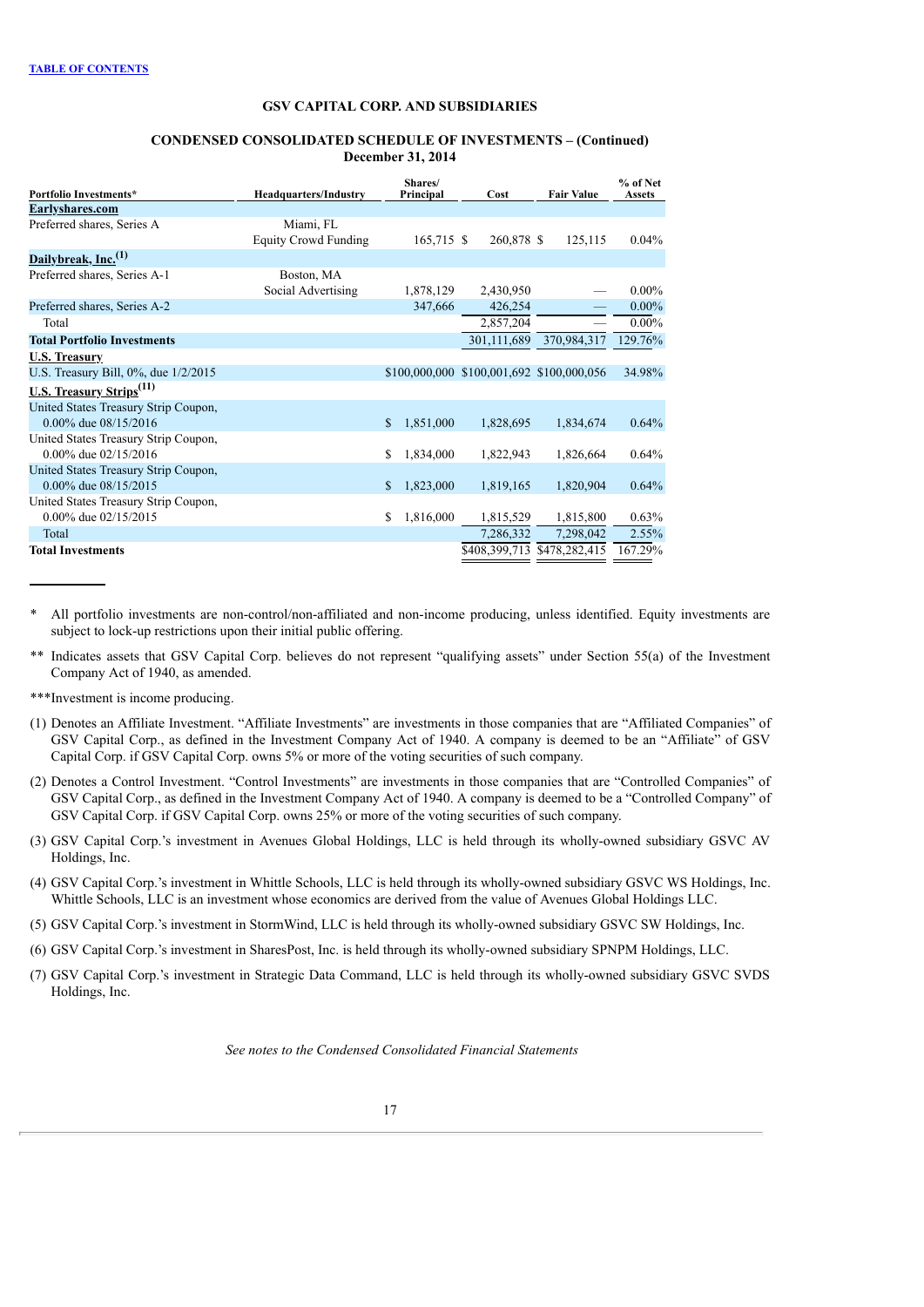[TABLE OF CONTENTS](#)

## GSV CAPITAL CORP. AND SUBSIDIARIES

### CONDENSED CONSOLIDATED SCHEDULE OF INVESTMENTS – (Continued)
### December 31, 2014

| Portfolio Investments* | Headquarters/Industry | Shares/ Principal | Cost | Fair Value | % of Net Assets |
|---|---|---|---|---|---|
| **Earlyshares.com** | | | | | |
| Preferred shares, Series A | Miami, FL<br>Equity Crowd Funding | 165,715 | $ 260,878 | $ 125,115 | 0.04% |
| **Dailybreak, Inc.**[(1)] | | | | | |
| Preferred shares, Series A-1 | Boston, MA<br>Social Advertising | 1,878,129 | 2,430,950 | — | 0.00% |
| Preferred shares, Series A-2 | | 347,666 | 426,254 | — | 0.00% |
| Total | | | 2,857,204 | — | 0.00% |
| **Total Portfolio Investments** | | | 301,111,689 | 370,984,317 | 129.76% |
| **U.S. Treasury** | | | | | |
| U.S. Treasury Bill, 0%, due 1/2/2015 | | $100,000,000 | $100,001,692 | $100,000,056 | 34.98% |
| **U.S. Treasury Strips**[(11)] | | | | | |
| United States Treasury Strip Coupon, 0.00% due 08/15/2016 | | $ 1,851,000 | 1,828,695 | 1,834,674 | 0.64% |
| United States Treasury Strip Coupon, 0.00% due 02/15/2016 | | $ 1,834,000 | 1,822,943 | 1,826,664 | 0.64% |
| United States Treasury Strip Coupon, 0.00% due 08/15/2015 | | $ 1,823,000 | 1,819,165 | 1,820,904 | 0.64% |
| United States Treasury Strip Coupon, 0.00% due 02/15/2015 | | $ 1,816,000 | 1,815,529 | 1,815,800 | 0.63% |
| Total | | | 7,286,332 | 7,298,042 | 2.55% |
| **Total Investments** | | | $408,399,713 | $478,282,415 | 167.29% |

\* All portfolio investments are non-control/non-affiliated and non-income producing, unless identified. Equity investments are subject to lock-up restrictions upon their initial public offering.

\*\* Indicates assets that GSV Capital Corp. believes do not represent "qualifying assets" under Section 55(a) of the Investment Company Act of 1940, as amended.

\*\*\*Investment is income producing.

(1) Denotes an Affiliate Investment. "Affiliate Investments" are investments in those companies that are "Affiliated Companies" of GSV Capital Corp., as defined in the Investment Company Act of 1940. A company is deemed to be an "Affiliate" of GSV Capital Corp. if GSV Capital Corp. owns 5% or more of the voting securities of such company.

(2) Denotes a Control Investment. "Control Investments" are investments in those companies that are "Controlled Companies" of GSV Capital Corp., as defined in the Investment Company Act of 1940. A company is deemed to be a "Controlled Company" of GSV Capital Corp. if GSV Capital Corp. owns 25% or more of the voting securities of such company.

(3) GSV Capital Corp.'s investment in Avenues Global Holdings, LLC is held through its wholly-owned subsidiary GSVC AV Holdings, Inc.

(4) GSV Capital Corp.'s investment in Whittle Schools, LLC is held through its wholly-owned subsidiary GSVC WS Holdings, Inc. Whittle Schools, LLC is an investment whose economics are derived from the value of Avenues Global Holdings LLC.

(5) GSV Capital Corp.'s investment in StormWind, LLC is held through its wholly-owned subsidiary GSVC SW Holdings, Inc.

(6) GSV Capital Corp.'s investment in SharesPost, Inc. is held through its wholly-owned subsidiary SPNPM Holdings, LLC.

(7) GSV Capital Corp.'s investment in Strategic Data Command, LLC is held through its wholly-owned subsidiary GSVC SVDS Holdings, Inc.

*See notes to the Condensed Consolidated Financial Statements*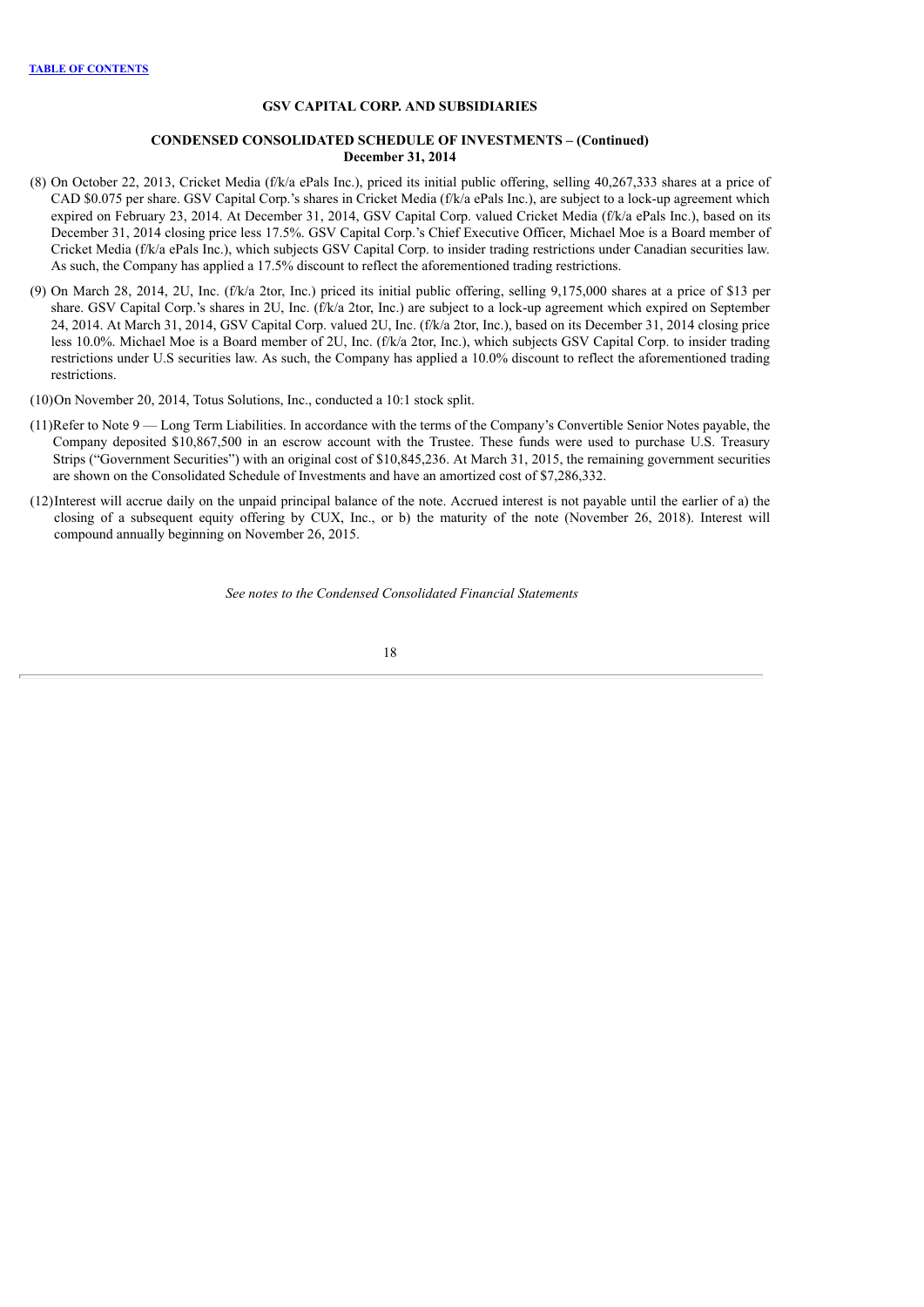**GSV CAPITAL CORP. AND SUBSIDIARIES**

**CONDENSED CONSOLIDATED SCHEDULE OF INVESTMENTS – (Continued)**
**December 31, 2014**

(8) On October 22, 2013, Cricket Media (f/k/a ePals Inc.), priced its initial public offering, selling 40,267,333 shares at a price of CAD $0.075 per share. GSV Capital Corp.'s shares in Cricket Media (f/k/a ePals Inc.), are subject to a lock-up agreement which expired on February 23, 2014. At December 31, 2014, GSV Capital Corp. valued Cricket Media (f/k/a ePals Inc.), based on its December 31, 2014 closing price less 17.5%. GSV Capital Corp.'s Chief Executive Officer, Michael Moe is a Board member of Cricket Media (f/k/a ePals Inc.), which subjects GSV Capital Corp. to insider trading restrictions under Canadian securities law. As such, the Company has applied a 17.5% discount to reflect the aforementioned trading restrictions.

(9) On March 28, 2014, 2U, Inc. (f/k/a 2tor, Inc.) priced its initial public offering, selling 9,175,000 shares at a price of $13 per share. GSV Capital Corp.'s shares in 2U, Inc. (f/k/a 2tor, Inc.) are subject to a lock-up agreement which expired on September 24, 2014. At March 31, 2014, GSV Capital Corp. valued 2U, Inc. (f/k/a 2tor, Inc.), based on its December 31, 2014 closing price less 10.0%. Michael Moe is a Board member of 2U, Inc. (f/k/a 2tor, Inc.), which subjects GSV Capital Corp. to insider trading restrictions under U.S securities law. As such, the Company has applied a 10.0% discount to reflect the aforementioned trading restrictions.

(10) On November 20, 2014, Totus Solutions, Inc., conducted a 10:1 stock split.

(11) Refer to Note 9 — Long Term Liabilities. In accordance with the terms of the Company's Convertible Senior Notes payable, the Company deposited $10,867,500 in an escrow account with the Trustee. These funds were used to purchase U.S. Treasury Strips ("Government Securities") with an original cost of $10,845,236. At March 31, 2015, the remaining government securities are shown on the Consolidated Schedule of Investments and have an amortized cost of $7,286,332.

(12) Interest will accrue daily on the unpaid principal balance of the note. Accrued interest is not payable until the earlier of a) the closing of a subsequent equity offering by CUX, Inc., or b) the maturity of the note (November 26, 2018). Interest will compound annually beginning on November 26, 2015.

*See notes to the Condensed Consolidated Financial Statements*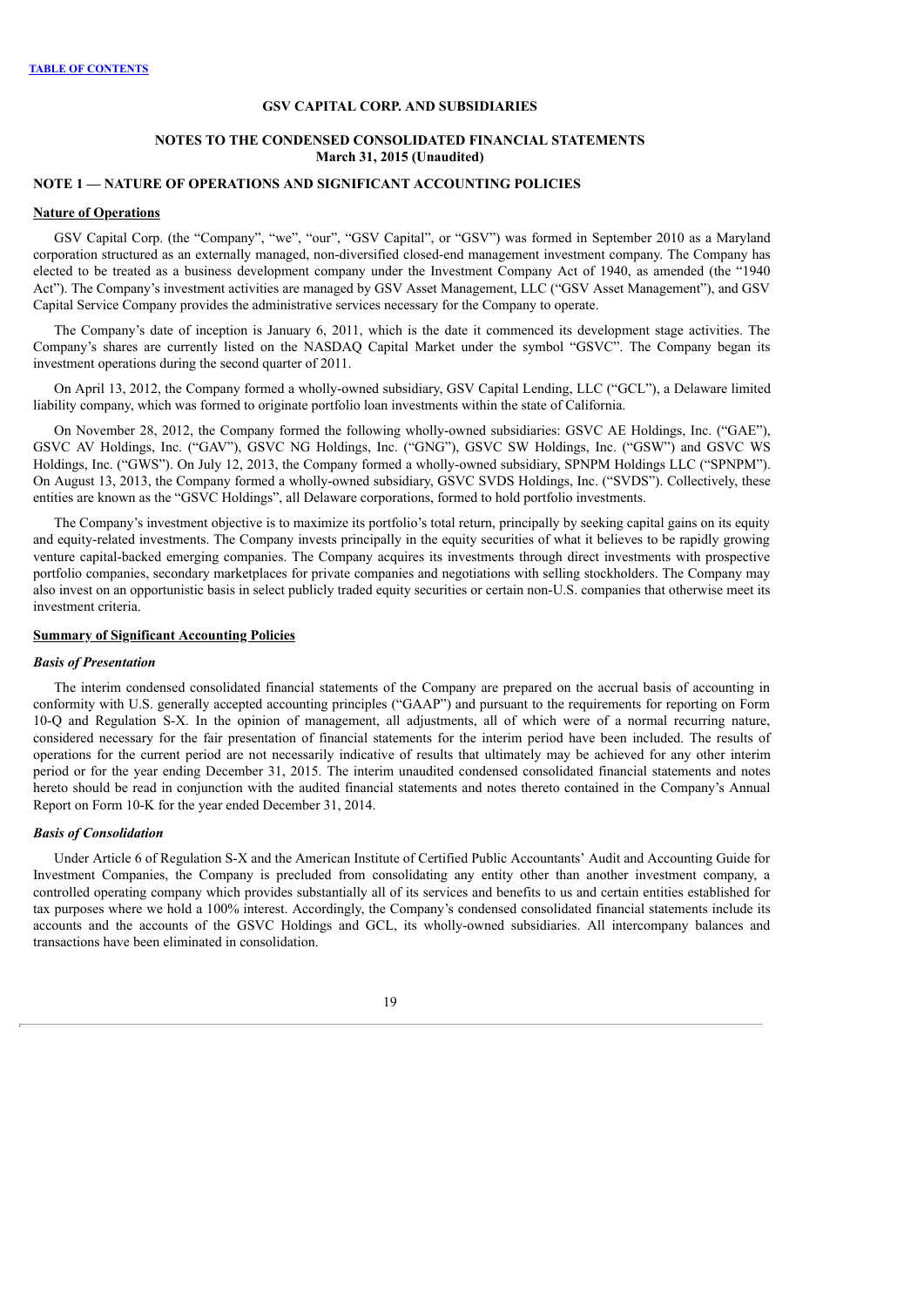**GSV CAPITAL CORP. AND SUBSIDIARIES**

**NOTES TO THE CONDENSED CONSOLIDATED FINANCIAL STATEMENTS**
**March 31, 2015 (Unaudited)**

## NOTE 1 — NATURE OF OPERATIONS AND SIGNIFICANT ACCOUNTING POLICIES

### Nature of Operations

GSV Capital Corp. (the "Company", "we", "our", "GSV Capital", or "GSV") was formed in September 2010 as a Maryland corporation structured as an externally managed, non-diversified closed-end management investment company. The Company has elected to be treated as a business development company under the Investment Company Act of 1940, as amended (the "1940 Act"). The Company's investment activities are managed by GSV Asset Management, LLC ("GSV Asset Management"), and GSV Capital Service Company provides the administrative services necessary for the Company to operate.

The Company's date of inception is January 6, 2011, which is the date it commenced its development stage activities. The Company's shares are currently listed on the NASDAQ Capital Market under the symbol "GSVC". The Company began its investment operations during the second quarter of 2011.

On April 13, 2012, the Company formed a wholly-owned subsidiary, GSV Capital Lending, LLC ("GCL"), a Delaware limited liability company, which was formed to originate portfolio loan investments within the state of California.

On November 28, 2012, the Company formed the following wholly-owned subsidiaries: GSVC AE Holdings, Inc. ("GAE"), GSVC AV Holdings, Inc. ("GAV"), GSVC NG Holdings, Inc. ("GNG"), GSVC SW Holdings, Inc. ("GSW") and GSVC WS Holdings, Inc. ("GWS"). On July 12, 2013, the Company formed a wholly-owned subsidiary, SPNPM Holdings LLC ("SPNPM"). On August 13, 2013, the Company formed a wholly-owned subsidiary, GSVC SVDS Holdings, Inc. ("SVDS"). Collectively, these entities are known as the "GSVC Holdings", all Delaware corporations, formed to hold portfolio investments.

The Company's investment objective is to maximize its portfolio's total return, principally by seeking capital gains on its equity and equity-related investments. The Company invests principally in the equity securities of what it believes to be rapidly growing venture capital-backed emerging companies. The Company acquires its investments through direct investments with prospective portfolio companies, secondary marketplaces for private companies and negotiations with selling stockholders. The Company may also invest on an opportunistic basis in select publicly traded equity securities or certain non-U.S. companies that otherwise meet its investment criteria.

### Summary of Significant Accounting Policies

#### *Basis of Presentation*

The interim condensed consolidated financial statements of the Company are prepared on the accrual basis of accounting in conformity with U.S. generally accepted accounting principles ("GAAP") and pursuant to the requirements for reporting on Form 10-Q and Regulation S-X. In the opinion of management, all adjustments, all of which were of a normal recurring nature, considered necessary for the fair presentation of financial statements for the interim period have been included. The results of operations for the current period are not necessarily indicative of results that ultimately may be achieved for any other interim period or for the year ending December 31, 2015. The interim unaudited condensed consolidated financial statements and notes hereto should be read in conjunction with the audited financial statements and notes thereto contained in the Company's Annual Report on Form 10-K for the year ended December 31, 2014.

#### *Basis of Consolidation*

Under Article 6 of Regulation S-X and the American Institute of Certified Public Accountants' Audit and Accounting Guide for Investment Companies, the Company is precluded from consolidating any entity other than another investment company, a controlled operating company which provides substantially all of its services and benefits to us and certain entities established for tax purposes where we hold a 100% interest. Accordingly, the Company's condensed consolidated financial statements include its accounts and the accounts of the GSVC Holdings and GCL, its wholly-owned subsidiaries. All intercompany balances and transactions have been eliminated in consolidation.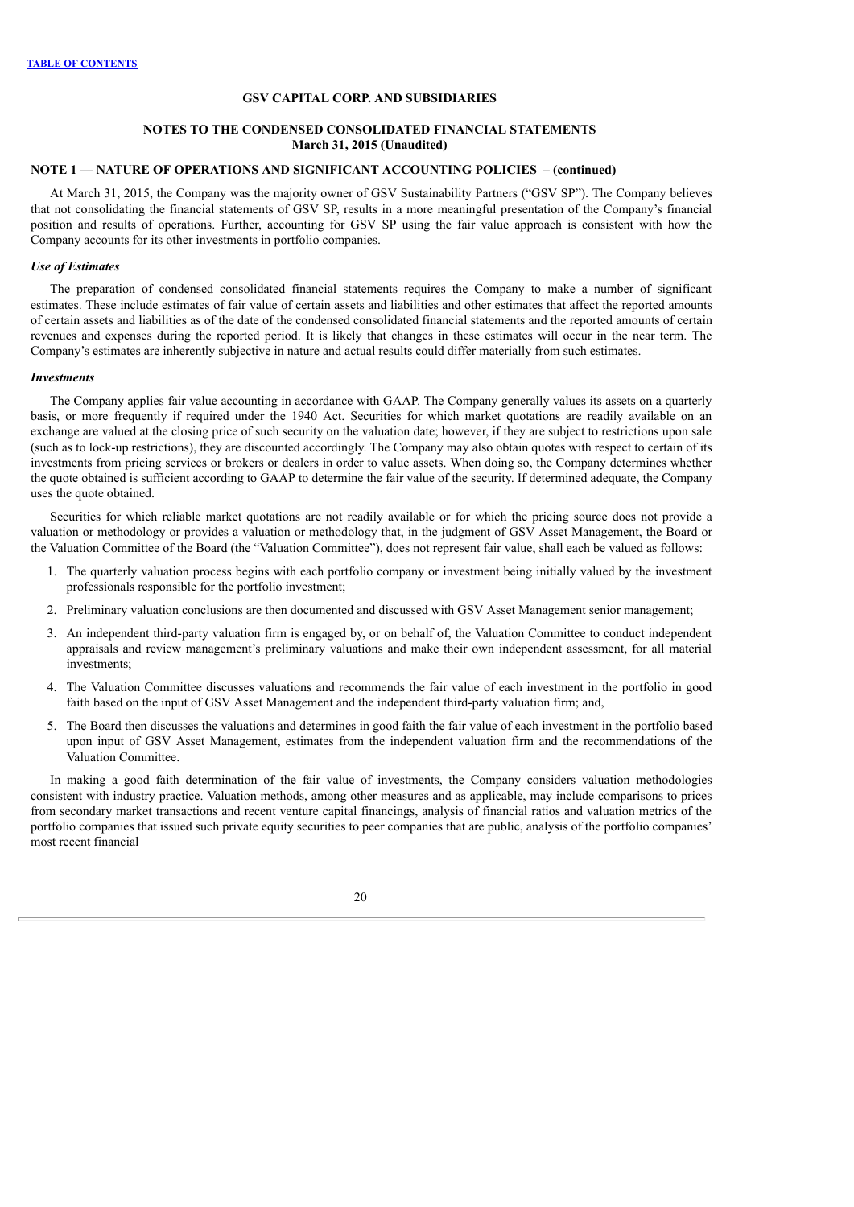**GSV CAPITAL CORP. AND SUBSIDIARIES**

**NOTES TO THE CONDENSED CONSOLIDATED FINANCIAL STATEMENTS**
**March 31, 2015 (Unaudited)**

**NOTE 1 — NATURE OF OPERATIONS AND SIGNIFICANT ACCOUNTING POLICIES – (continued)**

At March 31, 2015, the Company was the majority owner of GSV Sustainability Partners ("GSV SP"). The Company believes that not consolidating the financial statements of GSV SP, results in a more meaningful presentation of the Company's financial position and results of operations. Further, accounting for GSV SP using the fair value approach is consistent with how the Company accounts for its other investments in portfolio companies.

***Use of Estimates***

The preparation of condensed consolidated financial statements requires the Company to make a number of significant estimates. These include estimates of fair value of certain assets and liabilities and other estimates that affect the reported amounts of certain assets and liabilities as of the date of the condensed consolidated financial statements and the reported amounts of certain revenues and expenses during the reported period. It is likely that changes in these estimates will occur in the near term. The Company's estimates are inherently subjective in nature and actual results could differ materially from such estimates.

***Investments***

The Company applies fair value accounting in accordance with GAAP. The Company generally values its assets on a quarterly basis, or more frequently if required under the 1940 Act. Securities for which market quotations are readily available on an exchange are valued at the closing price of such security on the valuation date; however, if they are subject to restrictions upon sale (such as to lock-up restrictions), they are discounted accordingly. The Company may also obtain quotes with respect to certain of its investments from pricing services or brokers or dealers in order to value assets. When doing so, the Company determines whether the quote obtained is sufficient according to GAAP to determine the fair value of the security. If determined adequate, the Company uses the quote obtained.

Securities for which reliable market quotations are not readily available or for which the pricing source does not provide a valuation or methodology or provides a valuation or methodology that, in the judgment of GSV Asset Management, the Board or the Valuation Committee of the Board (the "Valuation Committee"), does not represent fair value, shall each be valued as follows:

1. The quarterly valuation process begins with each portfolio company or investment being initially valued by the investment professionals responsible for the portfolio investment;
2. Preliminary valuation conclusions are then documented and discussed with GSV Asset Management senior management;
3. An independent third-party valuation firm is engaged by, or on behalf of, the Valuation Committee to conduct independent appraisals and review management's preliminary valuations and make their own independent assessment, for all material investments;
4. The Valuation Committee discusses valuations and recommends the fair value of each investment in the portfolio in good faith based on the input of GSV Asset Management and the independent third-party valuation firm; and,
5. The Board then discusses the valuations and determines in good faith the fair value of each investment in the portfolio based upon input of GSV Asset Management, estimates from the independent valuation firm and the recommendations of the Valuation Committee.

In making a good faith determination of the fair value of investments, the Company considers valuation methodologies consistent with industry practice. Valuation methods, among other measures and as applicable, may include comparisons to prices from secondary market transactions and recent venture capital financings, analysis of financial ratios and valuation metrics of the portfolio companies that issued such private equity securities to peer companies that are public, analysis of the portfolio companies' most recent financial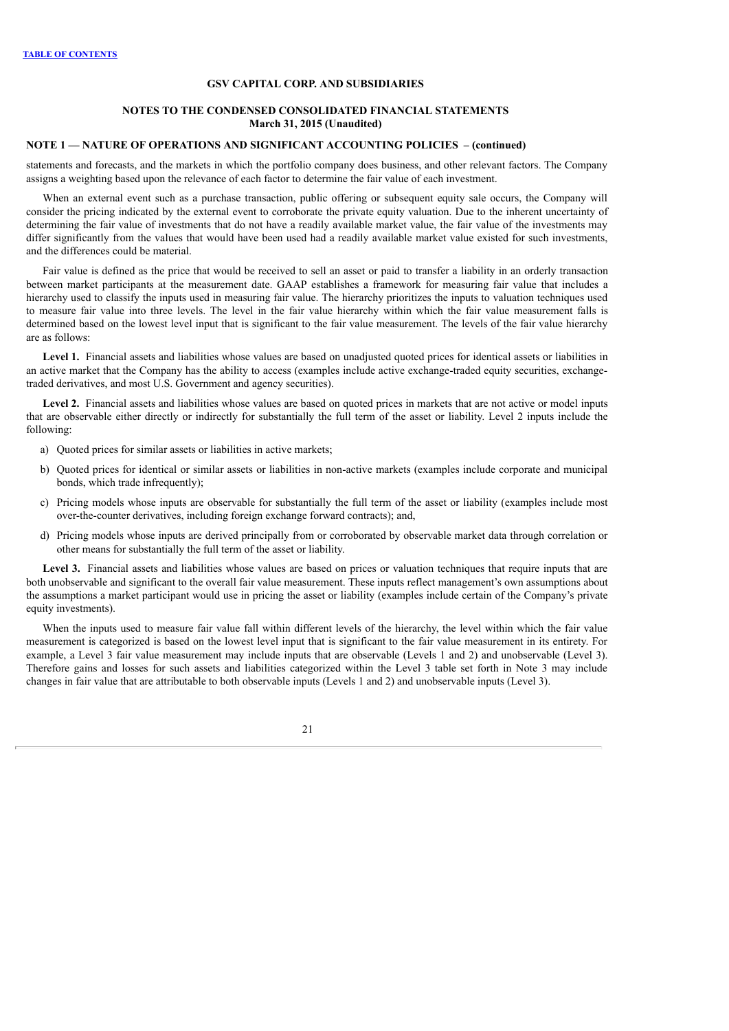**NOTE 1 — NATURE OF OPERATIONS AND SIGNIFICANT ACCOUNTING POLICIES – (continued)**

statements and forecasts, and the markets in which the portfolio company does business, and other relevant factors. The Company assigns a weighting based upon the relevance of each factor to determine the fair value of each investment.

When an external event such as a purchase transaction, public offering or subsequent equity sale occurs, the Company will consider the pricing indicated by the external event to corroborate the private equity valuation. Due to the inherent uncertainty of determining the fair value of investments that do not have a readily available market value, the fair value of the investments may differ significantly from the values that would have been used had a readily available market value existed for such investments, and the differences could be material.

Fair value is defined as the price that would be received to sell an asset or paid to transfer a liability in an orderly transaction between market participants at the measurement date. GAAP establishes a framework for measuring fair value that includes a hierarchy used to classify the inputs used in measuring fair value. The hierarchy prioritizes the inputs to valuation techniques used to measure fair value into three levels. The level in the fair value hierarchy within which the fair value measurement falls is determined based on the lowest level input that is significant to the fair value measurement. The levels of the fair value hierarchy are as follows:

**Level 1.** Financial assets and liabilities whose values are based on unadjusted quoted prices for identical assets or liabilities in an active market that the Company has the ability to access (examples include active exchange-traded equity securities, exchange-traded derivatives, and most U.S. Government and agency securities).

**Level 2.** Financial assets and liabilities whose values are based on quoted prices in markets that are not active or model inputs that are observable either directly or indirectly for substantially the full term of the asset or liability. Level 2 inputs include the following:

a) Quoted prices for similar assets or liabilities in active markets;

b) Quoted prices for identical or similar assets or liabilities in non-active markets (examples include corporate and municipal bonds, which trade infrequently);

c) Pricing models whose inputs are observable for substantially the full term of the asset or liability (examples include most over-the-counter derivatives, including foreign exchange forward contracts); and,

d) Pricing models whose inputs are derived principally from or corroborated by observable market data through correlation or other means for substantially the full term of the asset or liability.

**Level 3.** Financial assets and liabilities whose values are based on prices or valuation techniques that require inputs that are both unobservable and significant to the overall fair value measurement. These inputs reflect management's own assumptions about the assumptions a market participant would use in pricing the asset or liability (examples include certain of the Company's private equity investments).

When the inputs used to measure fair value fall within different levels of the hierarchy, the level within which the fair value measurement is categorized is based on the lowest level input that is significant to the fair value measurement in its entirety. For example, a Level 3 fair value measurement may include inputs that are observable (Levels 1 and 2) and unobservable (Level 3). Therefore gains and losses for such assets and liabilities categorized within the Level 3 table set forth in Note 3 may include changes in fair value that are attributable to both observable inputs (Levels 1 and 2) and unobservable inputs (Level 3).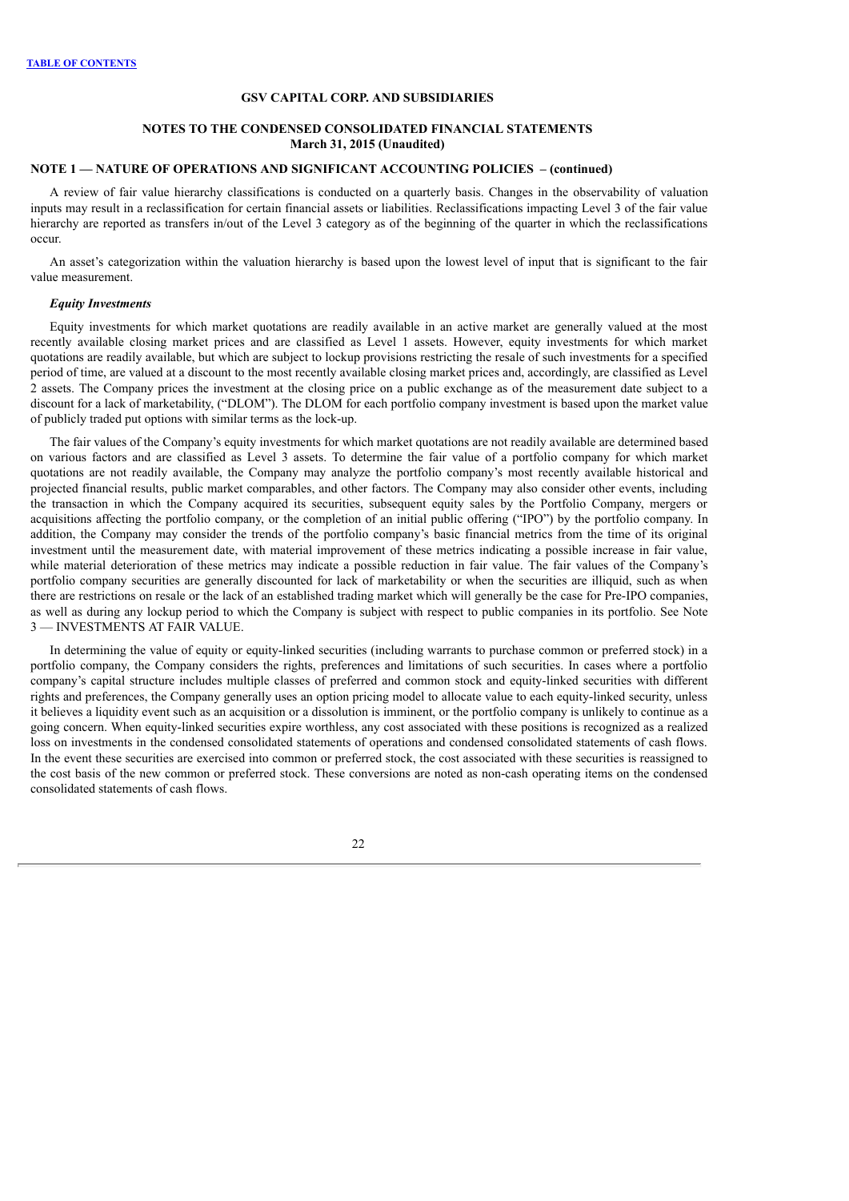**GSV CAPITAL CORP. AND SUBSIDIARIES**

**NOTES TO THE CONDENSED CONSOLIDATED FINANCIAL STATEMENTS**
**March 31, 2015 (Unaudited)**

**NOTE 1 — NATURE OF OPERATIONS AND SIGNIFICANT ACCOUNTING POLICIES – (continued)**

A review of fair value hierarchy classifications is conducted on a quarterly basis. Changes in the observability of valuation inputs may result in a reclassification for certain financial assets or liabilities. Reclassifications impacting Level 3 of the fair value hierarchy are reported as transfers in/out of the Level 3 category as of the beginning of the quarter in which the reclassifications occur.

An asset's categorization within the valuation hierarchy is based upon the lowest level of input that is significant to the fair value measurement.

***Equity Investments***

Equity investments for which market quotations are readily available in an active market are generally valued at the most recently available closing market prices and are classified as Level 1 assets. However, equity investments for which market quotations are readily available, but which are subject to lockup provisions restricting the resale of such investments for a specified period of time, are valued at a discount to the most recently available closing market prices and, accordingly, are classified as Level 2 assets. The Company prices the investment at the closing price on a public exchange as of the measurement date subject to a discount for a lack of marketability, ("DLOM"). The DLOM for each portfolio company investment is based upon the market value of publicly traded put options with similar terms as the lock-up.

The fair values of the Company's equity investments for which market quotations are not readily available are determined based on various factors and are classified as Level 3 assets. To determine the fair value of a portfolio company for which market quotations are not readily available, the Company may analyze the portfolio company's most recently available historical and projected financial results, public market comparables, and other factors. The Company may also consider other events, including the transaction in which the Company acquired its securities, subsequent equity sales by the Portfolio Company, mergers or acquisitions affecting the portfolio company, or the completion of an initial public offering ("IPO") by the portfolio company. In addition, the Company may consider the trends of the portfolio company's basic financial metrics from the time of its original investment until the measurement date, with material improvement of these metrics indicating a possible increase in fair value, while material deterioration of these metrics may indicate a possible reduction in fair value. The fair values of the Company's portfolio company securities are generally discounted for lack of marketability or when the securities are illiquid, such as when there are restrictions on resale or the lack of an established trading market which will generally be the case for Pre-IPO companies, as well as during any lockup period to which the Company is subject with respect to public companies in its portfolio. See Note 3 — INVESTMENTS AT FAIR VALUE.

In determining the value of equity or equity-linked securities (including warrants to purchase common or preferred stock) in a portfolio company, the Company considers the rights, preferences and limitations of such securities. In cases where a portfolio company's capital structure includes multiple classes of preferred and common stock and equity-linked securities with different rights and preferences, the Company generally uses an option pricing model to allocate value to each equity-linked security, unless it believes a liquidity event such as an acquisition or a dissolution is imminent, or the portfolio company is unlikely to continue as a going concern. When equity-linked securities expire worthless, any cost associated with these positions is recognized as a realized loss on investments in the condensed consolidated statements of operations and condensed consolidated statements of cash flows. In the event these securities are exercised into common or preferred stock, the cost associated with these securities is reassigned to the cost basis of the new common or preferred stock. These conversions are noted as non-cash operating items on the condensed consolidated statements of cash flows.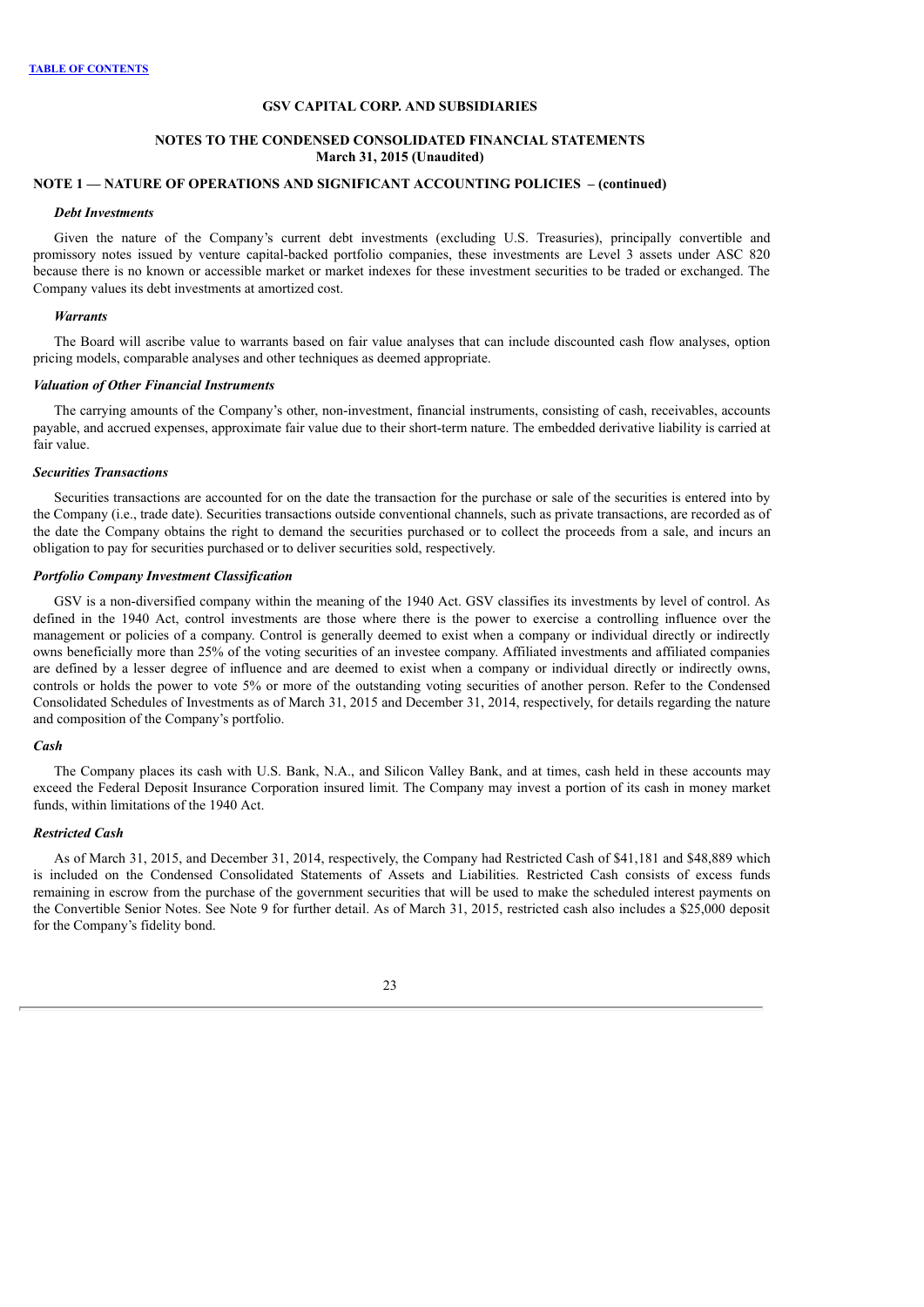## GSV CAPITAL CORP. AND SUBSIDIARIES

## NOTES TO THE CONDENSED CONSOLIDATED FINANCIAL STATEMENTS
**March 31, 2015 (Unaudited)**

### NOTE 1 — NATURE OF OPERATIONS AND SIGNIFICANT ACCOUNTING POLICIES – (continued)

***Debt Investments***

Given the nature of the Company's current debt investments (excluding U.S. Treasuries), principally convertible and promissory notes issued by venture capital-backed portfolio companies, these investments are Level 3 assets under ASC 820 because there is no known or accessible market or market indexes for these investment securities to be traded or exchanged. The Company values its debt investments at amortized cost.

***Warrants***

The Board will ascribe value to warrants based on fair value analyses that can include discounted cash flow analyses, option pricing models, comparable analyses and other techniques as deemed appropriate.

***Valuation of Other Financial Instruments***

The carrying amounts of the Company's other, non-investment, financial instruments, consisting of cash, receivables, accounts payable, and accrued expenses, approximate fair value due to their short-term nature. The embedded derivative liability is carried at fair value.

***Securities Transactions***

Securities transactions are accounted for on the date the transaction for the purchase or sale of the securities is entered into by the Company (i.e., trade date). Securities transactions outside conventional channels, such as private transactions, are recorded as of the date the Company obtains the right to demand the securities purchased or to collect the proceeds from a sale, and incurs an obligation to pay for securities purchased or to deliver securities sold, respectively.

***Portfolio Company Investment Classification***

GSV is a non-diversified company within the meaning of the 1940 Act. GSV classifies its investments by level of control. As defined in the 1940 Act, control investments are those where there is the power to exercise a controlling influence over the management or policies of a company. Control is generally deemed to exist when a company or individual directly or indirectly owns beneficially more than 25% of the voting securities of an investee company. Affiliated investments and affiliated companies are defined by a lesser degree of influence and are deemed to exist when a company or individual directly or indirectly owns, controls or holds the power to vote 5% or more of the outstanding voting securities of another person. Refer to the Condensed Consolidated Schedules of Investments as of March 31, 2015 and December 31, 2014, respectively, for details regarding the nature and composition of the Company's portfolio.

***Cash***

The Company places its cash with U.S. Bank, N.A., and Silicon Valley Bank, and at times, cash held in these accounts may exceed the Federal Deposit Insurance Corporation insured limit. The Company may invest a portion of its cash in money market funds, within limitations of the 1940 Act.

***Restricted Cash***

As of March 31, 2015, and December 31, 2014, respectively, the Company had Restricted Cash of $41,181 and $48,889 which is included on the Condensed Consolidated Statements of Assets and Liabilities. Restricted Cash consists of excess funds remaining in escrow from the purchase of the government securities that will be used to make the scheduled interest payments on the Convertible Senior Notes. See Note 9 for further detail. As of March 31, 2015, restricted cash also includes a $25,000 deposit for the Company's fidelity bond.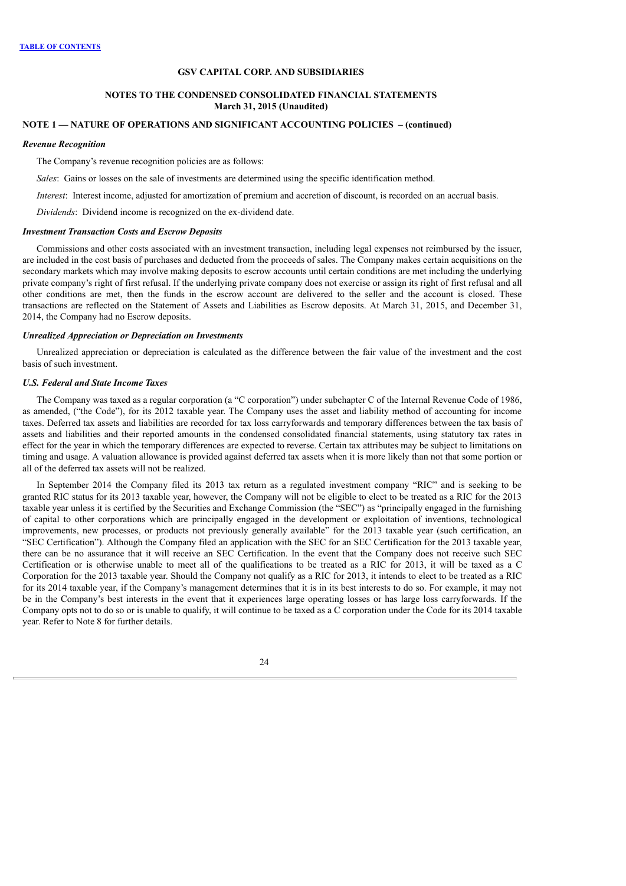**GSV CAPITAL CORP. AND SUBSIDIARIES**

**NOTES TO THE CONDENSED CONSOLIDATED FINANCIAL STATEMENTS**
**March 31, 2015 (Unaudited)**

**NOTE 1 — NATURE OF OPERATIONS AND SIGNIFICANT ACCOUNTING POLICIES – (continued)**

***Revenue Recognition***

The Company's revenue recognition policies are as follows:

*Sales*: Gains or losses on the sale of investments are determined using the specific identification method.

*Interest*: Interest income, adjusted for amortization of premium and accretion of discount, is recorded on an accrual basis.

*Dividends*: Dividend income is recognized on the ex-dividend date.

***Investment Transaction Costs and Escrow Deposits***

Commissions and other costs associated with an investment transaction, including legal expenses not reimbursed by the issuer, are included in the cost basis of purchases and deducted from the proceeds of sales. The Company makes certain acquisitions on the secondary markets which may involve making deposits to escrow accounts until certain conditions are met including the underlying private company's right of first refusal. If the underlying private company does not exercise or assign its right of first refusal and all other conditions are met, then the funds in the escrow account are delivered to the seller and the account is closed. These transactions are reflected on the Statement of Assets and Liabilities as Escrow deposits. At March 31, 2015, and December 31, 2014, the Company had no Escrow deposits.

***Unrealized Appreciation or Depreciation on Investments***

Unrealized appreciation or depreciation is calculated as the difference between the fair value of the investment and the cost basis of such investment.

***U.S. Federal and State Income Taxes***

The Company was taxed as a regular corporation (a "C corporation") under subchapter C of the Internal Revenue Code of 1986, as amended, ("the Code"), for its 2012 taxable year. The Company uses the asset and liability method of accounting for income taxes. Deferred tax assets and liabilities are recorded for tax loss carryforwards and temporary differences between the tax basis of assets and liabilities and their reported amounts in the condensed consolidated financial statements, using statutory tax rates in effect for the year in which the temporary differences are expected to reverse. Certain tax attributes may be subject to limitations on timing and usage. A valuation allowance is provided against deferred tax assets when it is more likely than not that some portion or all of the deferred tax assets will not be realized.

In September 2014 the Company filed its 2013 tax return as a regulated investment company "RIC" and is seeking to be granted RIC status for its 2013 taxable year, however, the Company will not be eligible to elect to be treated as a RIC for the 2013 taxable year unless it is certified by the Securities and Exchange Commission (the "SEC") as "principally engaged in the furnishing of capital to other corporations which are principally engaged in the development or exploitation of inventions, technological improvements, new processes, or products not previously generally available" for the 2013 taxable year (such certification, an "SEC Certification"). Although the Company filed an application with the SEC for an SEC Certification for the 2013 taxable year, there can be no assurance that it will receive an SEC Certification. In the event that the Company does not receive such SEC Certification or is otherwise unable to meet all of the qualifications to be treated as a RIC for 2013, it will be taxed as a C Corporation for the 2013 taxable year. Should the Company not qualify as a RIC for 2013, it intends to elect to be treated as a RIC for its 2014 taxable year, if the Company's management determines that it is in its best interests to do so. For example, it may not be in the Company's best interests in the event that it experiences large operating losses or has large loss carryforwards. If the Company opts not to do so or is unable to qualify, it will continue to be taxed as a C corporation under the Code for its 2014 taxable year. Refer to Note 8 for further details.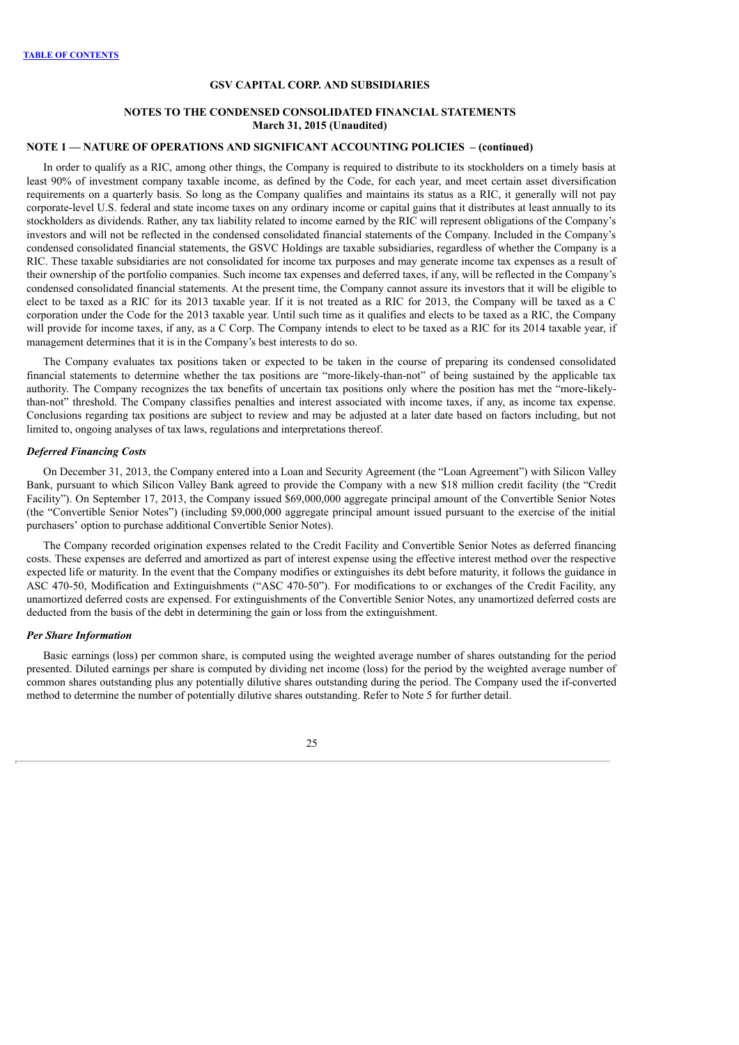**GSV CAPITAL CORP. AND SUBSIDIARIES**

**NOTES TO THE CONDENSED CONSOLIDATED FINANCIAL STATEMENTS**
**March 31, 2015 (Unaudited)**

**NOTE 1 — NATURE OF OPERATIONS AND SIGNIFICANT ACCOUNTING POLICIES – (continued)**

In order to qualify as a RIC, among other things, the Company is required to distribute to its stockholders on a timely basis at least 90% of investment company taxable income, as defined by the Code, for each year, and meet certain asset diversification requirements on a quarterly basis. So long as the Company qualifies and maintains its status as a RIC, it generally will not pay corporate-level U.S. federal and state income taxes on any ordinary income or capital gains that it distributes at least annually to its stockholders as dividends. Rather, any tax liability related to income earned by the RIC will represent obligations of the Company's investors and will not be reflected in the condensed consolidated financial statements of the Company. Included in the Company's condensed consolidated financial statements, the GSVC Holdings are taxable subsidiaries, regardless of whether the Company is a RIC. These taxable subsidiaries are not consolidated for income tax purposes and may generate income tax expenses as a result of their ownership of the portfolio companies. Such income tax expenses and deferred taxes, if any, will be reflected in the Company's condensed consolidated financial statements. At the present time, the Company cannot assure its investors that it will be eligible to elect to be taxed as a RIC for its 2013 taxable year. If it is not treated as a RIC for 2013, the Company will be taxed as a C corporation under the Code for the 2013 taxable year. Until such time as it qualifies and elects to be taxed as a RIC, the Company will provide for income taxes, if any, as a C Corp. The Company intends to elect to be taxed as a RIC for its 2014 taxable year, if management determines that it is in the Company's best interests to do so.

The Company evaluates tax positions taken or expected to be taken in the course of preparing its condensed consolidated financial statements to determine whether the tax positions are "more-likely-than-not" of being sustained by the applicable tax authority. The Company recognizes the tax benefits of uncertain tax positions only where the position has met the "more-likely-than-not" threshold. The Company classifies penalties and interest associated with income taxes, if any, as income tax expense. Conclusions regarding tax positions are subject to review and may be adjusted at a later date based on factors including, but not limited to, ongoing analyses of tax laws, regulations and interpretations thereof.

***Deferred Financing Costs***

On December 31, 2013, the Company entered into a Loan and Security Agreement (the "Loan Agreement") with Silicon Valley Bank, pursuant to which Silicon Valley Bank agreed to provide the Company with a new $18 million credit facility (the "Credit Facility"). On September 17, 2013, the Company issued $69,000,000 aggregate principal amount of the Convertible Senior Notes (the "Convertible Senior Notes") (including $9,000,000 aggregate principal amount issued pursuant to the exercise of the initial purchasers' option to purchase additional Convertible Senior Notes).

The Company recorded origination expenses related to the Credit Facility and Convertible Senior Notes as deferred financing costs. These expenses are deferred and amortized as part of interest expense using the effective interest method over the respective expected life or maturity. In the event that the Company modifies or extinguishes its debt before maturity, it follows the guidance in ASC 470-50, Modification and Extinguishments ("ASC 470-50"). For modifications to or exchanges of the Credit Facility, any unamortized deferred costs are expensed. For extinguishments of the Convertible Senior Notes, any unamortized deferred costs are deducted from the basis of the debt in determining the gain or loss from the extinguishment.

***Per Share Information***

Basic earnings (loss) per common share, is computed using the weighted average number of shares outstanding for the period presented. Diluted earnings per share is computed by dividing net income (loss) for the period by the weighted average number of common shares outstanding plus any potentially dilutive shares outstanding during the period. The Company used the if-converted method to determine the number of potentially dilutive shares outstanding. Refer to Note 5 for further detail.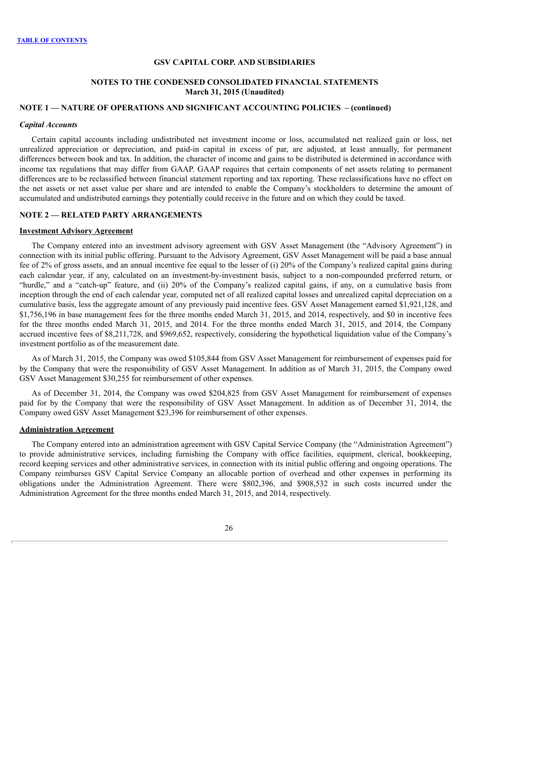**GSV CAPITAL CORP. AND SUBSIDIARIES**

**NOTES TO THE CONDENSED CONSOLIDATED FINANCIAL STATEMENTS**
**March 31, 2015 (Unaudited)**

**NOTE 1 — NATURE OF OPERATIONS AND SIGNIFICANT ACCOUNTING POLICIES – (continued)**

***Capital Accounts***

Certain capital accounts including undistributed net investment income or loss, accumulated net realized gain or loss, net unrealized appreciation or depreciation, and paid-in capital in excess of par, are adjusted, at least annually, for permanent differences between book and tax. In addition, the character of income and gains to be distributed is determined in accordance with income tax regulations that may differ from GAAP. GAAP requires that certain components of net assets relating to permanent differences are to be reclassified between financial statement reporting and tax reporting. These reclassifications have no effect on the net assets or net asset value per share and are intended to enable the Company's stockholders to determine the amount of accumulated and undistributed earnings they potentially could receive in the future and on which they could be taxed.

**NOTE 2 — RELATED PARTY ARRANGEMENTS**

**Investment Advisory Agreement**

The Company entered into an investment advisory agreement with GSV Asset Management (the "Advisory Agreement") in connection with its initial public offering. Pursuant to the Advisory Agreement, GSV Asset Management will be paid a base annual fee of 2% of gross assets, and an annual incentive fee equal to the lesser of (i) 20% of the Company's realized capital gains during each calendar year, if any, calculated on an investment-by-investment basis, subject to a non-compounded preferred return, or "hurdle," and a "catch-up" feature, and (ii) 20% of the Company's realized capital gains, if any, on a cumulative basis from inception through the end of each calendar year, computed net of all realized capital losses and unrealized capital depreciation on a cumulative basis, less the aggregate amount of any previously paid incentive fees. GSV Asset Management earned $1,921,128, and $1,756,196 in base management fees for the three months ended March 31, 2015, and 2014, respectively, and $0 in incentive fees for the three months ended March 31, 2015, and 2014. For the three months ended March 31, 2015, and 2014, the Company accrued incentive fees of $8,211,728, and $969,652, respectively, considering the hypothetical liquidation value of the Company's investment portfolio as of the measurement date.

As of March 31, 2015, the Company was owed $105,844 from GSV Asset Management for reimbursement of expenses paid for by the Company that were the responsibility of GSV Asset Management. In addition as of March 31, 2015, the Company owed GSV Asset Management $30,255 for reimbursement of other expenses.

As of December 31, 2014, the Company was owed $204,825 from GSV Asset Management for reimbursement of expenses paid for by the Company that were the responsibility of GSV Asset Management. In addition as of December 31, 2014, the Company owed GSV Asset Management $23,396 for reimbursement of other expenses.

**Administration Agreement**

The Company entered into an administration agreement with GSV Capital Service Company (the "Administration Agreement") to provide administrative services, including furnishing the Company with office facilities, equipment, clerical, bookkeeping, record keeping services and other administrative services, in connection with its initial public offering and ongoing operations. The Company reimburses GSV Capital Service Company an allocable portion of overhead and other expenses in performing its obligations under the Administration Agreement. There were $802,396, and $908,532 in such costs incurred under the Administration Agreement for the three months ended March 31, 2015, and 2014, respectively.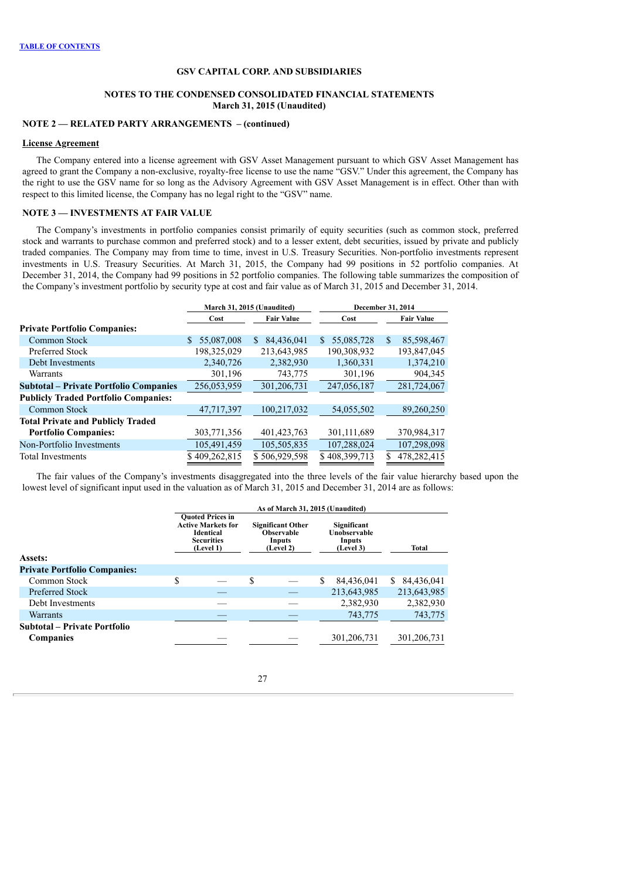[TABLE OF CONTENTS](#)

**GSV CAPITAL CORP. AND SUBSIDIARIES**

**NOTES TO THE CONDENSED CONSOLIDATED FINANCIAL STATEMENTS**
**March 31, 2015 (Unaudited)**

### NOTE 2 — RELATED PARTY ARRANGEMENTS – (continued)

**License Agreement**

The Company entered into a license agreement with GSV Asset Management pursuant to which GSV Asset Management has agreed to grant the Company a non-exclusive, royalty-free license to use the name "GSV." Under this agreement, the Company has the right to use the GSV name for so long as the Advisory Agreement with GSV Asset Management is in effect. Other than with respect to this limited license, the Company has no legal right to the "GSV" name.

### NOTE 3 — INVESTMENTS AT FAIR VALUE

The Company's investments in portfolio companies consist primarily of equity securities (such as common stock, preferred stock and warrants to purchase common and preferred stock) and to a lesser extent, debt securities, issued by private and publicly traded companies. The Company may from time to time, invest in U.S. Treasury Securities. Non-portfolio investments represent investments in U.S. Treasury Securities. At March 31, 2015, the Company had 99 positions in 52 portfolio companies. At December 31, 2014, the Company had 99 positions in 52 portfolio companies. The following table summarizes the composition of the Company's investment portfolio by security type at cost and fair value as of March 31, 2015 and December 31, 2014.

| | March 31, 2015 (Unaudited) | | December 31, 2014 | |
|---|---|---|---|---|
| | Cost | Fair Value | Cost | Fair Value |
| **Private Portfolio Companies:** | | | | |
| Common Stock | $ 55,087,008 | $ 84,436,041 | $ 55,085,728 | $ 85,598,467 |
| Preferred Stock | 198,325,029 | 213,643,985 | 190,308,932 | 193,847,045 |
| Debt Investments | 2,340,726 | 2,382,930 | 1,360,331 | 1,374,210 |
| Warrants | 301,196 | 743,775 | 301,196 | 904,345 |
| **Subtotal – Private Portfolio Companies** | 256,053,959 | 301,206,731 | 247,056,187 | 281,724,067 |
| **Publicly Traded Portfolio Companies:** | | | | |
| Common Stock | 47,717,397 | 100,217,032 | 54,055,502 | 89,260,250 |
| **Total Private and Publicly Traded Portfolio Companies:** | 303,771,356 | 401,423,763 | 301,111,689 | 370,984,317 |
| Non-Portfolio Investments | 105,491,459 | 105,505,835 | 107,288,024 | 107,298,098 |
| Total Investments | $ 409,262,815 | $ 506,929,598 | $ 408,399,713 | $ 478,282,415 |

The fair values of the Company's investments disaggregated into the three levels of the fair value hierarchy based upon the lowest level of significant input used in the valuation as of March 31, 2015 and December 31, 2014 are as follows:

| | As of March 31, 2015 (Unaudited) | | | |
|---|---|---|---|---|
| | Quoted Prices in Active Markets for Identical Securities (Level 1) | Significant Other Observable Inputs (Level 2) | Significant Unobservable Inputs (Level 3) | Total |
| **Assets:** | | | | |
| **Private Portfolio Companies:** | | | | |
| Common Stock | $ — | $ — | $ 84,436,041 | $ 84,436,041 |
| Preferred Stock | — | — | 213,643,985 | 213,643,985 |
| Debt Investments | — | — | 2,382,930 | 2,382,930 |
| Warrants | — | — | 743,775 | 743,775 |
| **Subtotal – Private Portfolio Companies** | — | — | 301,206,731 | 301,206,731 |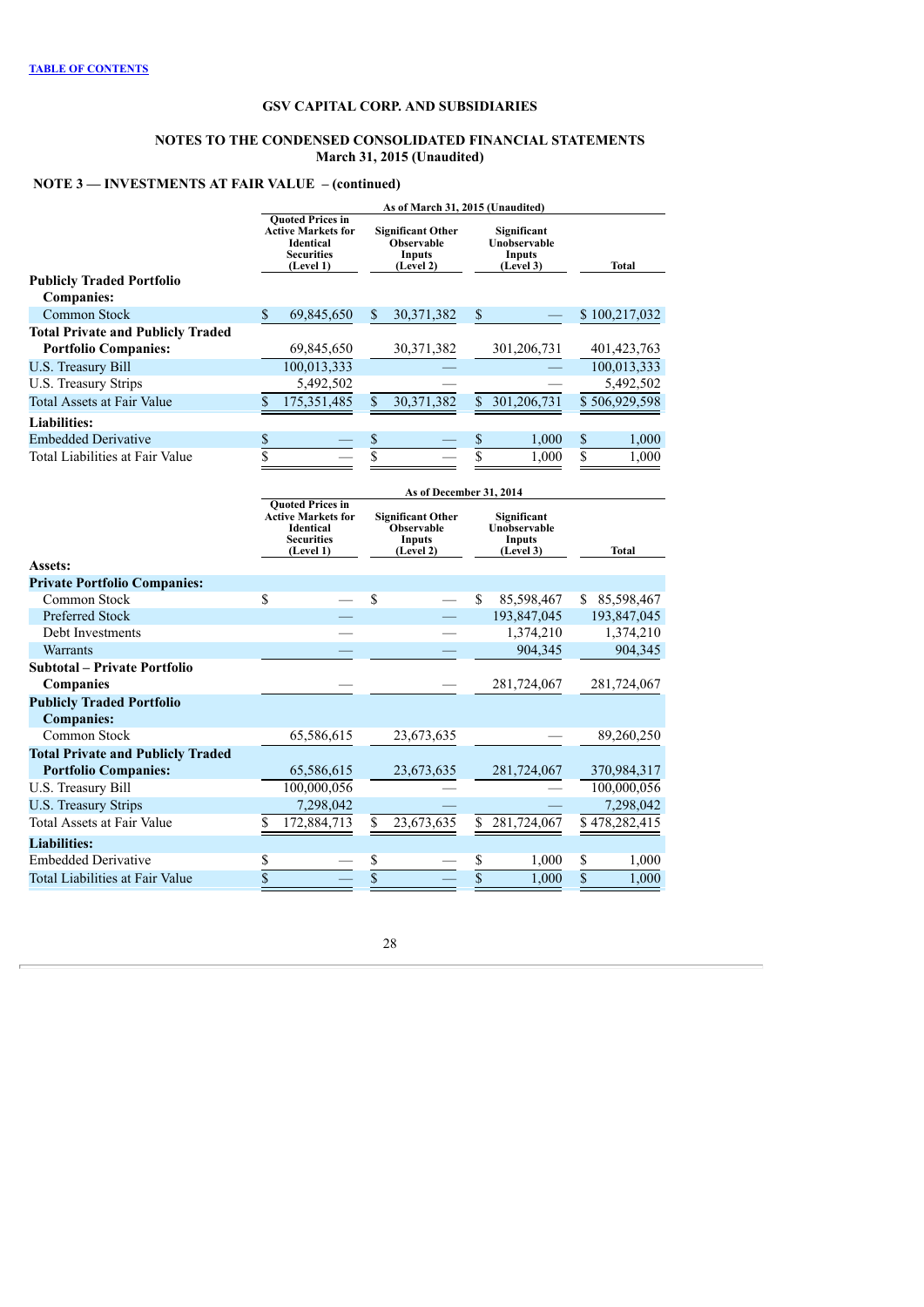# GSV CAPITAL CORP. AND SUBSIDIARIES

## NOTES TO THE CONDENSED CONSOLIDATED FINANCIAL STATEMENTS
## March 31, 2015 (Unaudited)

### NOTE 3 — INVESTMENTS AT FAIR VALUE – (continued)

| | As of March 31, 2015 (Unaudited) | | | |
|---|---|---|---|---|
| | Quoted Prices in Active Markets for Identical Securities (Level 1) | Significant Other Observable Inputs (Level 2) | Significant Unobservable Inputs (Level 3) | Total |
| **Publicly Traded Portfolio Companies:** | | | | |
| Common Stock | $ 69,845,650 | $ 30,371,382 | $ — | $ 100,217,032 |
| **Total Private and Publicly Traded Portfolio Companies:** | 69,845,650 | 30,371,382 | 301,206,731 | 401,423,763 |
| U.S. Treasury Bill | 100,013,333 | — | — | 100,013,333 |
| U.S. Treasury Strips | 5,492,502 | — | — | 5,492,502 |
| Total Assets at Fair Value | $ 175,351,485 | $ 30,371,382 | $ 301,206,731 | $ 506,929,598 |
| **Liabilities:** | | | | |
| Embedded Derivative | $ — | $ — | $ 1,000 | $ 1,000 |
| Total Liabilities at Fair Value | $ — | $ — | $ 1,000 | $ 1,000 |

| | As of December 31, 2014 | | | |
|---|---|---|---|---|
| | Quoted Prices in Active Markets for Identical Securities (Level 1) | Significant Other Observable Inputs (Level 2) | Significant Unobservable Inputs (Level 3) | Total |
| **Assets:** | | | | |
| **Private Portfolio Companies:** | | | | |
| Common Stock | $ — | $ — | $ 85,598,467 | $ 85,598,467 |
| Preferred Stock | — | — | 193,847,045 | 193,847,045 |
| Debt Investments | — | — | 1,374,210 | 1,374,210 |
| Warrants | — | — | 904,345 | 904,345 |
| **Subtotal – Private Portfolio Companies** | — | — | 281,724,067 | 281,724,067 |
| **Publicly Traded Portfolio Companies:** | | | | |
| Common Stock | 65,586,615 | 23,673,635 | — | 89,260,250 |
| **Total Private and Publicly Traded Portfolio Companies:** | 65,586,615 | 23,673,635 | 281,724,067 | 370,984,317 |
| U.S. Treasury Bill | 100,000,056 | — | — | 100,000,056 |
| U.S. Treasury Strips | 7,298,042 | — | — | 7,298,042 |
| Total Assets at Fair Value | $ 172,884,713 | $ 23,673,635 | $ 281,724,067 | $ 478,282,415 |
| **Liabilities:** | | | | |
| Embedded Derivative | $ — | $ — | $ 1,000 | $ 1,000 |
| Total Liabilities at Fair Value | $ — | $ — | $ 1,000 | $ 1,000 |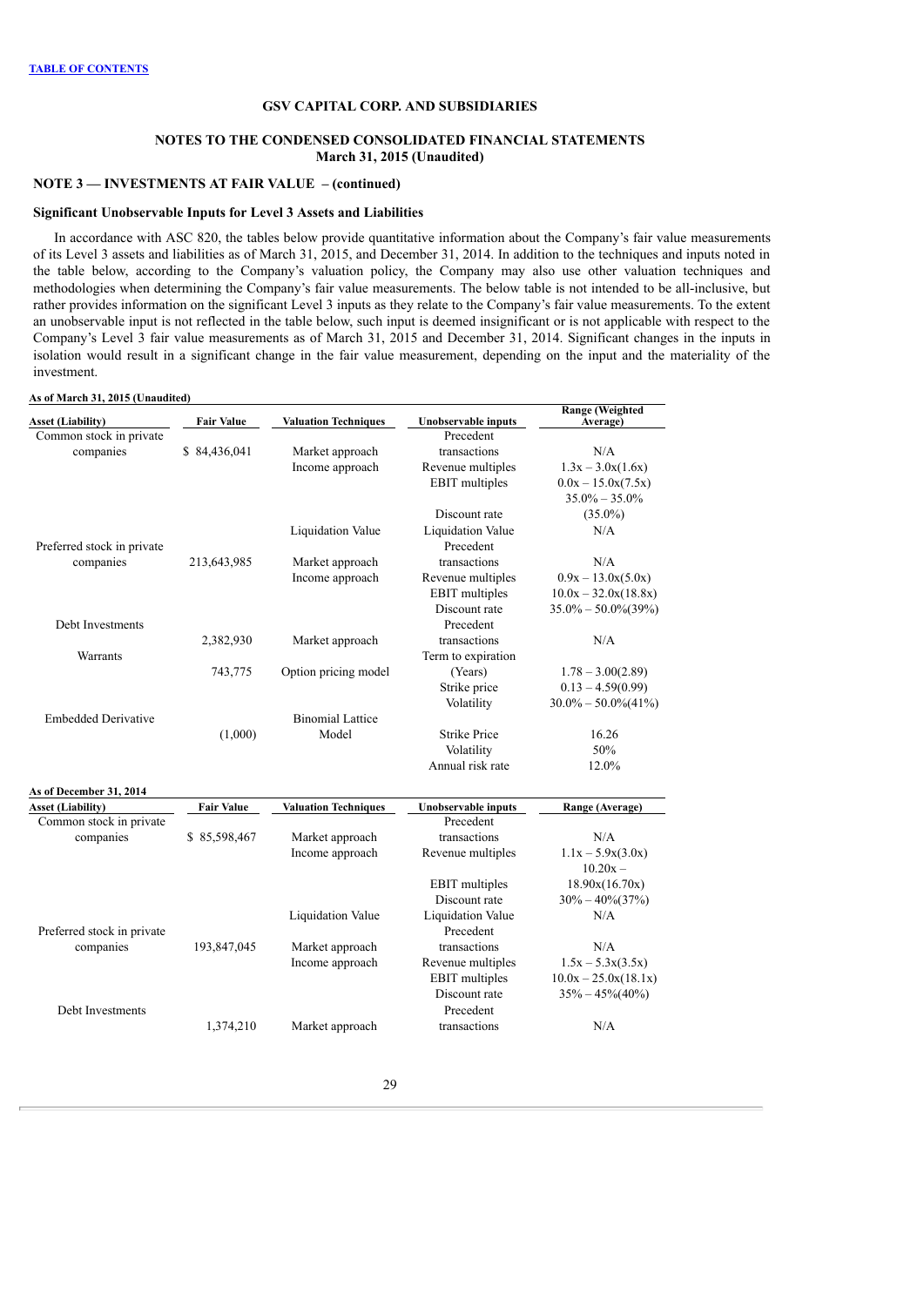[TABLE OF CONTENTS](#)

**GSV CAPITAL CORP. AND SUBSIDIARIES**

**NOTES TO THE CONDENSED CONSOLIDATED FINANCIAL STATEMENTS**
**March 31, 2015 (Unaudited)**

### NOTE 3 — INVESTMENTS AT FAIR VALUE – (continued)

#### Significant Unobservable Inputs for Level 3 Assets and Liabilities

In accordance with ASC 820, the tables below provide quantitative information about the Company's fair value measurements of its Level 3 assets and liabilities as of March 31, 2015, and December 31, 2014. In addition to the techniques and inputs noted in the table below, according to the Company's valuation policy, the Company may also use other valuation techniques and methodologies when determining the Company's fair value measurements. The below table is not intended to be all-inclusive, but rather provides information on the significant Level 3 inputs as they relate to the Company's fair value measurements. To the extent an unobservable input is not reflected in the table below, such input is deemed insignificant or is not applicable with respect to the Company's Level 3 fair value measurements as of March 31, 2015 and December 31, 2014. Significant changes in the inputs in isolation would result in a significant change in the fair value measurement, depending on the input and the materiality of the investment.

**As of March 31, 2015 (Unaudited)**

| Asset (Liability) | Fair Value | Valuation Techniques | Unobservable inputs | Range (Weighted Average) |
|---|---|---|---|---|
| Common stock in private companies | $ 84,436,041 | Market approach | Precedent transactions | N/A |
| | | Income approach | Revenue multiples | 1.3x – 3.0x(1.6x) |
| | | | EBIT multiples | 0.0x – 15.0x(7.5x) |
| | | | Discount rate | 35.0% – 35.0% (35.0%) |
| | | Liquidation Value | Liquidation Value | N/A |
| Preferred stock in private companies | 213,643,985 | Market approach | Precedent transactions | N/A |
| | | Income approach | Revenue multiples | 0.9x – 13.0x(5.0x) |
| | | | EBIT multiples | 10.0x – 32.0x(18.8x) |
| | | | Discount rate | 35.0% – 50.0%(39%) |
| Debt Investments | 2,382,930 | Market approach | Precedent transactions | N/A |
| Warrants | 743,775 | Option pricing model | Term to expiration (Years) | 1.78 – 3.00(2.89) |
| | | | Strike price | 0.13 – 4.59(0.99) |
| | | | Volatility | 30.0% – 50.0%(41%) |
| Embedded Derivative | (1,000) | Binomial Lattice Model | Strike Price | 16.26 |
| | | | Volatility | 50% |
| | | | Annual risk rate | 12.0% |

**As of December 31, 2014**

| Asset (Liability) | Fair Value | Valuation Techniques | Unobservable inputs | Range (Average) |
|---|---|---|---|---|
| Common stock in private companies | $ 85,598,467 | Market approach | Precedent transactions | N/A |
| | | Income approach | Revenue multiples | 1.1x – 5.9x(3.0x) |
| | | | EBIT multiples | 10.20x – 18.90x(16.70x) |
| | | | Discount rate | 30% – 40%(37%) |
| | | Liquidation Value | Liquidation Value | N/A |
| Preferred stock in private companies | 193,847,045 | Market approach | Precedent transactions | N/A |
| | | Income approach | Revenue multiples | 1.5x – 5.3x(3.5x) |
| | | | EBIT multiples | 10.0x – 25.0x(18.1x) |
| | | | Discount rate | 35% – 45%(40%) |
| Debt Investments | 1,374,210 | Market approach | Precedent transactions | N/A |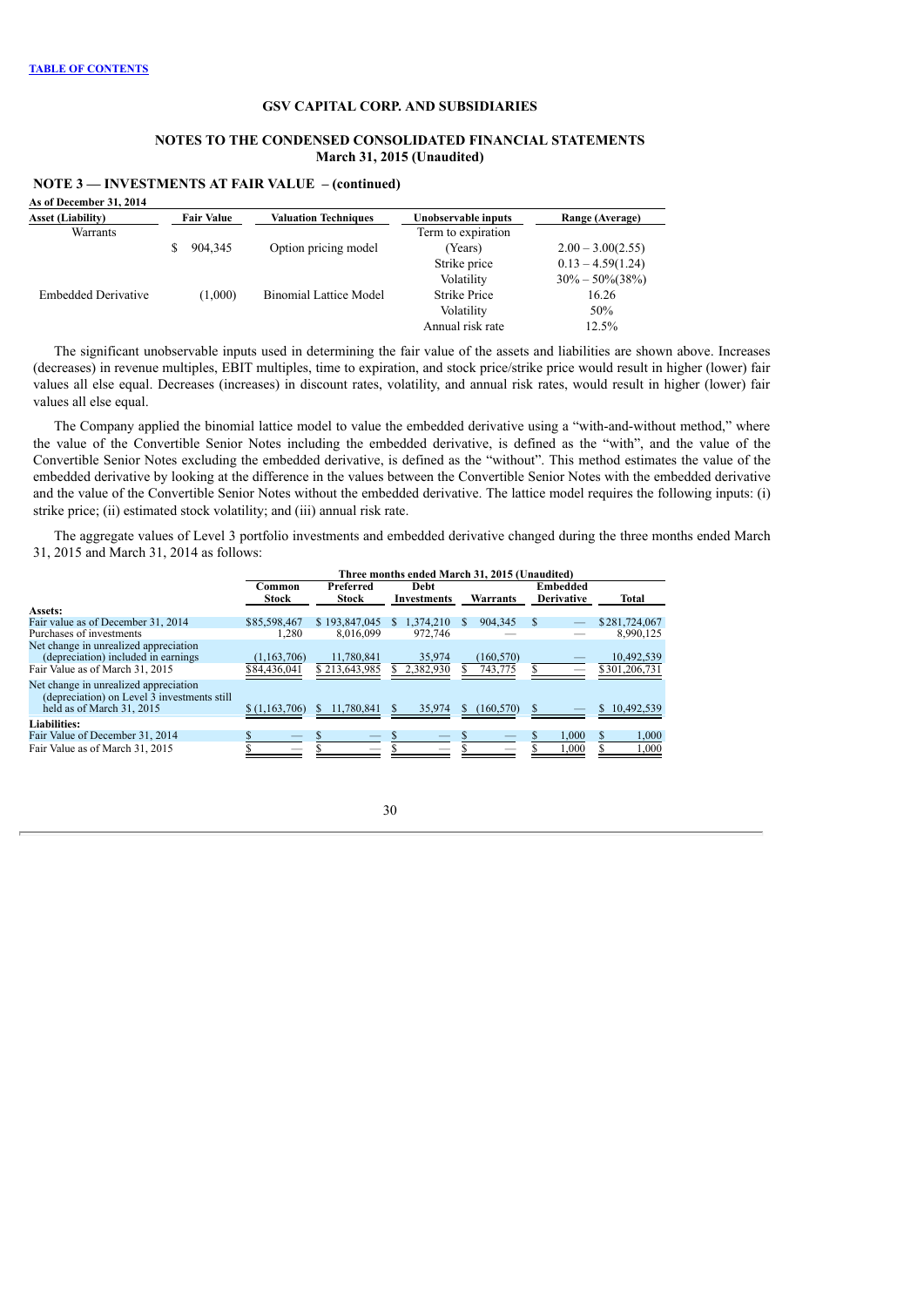**GSV CAPITAL CORP. AND SUBSIDIARIES**

**NOTES TO THE CONDENSED CONSOLIDATED FINANCIAL STATEMENTS**
**March 31, 2015 (Unaudited)**

**NOTE 3 — INVESTMENTS AT FAIR VALUE – (continued)**

**As of December 31, 2014**

| Asset (Liability) | Fair Value | Valuation Techniques | Unobservable inputs | Range (Average) |
|---|---|---|---|---|
| Warrants | | | Term to expiration | |
| | $ 904,345 | Option pricing model | (Years) | 2.00 – 3.00(2.55) |
| | | | Strike price | 0.13 – 4.59(1.24) |
| | | | Volatility | 30% – 50%(38%) |
| Embedded Derivative | (1,000) | Binomial Lattice Model | Strike Price | 16.26 |
| | | | Volatility | 50% |
| | | | Annual risk rate | 12.5% |

The significant unobservable inputs used in determining the fair value of the assets and liabilities are shown above. Increases (decreases) in revenue multiples, EBIT multiples, time to expiration, and stock price/strike price would result in higher (lower) fair values all else equal. Decreases (increases) in discount rates, volatility, and annual risk rates, would result in higher (lower) fair values all else equal.

The Company applied the binomial lattice model to value the embedded derivative using a "with-and-without method," where the value of the Convertible Senior Notes including the embedded derivative, is defined as the "with", and the value of the Convertible Senior Notes excluding the embedded derivative, is defined as the "without". This method estimates the value of the embedded derivative by looking at the difference in the values between the Convertible Senior Notes with the embedded derivative and the value of the Convertible Senior Notes without the embedded derivative. The lattice model requires the following inputs: (i) strike price; (ii) estimated stock volatility; and (iii) annual risk rate.

The aggregate values of Level 3 portfolio investments and embedded derivative changed during the three months ended March 31, 2015 and March 31, 2014 as follows:

| | Three months ended March 31, 2015 (Unaudited) | | | | | |
|---|---|---|---|---|---|---|
| | Common Stock | Preferred Stock | Debt Investments | Warrants | Embedded Derivative | Total |
| **Assets:** | | | | | | |
| Fair value as of December 31, 2014 | $85,598,467 | $ 193,847,045 | $ 1,374,210 | $ 904,345 | $ — | $281,724,067 |
| Purchases of investments | 1,280 | 8,016,099 | 972,746 | — | — | 8,990,125 |
| Net change in unrealized appreciation (depreciation) included in earnings | (1,163,706) | 11,780,841 | 35,974 | (160,570) | — | 10,492,539 |
| Fair Value as of March 31, 2015 | $84,436,041 | $ 213,643,985 | $ 2,382,930 | $ 743,775 | $ — | $301,206,731 |
| Net change in unrealized appreciation (depreciation) on Level 3 investments still held as of March 31, 2015 | $ (1,163,706) | $ 11,780,841 | $ 35,974 | $ (160,570) | $ — | $ 10,492,539 |
| **Liabilities:** | | | | | | |
| Fair Value of December 31, 2014 | $ — | $ — | $ — | $ — | $ 1,000 | $ 1,000 |
| Fair Value as of March 31, 2015 | $ — | $ — | $ — | $ — | $ 1,000 | $ 1,000 |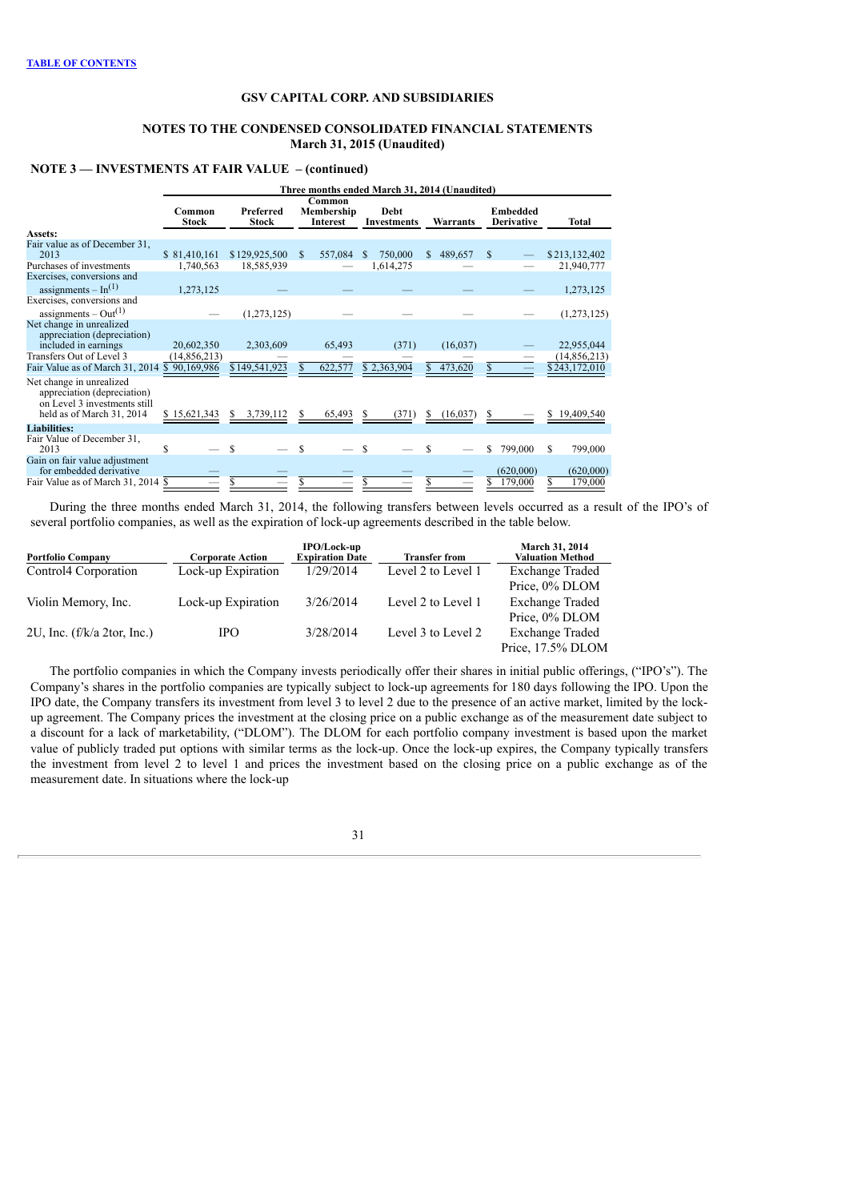[TABLE OF CONTENTS](#)

## GSV CAPITAL CORP. AND SUBSIDIARIES

## NOTES TO THE CONDENSED CONSOLIDATED FINANCIAL STATEMENTS
## March 31, 2015 (Unaudited)

### NOTE 3 — INVESTMENTS AT FAIR VALUE – (continued)

| | Three months ended March 31, 2014 (Unaudited) | | | | | | |
|---|---|---|---|---|---|---|---|
| | Common Stock | Preferred Stock | Common Membership Interest | Debt Investments | Warrants | Embedded Derivative | Total |
| **Assets:** | | | | | | | |
| Fair value as of December 31, 2013 | $ 81,410,161 | $ 129,925,500 | $ 557,084 | $ 750,000 | $ 489,657 | $ — | $ 213,132,402 |
| Purchases of investments | 1,740,563 | 18,585,939 | — | 1,614,275 | — | — | 21,940,777 |
| Exercises, conversions and assignments – In[(1)] | 1,273,125 | — | — | — | — | — | 1,273,125 |
| Exercises, conversions and assignments – Out[(1)] | — | (1,273,125) | — | — | — | — | (1,273,125) |
| Net change in unrealized appreciation (depreciation) included in earnings | 20,602,350 | 2,303,609 | 65,493 | (371) | (16,037) | — | 22,955,044 |
| Transfers Out of Level 3 | (14,856,213) | — | — | — | — | — | (14,856,213) |
| Fair Value as of March 31, 2014 | $ 90,169,986 | $ 149,541,923 | $ 622,577 | $ 2,363,904 | $ 473,620 | $ — | $ 243,172,010 |
| Net change in unrealized appreciation (depreciation) on Level 3 investments still held as of March 31, 2014 | $ 15,621,343 | $ 3,739,112 | $ 65,493 | $ (371) | $ (16,037) | $ — | $ 19,409,540 |
| **Liabilities:** | | | | | | | |
| Fair Value of December 31, 2013 | $ — | $ — | $ — | $ — | $ — | $ 799,000 | $ 799,000 |
| Gain on fair value adjustment for embedded derivative | — | — | — | — | — | (620,000) | (620,000) |
| Fair Value as of March 31, 2014 | $ — | $ — | $ — | $ — | $ — | $ 179,000 | $ 179,000 |

During the three months ended March 31, 2014, the following transfers between levels occurred as a result of the IPO's of several portfolio companies, as well as the expiration of lock-up agreements described in the table below.

| Portfolio Company | Corporate Action | IPO/Lock-up Expiration Date | Transfer from | March 31, 2014 Valuation Method |
|---|---|---|---|---|
| Control4 Corporation | Lock-up Expiration | 1/29/2014 | Level 2 to Level 1 | Exchange Traded Price, 0% DLOM |
| Violin Memory, Inc. | Lock-up Expiration | 3/26/2014 | Level 2 to Level 1 | Exchange Traded Price, 0% DLOM |
| 2U, Inc. (f/k/a 2tor, Inc.) | IPO | 3/28/2014 | Level 3 to Level 2 | Exchange Traded Price, 17.5% DLOM |

The portfolio companies in which the Company invests periodically offer their shares in initial public offerings, ("IPO's"). The Company's shares in the portfolio companies are typically subject to lock-up agreements for 180 days following the IPO. Upon the IPO date, the Company transfers its investment from level 3 to level 2 due to the presence of an active market, limited by the lock-up agreement. The Company prices the investment at the closing price on a public exchange as of the measurement date subject to a discount for a lack of marketability, ("DLOM"). The DLOM for each portfolio company investment is based upon the market value of publicly traded put options with similar terms as the lock-up. Once the lock-up expires, the Company typically transfers the investment from level 2 to level 1 and prices the investment based on the closing price on a public exchange as of the measurement date. In situations where the lock-up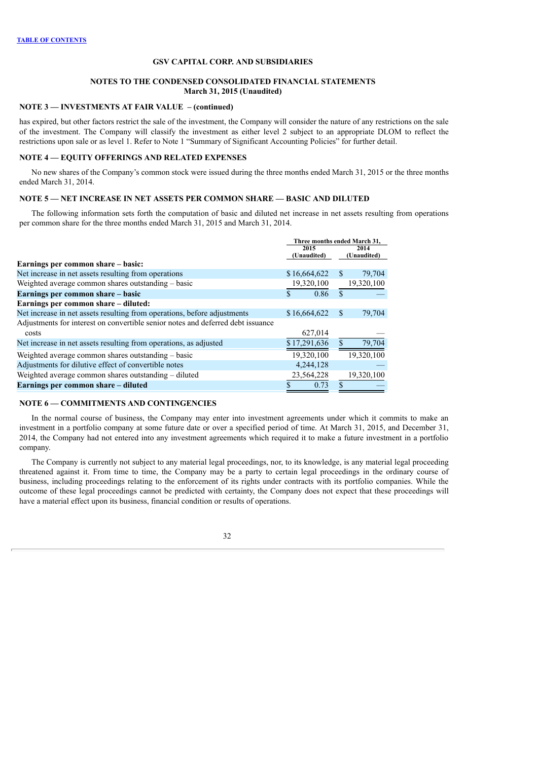TABLE OF CONTENTS

## GSV CAPITAL CORP. AND SUBSIDIARIES

### NOTES TO THE CONDENSED CONSOLIDATED FINANCIAL STATEMENTS
### March 31, 2015 (Unaudited)

### NOTE 3 — INVESTMENTS AT FAIR VALUE – (continued)

has expired, but other factors restrict the sale of the investment, the Company will consider the nature of any restrictions on the sale of the investment. The Company will classify the investment as either level 2 subject to an appropriate DLOM to reflect the restrictions upon sale or as level 1. Refer to Note 1 "Summary of Significant Accounting Policies" for further detail.

### NOTE 4 — EQUITY OFFERINGS AND RELATED EXPENSES

No new shares of the Company's common stock were issued during the three months ended March 31, 2015 or the three months ended March 31, 2014.

### NOTE 5 — NET INCREASE IN NET ASSETS PER COMMON SHARE — BASIC AND DILUTED

The following information sets forth the computation of basic and diluted net increase in net assets resulting from operations per common share for the three months ended March 31, 2015 and March 31, 2014.

| | Three months ended March 31, | |
|---|---|---|
| | 2015 (Unaudited) | 2014 (Unaudited) |
| **Earnings per common share – basic:** | | |
| Net increase in net assets resulting from operations | $ 16,664,622 | $ 79,704 |
| Weighted average common shares outstanding – basic | 19,320,100 | 19,320,100 |
| **Earnings per common share – basic** | $ 0.86 | $ — |
| **Earnings per common share – diluted:** | | |
| Net increase in net assets resulting from operations, before adjustments | $ 16,664,622 | $ 79,704 |
| Adjustments for interest on convertible senior notes and deferred debt issuance costs | 627,014 | — |
| Net increase in net assets resulting from operations, as adjusted | $ 17,291,636 | $ 79,704 |
| Weighted average common shares outstanding – basic | 19,320,100 | 19,320,100 |
| Adjustments for dilutive effect of convertible notes | 4,244,128 | — |
| Weighted average common shares outstanding – diluted | 23,564,228 | 19,320,100 |
| **Earnings per common share – diluted** | $ 0.73 | $ — |

### NOTE 6 — COMMITMENTS AND CONTINGENCIES

In the normal course of business, the Company may enter into investment agreements under which it commits to make an investment in a portfolio company at some future date or over a specified period of time. At March 31, 2015, and December 31, 2014, the Company had not entered into any investment agreements which required it to make a future investment in a portfolio company.

The Company is currently not subject to any material legal proceedings, nor, to its knowledge, is any material legal proceeding threatened against it. From time to time, the Company may be a party to certain legal proceedings in the ordinary course of business, including proceedings relating to the enforcement of its rights under contracts with its portfolio companies. While the outcome of these legal proceedings cannot be predicted with certainty, the Company does not expect that these proceedings will have a material effect upon its business, financial condition or results of operations.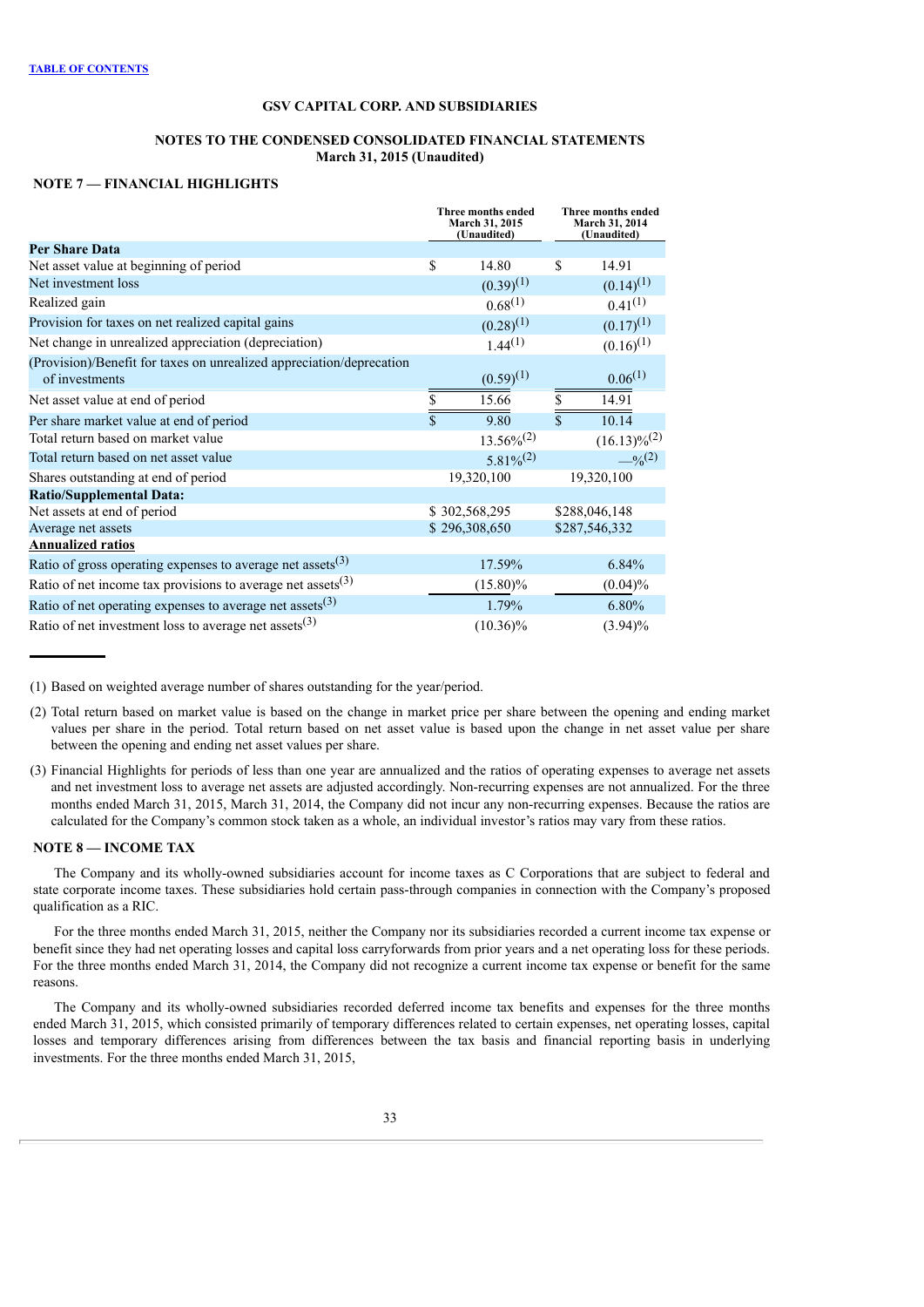[TABLE OF CONTENTS](#)

**GSV CAPITAL CORP. AND SUBSIDIARIES**

**NOTES TO THE CONDENSED CONSOLIDATED FINANCIAL STATEMENTS**
**March 31, 2015 (Unaudited)**

## NOTE 7 — FINANCIAL HIGHLIGHTS

| | Three months ended March 31, 2015 (Unaudited) | Three months ended March 31, 2014 (Unaudited) |
|---|---|---|
| **Per Share Data** | | |
| Net asset value at beginning of period | $ 14.80 | $ 14.91 |
| Net investment loss | (0.39)[1] | (0.14)[1] |
| Realized gain | 0.68[1] | 0.41[1] |
| Provision for taxes on net realized capital gains | (0.28)[1] | (0.17)[1] |
| Net change in unrealized appreciation (depreciation) | 1.44[1] | (0.16)[1] |
| (Provision)/Benefit for taxes on unrealized appreciation/deprecation of investments | (0.59)[1] | 0.06[1] |
| Net asset value at end of period | $ 15.66 | $ 14.91 |
| Per share market value at end of period | $ 9.80 | $ 10.14 |
| Total return based on market value | 13.56%[2] | (16.13)%[2] |
| Total return based on net asset value | 5.81%[2] | —%[2] |
| Shares outstanding at end of period | 19,320,100 | 19,320,100 |
| **Ratio/Supplemental Data:** | | |
| Net assets at end of period | $ 302,568,295 | $288,046,148 |
| Average net assets | $ 296,308,650 | $287,546,332 |
| **Annualized ratios** | | |
| Ratio of gross operating expenses to average net assets[3] | 17.59% | 6.84% |
| Ratio of net income tax provisions to average net assets[3] | (15.80)% | (0.04)% |
| Ratio of net operating expenses to average net assets[3] | 1.79% | 6.80% |
| Ratio of net investment loss to average net assets[3] | (10.36)% | (3.94)% |

(1) Based on weighted average number of shares outstanding for the year/period.

(2) Total return based on market value is based on the change in market price per share between the opening and ending market values per share in the period. Total return based on net asset value is based upon the change in net asset value per share between the opening and ending net asset values per share.

(3) Financial Highlights for periods of less than one year are annualized and the ratios of operating expenses to average net assets and net investment loss to average net assets are adjusted accordingly. Non-recurring expenses are not annualized. For the three months ended March 31, 2015, March 31, 2014, the Company did not incur any non-recurring expenses. Because the ratios are calculated for the Company's common stock taken as a whole, an individual investor's ratios may vary from these ratios.

## NOTE 8 — INCOME TAX

The Company and its wholly-owned subsidiaries account for income taxes as C Corporations that are subject to federal and state corporate income taxes. These subsidiaries hold certain pass-through companies in connection with the Company's proposed qualification as a RIC.

For the three months ended March 31, 2015, neither the Company nor its subsidiaries recorded a current income tax expense or benefit since they had net operating losses and capital loss carryforwards from prior years and a net operating loss for these periods. For the three months ended March 31, 2014, the Company did not recognize a current income tax expense or benefit for the same reasons.

The Company and its wholly-owned subsidiaries recorded deferred income tax benefits and expenses for the three months ended March 31, 2015, which consisted primarily of temporary differences related to certain expenses, net operating losses, capital losses and temporary differences arising from differences between the tax basis and financial reporting basis in underlying investments. For the three months ended March 31, 2015,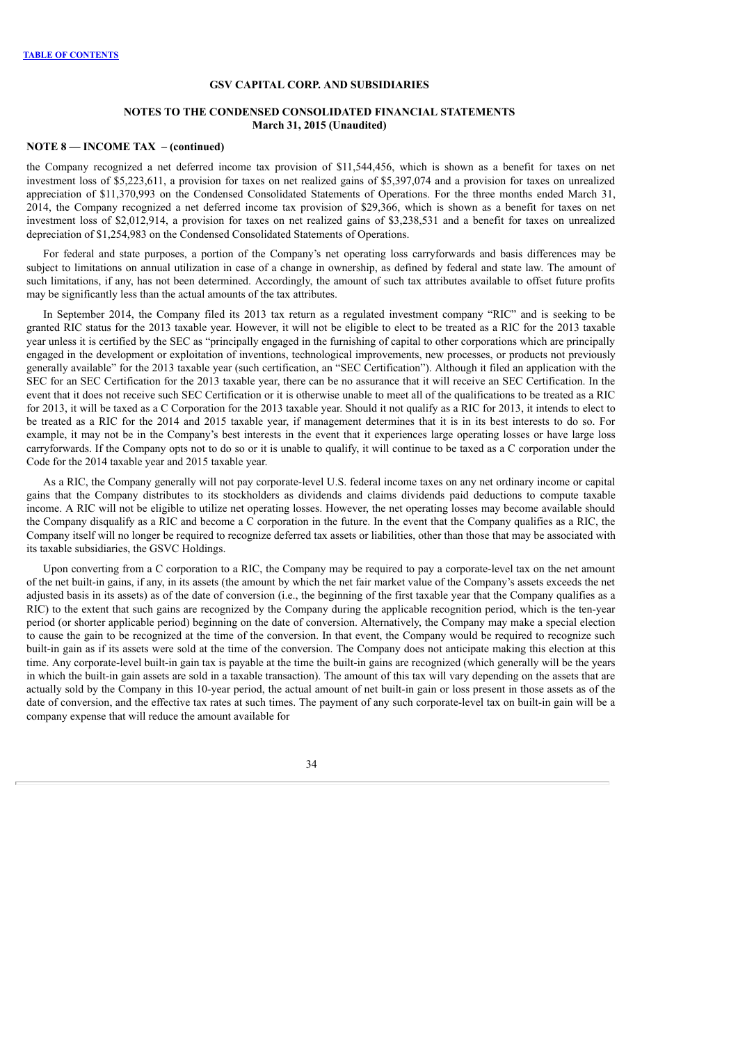**GSV CAPITAL CORP. AND SUBSIDIARIES**

**NOTES TO THE CONDENSED CONSOLIDATED FINANCIAL STATEMENTS**
**March 31, 2015 (Unaudited)**

**NOTE 8 — INCOME TAX – (continued)**

the Company recognized a net deferred income tax provision of $11,544,456, which is shown as a benefit for taxes on net investment loss of $5,223,611, a provision for taxes on net realized gains of $5,397,074 and a provision for taxes on unrealized appreciation of $11,370,993 on the Condensed Consolidated Statements of Operations. For the three months ended March 31, 2014, the Company recognized a net deferred income tax provision of $29,366, which is shown as a benefit for taxes on net investment loss of $2,012,914, a provision for taxes on net realized gains of $3,238,531 and a benefit for taxes on unrealized depreciation of $1,254,983 on the Condensed Consolidated Statements of Operations.

For federal and state purposes, a portion of the Company's net operating loss carryforwards and basis differences may be subject to limitations on annual utilization in case of a change in ownership, as defined by federal and state law. The amount of such limitations, if any, has not been determined. Accordingly, the amount of such tax attributes available to offset future profits may be significantly less than the actual amounts of the tax attributes.

In September 2014, the Company filed its 2013 tax return as a regulated investment company "RIC" and is seeking to be granted RIC status for the 2013 taxable year. However, it will not be eligible to elect to be treated as a RIC for the 2013 taxable year unless it is certified by the SEC as "principally engaged in the furnishing of capital to other corporations which are principally engaged in the development or exploitation of inventions, technological improvements, new processes, or products not previously generally available" for the 2013 taxable year (such certification, an "SEC Certification"). Although it filed an application with the SEC for an SEC Certification for the 2013 taxable year, there can be no assurance that it will receive an SEC Certification. In the event that it does not receive such SEC Certification or it is otherwise unable to meet all of the qualifications to be treated as a RIC for 2013, it will be taxed as a C Corporation for the 2013 taxable year. Should it not qualify as a RIC for 2013, it intends to elect to be treated as a RIC for the 2014 and 2015 taxable year, if management determines that it is in its best interests to do so. For example, it may not be in the Company's best interests in the event that it experiences large operating losses or have large loss carryforwards. If the Company opts not to do so or it is unable to qualify, it will continue to be taxed as a C corporation under the Code for the 2014 taxable year and 2015 taxable year.

As a RIC, the Company generally will not pay corporate-level U.S. federal income taxes on any net ordinary income or capital gains that the Company distributes to its stockholders as dividends and claims dividends paid deductions to compute taxable income. A RIC will not be eligible to utilize net operating losses. However, the net operating losses may become available should the Company disqualify as a RIC and become a C corporation in the future. In the event that the Company qualifies as a RIC, the Company itself will no longer be required to recognize deferred tax assets or liabilities, other than those that may be associated with its taxable subsidiaries, the GSVC Holdings.

Upon converting from a C corporation to a RIC, the Company may be required to pay a corporate-level tax on the net amount of the net built-in gains, if any, in its assets (the amount by which the net fair market value of the Company's assets exceeds the net adjusted basis in its assets) as of the date of conversion (i.e., the beginning of the first taxable year that the Company qualifies as a RIC) to the extent that such gains are recognized by the Company during the applicable recognition period, which is the ten-year period (or shorter applicable period) beginning on the date of conversion. Alternatively, the Company may make a special election to cause the gain to be recognized at the time of the conversion. In that event, the Company would be required to recognize such built-in gain as if its assets were sold at the time of the conversion. The Company does not anticipate making this election at this time. Any corporate-level built-in gain tax is payable at the time the built-in gains are recognized (which generally will be the years in which the built-in gain assets are sold in a taxable transaction). The amount of this tax will vary depending on the assets that are actually sold by the Company in this 10-year period, the actual amount of net built-in gain or loss present in those assets as of the date of conversion, and the effective tax rates at such times. The payment of any such corporate-level tax on built-in gain will be a company expense that will reduce the amount available for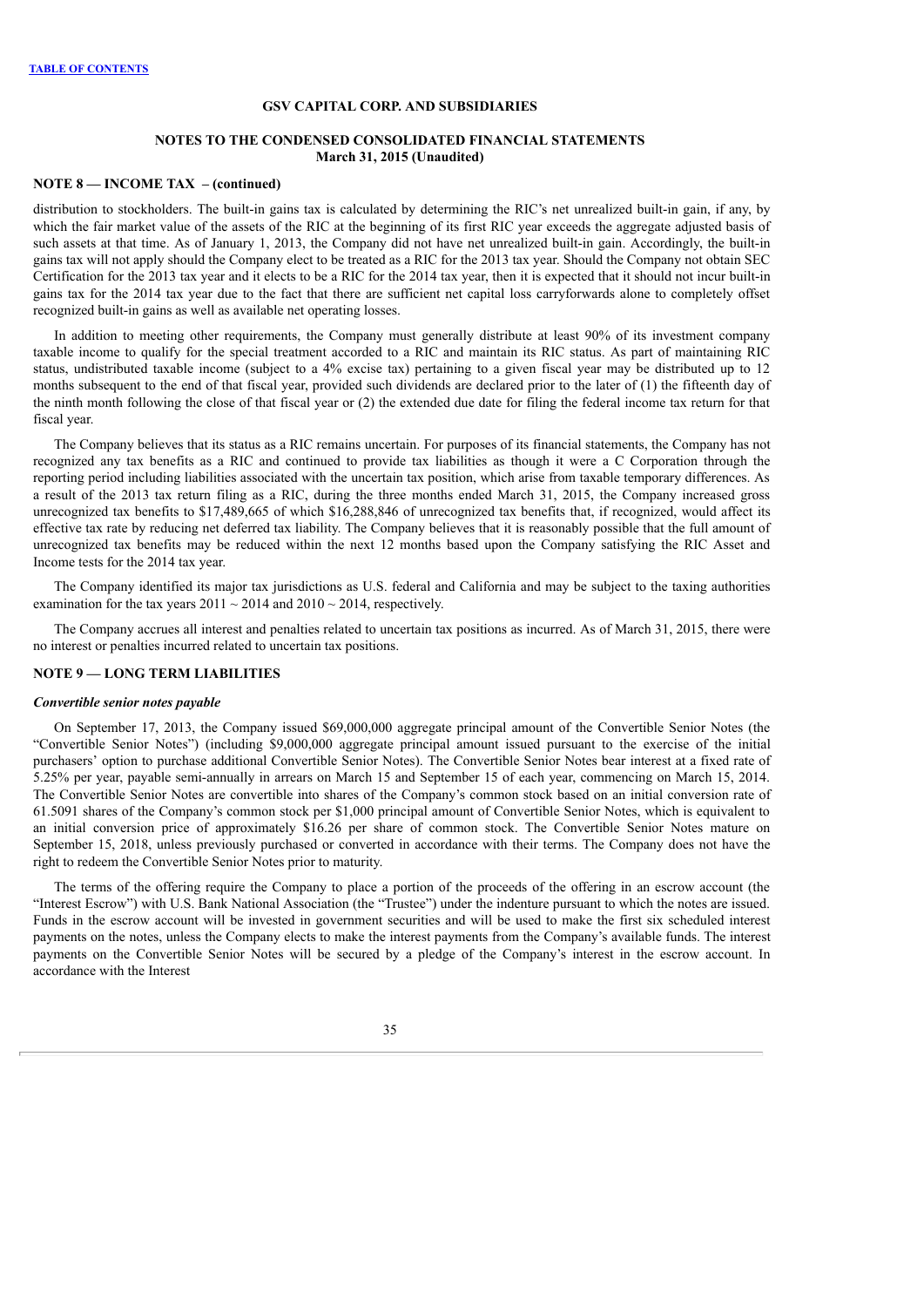**GSV CAPITAL CORP. AND SUBSIDIARIES**

**NOTES TO THE CONDENSED CONSOLIDATED FINANCIAL STATEMENTS**
**March 31, 2015 (Unaudited)**

**NOTE 8 — INCOME TAX – (continued)**

distribution to stockholders. The built-in gains tax is calculated by determining the RIC's net unrealized built-in gain, if any, by which the fair market value of the assets of the RIC at the beginning of its first RIC year exceeds the aggregate adjusted basis of such assets at that time. As of January 1, 2013, the Company did not have net unrealized built-in gain. Accordingly, the built-in gains tax will not apply should the Company elect to be treated as a RIC for the 2013 tax year. Should the Company not obtain SEC Certification for the 2013 tax year and it elects to be a RIC for the 2014 tax year, then it is expected that it should not incur built-in gains tax for the 2014 tax year due to the fact that there are sufficient net capital loss carryforwards alone to completely offset recognized built-in gains as well as available net operating losses.

In addition to meeting other requirements, the Company must generally distribute at least 90% of its investment company taxable income to qualify for the special treatment accorded to a RIC and maintain its RIC status. As part of maintaining RIC status, undistributed taxable income (subject to a 4% excise tax) pertaining to a given fiscal year may be distributed up to 12 months subsequent to the end of that fiscal year, provided such dividends are declared prior to the later of (1) the fifteenth day of the ninth month following the close of that fiscal year or (2) the extended due date for filing the federal income tax return for that fiscal year.

The Company believes that its status as a RIC remains uncertain. For purposes of its financial statements, the Company has not recognized any tax benefits as a RIC and continued to provide tax liabilities as though it were a C Corporation through the reporting period including liabilities associated with the uncertain tax position, which arise from taxable temporary differences. As a result of the 2013 tax return filing as a RIC, during the three months ended March 31, 2015, the Company increased gross unrecognized tax benefits to $17,489,665 of which $16,288,846 of unrecognized tax benefits that, if recognized, would affect its effective tax rate by reducing net deferred tax liability. The Company believes that it is reasonably possible that the full amount of unrecognized tax benefits may be reduced within the next 12 months based upon the Company satisfying the RIC Asset and Income tests for the 2014 tax year.

The Company identified its major tax jurisdictions as U.S. federal and California and may be subject to the taxing authorities examination for the tax years 2011 ~ 2014 and 2010 ~ 2014, respectively.

The Company accrues all interest and penalties related to uncertain tax positions as incurred. As of March 31, 2015, there were no interest or penalties incurred related to uncertain tax positions.

**NOTE 9 — LONG TERM LIABILITIES**

***Convertible senior notes payable***

On September 17, 2013, the Company issued $69,000,000 aggregate principal amount of the Convertible Senior Notes (the "Convertible Senior Notes") (including $9,000,000 aggregate principal amount issued pursuant to the exercise of the initial purchasers' option to purchase additional Convertible Senior Notes). The Convertible Senior Notes bear interest at a fixed rate of 5.25% per year, payable semi-annually in arrears on March 15 and September 15 of each year, commencing on March 15, 2014. The Convertible Senior Notes are convertible into shares of the Company's common stock based on an initial conversion rate of 61.5091 shares of the Company's common stock per $1,000 principal amount of Convertible Senior Notes, which is equivalent to an initial conversion price of approximately $16.26 per share of common stock. The Convertible Senior Notes mature on September 15, 2018, unless previously purchased or converted in accordance with their terms. The Company does not have the right to redeem the Convertible Senior Notes prior to maturity.

The terms of the offering require the Company to place a portion of the proceeds of the offering in an escrow account (the "Interest Escrow") with U.S. Bank National Association (the "Trustee") under the indenture pursuant to which the notes are issued. Funds in the escrow account will be invested in government securities and will be used to make the first six scheduled interest payments on the notes, unless the Company elects to make the interest payments from the Company's available funds. The interest payments on the Convertible Senior Notes will be secured by a pledge of the Company's interest in the escrow account. In accordance with the Interest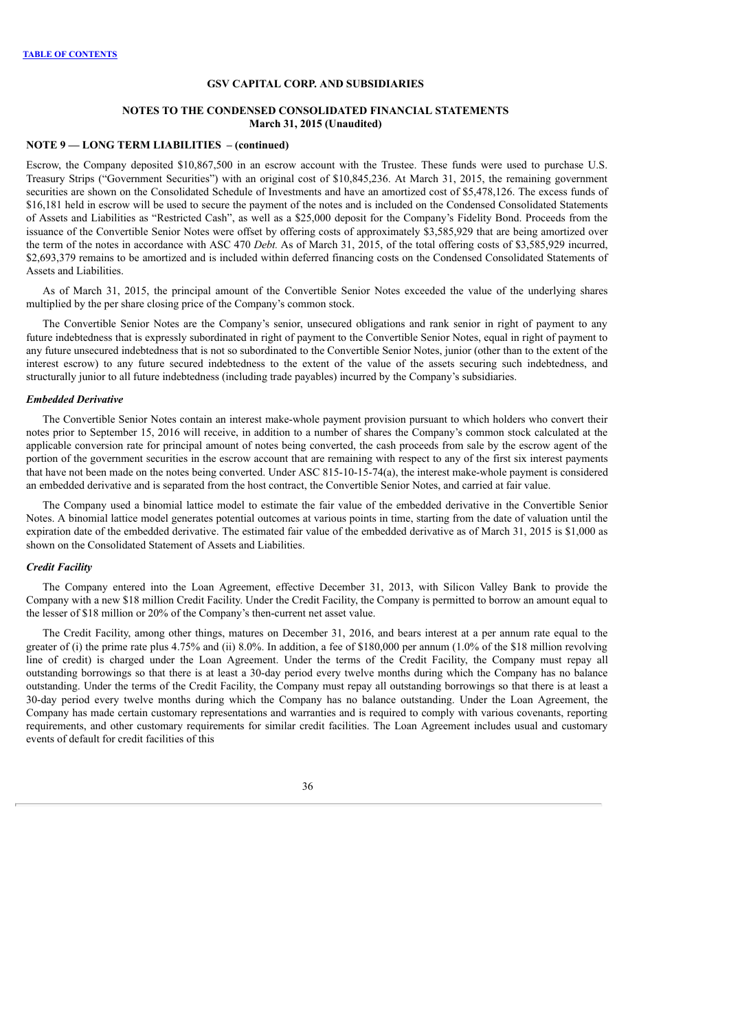**GSV CAPITAL CORP. AND SUBSIDIARIES**

**NOTES TO THE CONDENSED CONSOLIDATED FINANCIAL STATEMENTS**
**March 31, 2015 (Unaudited)**

**NOTE 9 — LONG TERM LIABILITIES – (continued)**

Escrow, the Company deposited $10,867,500 in an escrow account with the Trustee. These funds were used to purchase U.S. Treasury Strips ("Government Securities") with an original cost of $10,845,236. At March 31, 2015, the remaining government securities are shown on the Consolidated Schedule of Investments and have an amortized cost of $5,478,126. The excess funds of $16,181 held in escrow will be used to secure the payment of the notes and is included on the Condensed Consolidated Statements of Assets and Liabilities as "Restricted Cash", as well as a $25,000 deposit for the Company's Fidelity Bond. Proceeds from the issuance of the Convertible Senior Notes were offset by offering costs of approximately $3,585,929 that are being amortized over the term of the notes in accordance with ASC 470 *Debt.* As of March 31, 2015, of the total offering costs of $3,585,929 incurred, $2,693,379 remains to be amortized and is included within deferred financing costs on the Condensed Consolidated Statements of Assets and Liabilities.

As of March 31, 2015, the principal amount of the Convertible Senior Notes exceeded the value of the underlying shares multiplied by the per share closing price of the Company's common stock.

The Convertible Senior Notes are the Company's senior, unsecured obligations and rank senior in right of payment to any future indebtedness that is expressly subordinated in right of payment to the Convertible Senior Notes, equal in right of payment to any future unsecured indebtedness that is not so subordinated to the Convertible Senior Notes, junior (other than to the extent of the interest escrow) to any future secured indebtedness to the extent of the value of the assets securing such indebtedness, and structurally junior to all future indebtedness (including trade payables) incurred by the Company's subsidiaries.

### *Embedded Derivative*

The Convertible Senior Notes contain an interest make-whole payment provision pursuant to which holders who convert their notes prior to September 15, 2016 will receive, in addition to a number of shares the Company's common stock calculated at the applicable conversion rate for principal amount of notes being converted, the cash proceeds from sale by the escrow agent of the portion of the government securities in the escrow account that are remaining with respect to any of the first six interest payments that have not been made on the notes being converted. Under ASC 815-10-15-74(a), the interest make-whole payment is considered an embedded derivative and is separated from the host contract, the Convertible Senior Notes, and carried at fair value.

The Company used a binomial lattice model to estimate the fair value of the embedded derivative in the Convertible Senior Notes. A binomial lattice model generates potential outcomes at various points in time, starting from the date of valuation until the expiration date of the embedded derivative. The estimated fair value of the embedded derivative as of March 31, 2015 is $1,000 as shown on the Consolidated Statement of Assets and Liabilities.

### *Credit Facility*

The Company entered into the Loan Agreement, effective December 31, 2013, with Silicon Valley Bank to provide the Company with a new $18 million Credit Facility. Under the Credit Facility, the Company is permitted to borrow an amount equal to the lesser of $18 million or 20% of the Company's then-current net asset value.

The Credit Facility, among other things, matures on December 31, 2016, and bears interest at a per annum rate equal to the greater of (i) the prime rate plus 4.75% and (ii) 8.0%. In addition, a fee of $180,000 per annum (1.0% of the $18 million revolving line of credit) is charged under the Loan Agreement. Under the terms of the Credit Facility, the Company must repay all outstanding borrowings so that there is at least a 30-day period every twelve months during which the Company has no balance outstanding. Under the terms of the Credit Facility, the Company must repay all outstanding borrowings so that there is at least a 30-day period every twelve months during which the Company has no balance outstanding. Under the Loan Agreement, the Company has made certain customary representations and warranties and is required to comply with various covenants, reporting requirements, and other customary requirements for similar credit facilities. The Loan Agreement includes usual and customary events of default for credit facilities of this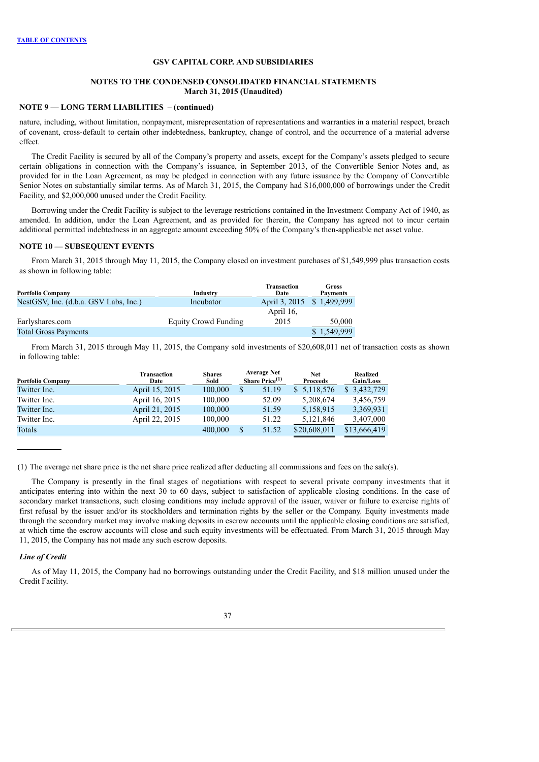**NOTES TO THE CONDENSED CONSOLIDATED FINANCIAL STATEMENTS**
**March 31, 2015 (Unaudited)**

### NOTE 9 — LONG TERM LIABILITIES – (continued)

nature, including, without limitation, nonpayment, misrepresentation of representations and warranties in a material respect, breach of covenant, cross-default to certain other indebtedness, bankruptcy, change of control, and the occurrence of a material adverse effect.

The Credit Facility is secured by all of the Company's property and assets, except for the Company's assets pledged to secure certain obligations in connection with the Company's issuance, in September 2013, of the Convertible Senior Notes and, as provided for in the Loan Agreement, as may be pledged in connection with any future issuance by the Company of Convertible Senior Notes on substantially similar terms. As of March 31, 2015, the Company had $16,000,000 of borrowings under the Credit Facility, and $2,000,000 unused under the Credit Facility.

Borrowing under the Credit Facility is subject to the leverage restrictions contained in the Investment Company Act of 1940, as amended. In addition, under the Loan Agreement, and as provided for therein, the Company has agreed not to incur certain additional permitted indebtedness in an aggregate amount exceeding 50% of the Company's then-applicable net asset value.

### NOTE 10 — SUBSEQUENT EVENTS

From March 31, 2015 through May 11, 2015, the Company closed on investment purchases of $1,549,999 plus transaction costs as shown in following table:

| Portfolio Company | Industry | Transaction Date | Gross Payments |
|---|---|---|---|
| NestGSV, Inc. (d.b.a. GSV Labs, Inc.) | Incubator | April 3, 2015 | $ 1,499,999 |
| Earlyshares.com | Equity Crowd Funding | April 16, 2015 | 50,000 |
| Total Gross Payments | | | $ 1,549,999 |

From March 31, 2015 through May 11, 2015, the Company sold investments of $20,608,011 net of transaction costs as shown in following table:

| Portfolio Company | Transaction Date | Shares Sold | Average Net Share Price(1) | Net Proceeds | Realized Gain/Loss |
|---|---|---|---|---|---|
| Twitter Inc. | April 15, 2015 | 100,000 | $ 51.19 | $ 5,118,576 | $ 3,432,729 |
| Twitter Inc. | April 16, 2015 | 100,000 | 52.09 | 5,208,674 | 3,456,759 |
| Twitter Inc. | April 21, 2015 | 100,000 | 51.59 | 5,158,915 | 3,369,931 |
| Twitter Inc. | April 22, 2015 | 100,000 | 51.22 | 5,121,846 | 3,407,000 |
| Totals | | 400,000 | $ 51.52 | $20,608,011 | $13,666,419 |

(1) The average net share price is the net share price realized after deducting all commissions and fees on the sale(s).

The Company is presently in the final stages of negotiations with respect to several private company investments that it anticipates entering into within the next 30 to 60 days, subject to satisfaction of applicable closing conditions. In the case of secondary market transactions, such closing conditions may include approval of the issuer, waiver or failure to exercise rights of first refusal by the issuer and/or its stockholders and termination rights by the seller or the Company. Equity investments made through the secondary market may involve making deposits in escrow accounts until the applicable closing conditions are satisfied, at which time the escrow accounts will close and such equity investments will be effectuated. From March 31, 2015 through May 11, 2015, the Company has not made any such escrow deposits.

#### *Line of Credit*

As of May 11, 2015, the Company had no borrowings outstanding under the Credit Facility, and $18 million unused under the Credit Facility.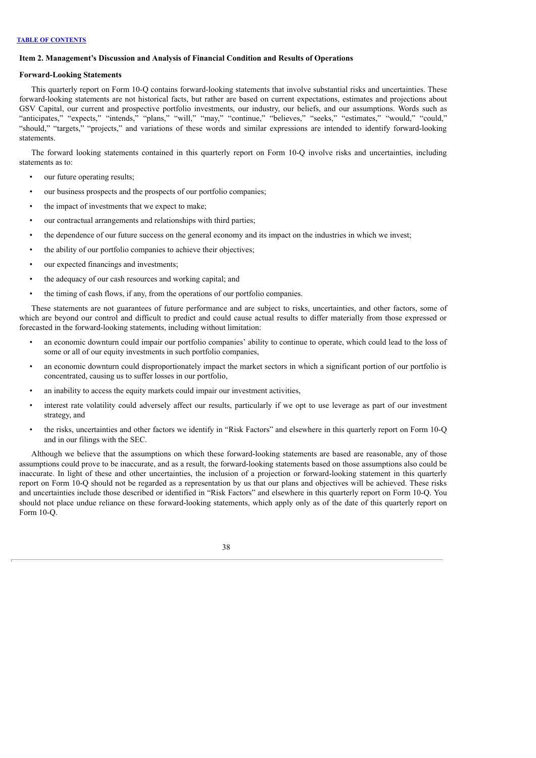## Item 2. Management's Discussion and Analysis of Financial Condition and Results of Operations

### Forward-Looking Statements

This quarterly report on Form 10-Q contains forward-looking statements that involve substantial risks and uncertainties. These forward-looking statements are not historical facts, but rather are based on current expectations, estimates and projections about GSV Capital, our current and prospective portfolio investments, our industry, our beliefs, and our assumptions. Words such as "anticipates," "expects," "intends," "plans," "will," "may," "continue," "believes," "seeks," "estimates," "would," "could," "should," "targets," "projects," and variations of these words and similar expressions are intended to identify forward-looking statements.

The forward looking statements contained in this quarterly report on Form 10-Q involve risks and uncertainties, including statements as to:

- our future operating results;
- our business prospects and the prospects of our portfolio companies;
- the impact of investments that we expect to make;
- our contractual arrangements and relationships with third parties;
- the dependence of our future success on the general economy and its impact on the industries in which we invest;
- the ability of our portfolio companies to achieve their objectives;
- our expected financings and investments;
- the adequacy of our cash resources and working capital; and
- the timing of cash flows, if any, from the operations of our portfolio companies.

These statements are not guarantees of future performance and are subject to risks, uncertainties, and other factors, some of which are beyond our control and difficult to predict and could cause actual results to differ materially from those expressed or forecasted in the forward-looking statements, including without limitation:

- an economic downturn could impair our portfolio companies' ability to continue to operate, which could lead to the loss of some or all of our equity investments in such portfolio companies,
- an economic downturn could disproportionately impact the market sectors in which a significant portion of our portfolio is concentrated, causing us to suffer losses in our portfolio,
- an inability to access the equity markets could impair our investment activities,
- interest rate volatility could adversely affect our results, particularly if we opt to use leverage as part of our investment strategy, and
- the risks, uncertainties and other factors we identify in "Risk Factors" and elsewhere in this quarterly report on Form 10-Q and in our filings with the SEC.

Although we believe that the assumptions on which these forward-looking statements are based are reasonable, any of those assumptions could prove to be inaccurate, and as a result, the forward-looking statements based on those assumptions also could be inaccurate. In light of these and other uncertainties, the inclusion of a projection or forward-looking statement in this quarterly report on Form 10-Q should not be regarded as a representation by us that our plans and objectives will be achieved. These risks and uncertainties include those described or identified in "Risk Factors" and elsewhere in this quarterly report on Form 10-Q. You should not place undue reliance on these forward-looking statements, which apply only as of the date of this quarterly report on Form 10-Q.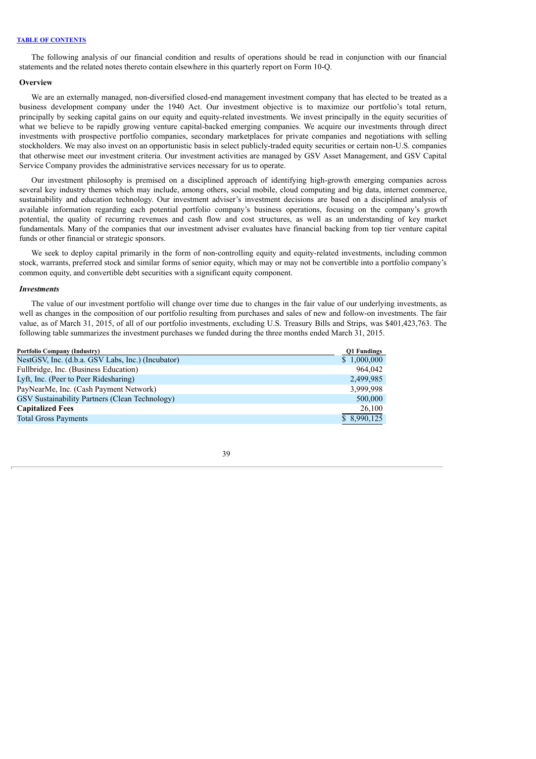The following analysis of our financial condition and results of operations should be read in conjunction with our financial statements and the related notes thereto contain elsewhere in this quarterly report on Form 10-Q.

## Overview

We are an externally managed, non-diversified closed-end management investment company that has elected to be treated as a business development company under the 1940 Act. Our investment objective is to maximize our portfolio's total return, principally by seeking capital gains on our equity and equity-related investments. We invest principally in the equity securities of what we believe to be rapidly growing venture capital-backed emerging companies. We acquire our investments through direct investments with prospective portfolio companies, secondary marketplaces for private companies and negotiations with selling stockholders. We may also invest on an opportunistic basis in select publicly-traded equity securities or certain non-U.S. companies that otherwise meet our investment criteria. Our investment activities are managed by GSV Asset Management, and GSV Capital Service Company provides the administrative services necessary for us to operate.

Our investment philosophy is premised on a disciplined approach of identifying high-growth emerging companies across several key industry themes which may include, among others, social mobile, cloud computing and big data, internet commerce, sustainability and education technology. Our investment adviser's investment decisions are based on a disciplined analysis of available information regarding each potential portfolio company's business operations, focusing on the company's growth potential, the quality of recurring revenues and cash flow and cost structures, as well as an understanding of key market fundamentals. Many of the companies that our investment adviser evaluates have financial backing from top tier venture capital funds or other financial or strategic sponsors.

We seek to deploy capital primarily in the form of non-controlling equity and equity-related investments, including common stock, warrants, preferred stock and similar forms of senior equity, which may or may not be convertible into a portfolio company's common equity, and convertible debt securities with a significant equity component.

### *Investments*

The value of our investment portfolio will change over time due to changes in the fair value of our underlying investments, as well as changes in the composition of our portfolio resulting from purchases and sales of new and follow-on investments. The fair value, as of March 31, 2015, of all of our portfolio investments, excluding U.S. Treasury Bills and Strips, was $401,423,763. The following table summarizes the investment purchases we funded during the three months ended March 31, 2015.

| Portfolio Company (Industry) | Q1 Fundings |
|---|---|
| NestGSV, Inc. (d.b.a. GSV Labs, Inc.) (Incubator) | $ 1,000,000 |
| Fullbridge, Inc. (Business Education) | 964,042 |
| Lyft, Inc. (Peer to Peer Ridesharing) | 2,499,985 |
| PayNearMe, Inc. (Cash Payment Network) | 3,999,998 |
| GSV Sustainability Partners (Clean Technology) | 500,000 |
| **Capitalized Fees** | 26,100 |
| Total Gross Payments | $ 8,990,125 |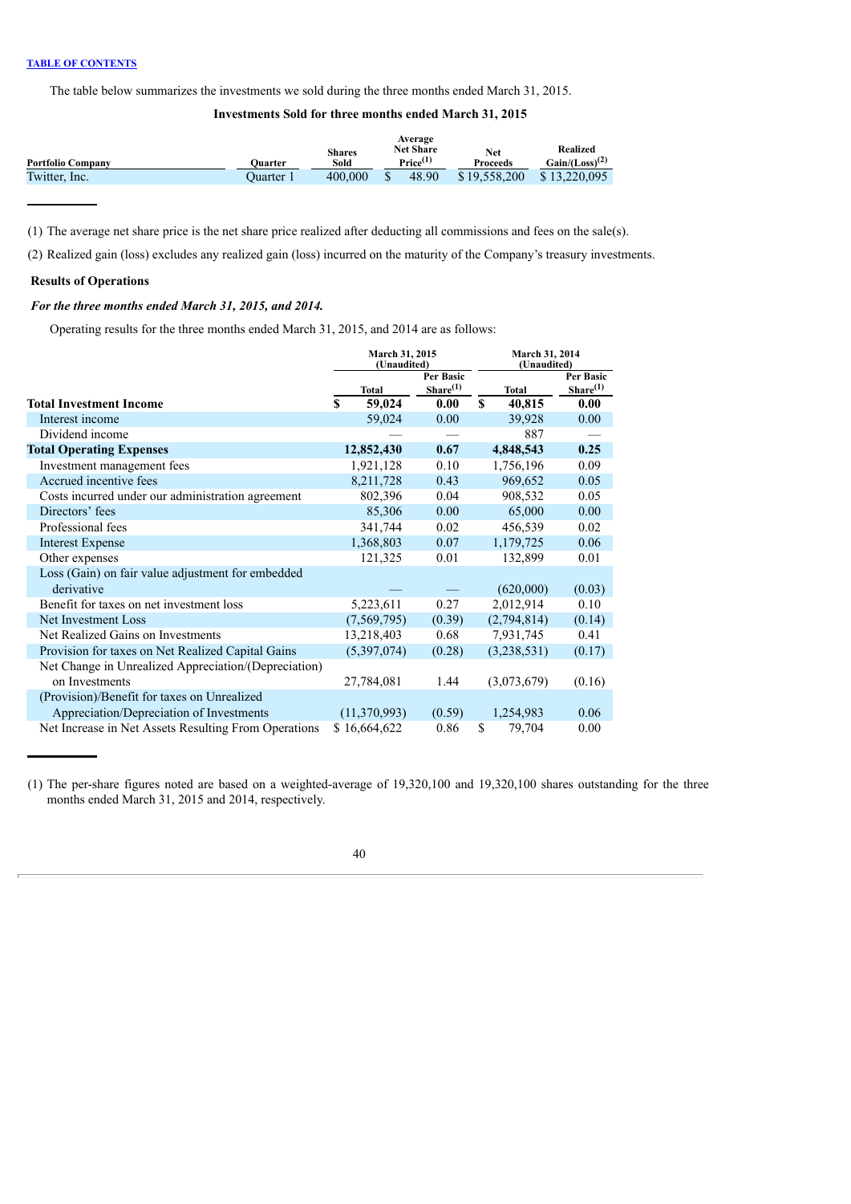TABLE OF CONTENTS

The table below summarizes the investments we sold during the three months ended March 31, 2015.

**Investments Sold for three months ended March 31, 2015**

| Portfolio Company | Quarter | Shares Sold | Average Net Share Price[(1)] | Net Proceeds | Realized Gain/(Loss)[(2)] |
|---|---|---|---|---|---|
| Twitter, Inc. | Quarter 1 | 400,000 | $ 48.90 | $ 19,558,200 | $ 13,220,095 |

(1) The average net share price is the net share price realized after deducting all commissions and fees on the sale(s).

(2) Realized gain (loss) excludes any realized gain (loss) incurred on the maturity of the Company's treasury investments.

**Results of Operations**

***For the three months ended March 31, 2015, and 2014.***

Operating results for the three months ended March 31, 2015, and 2014 are as follows:

| | March 31, 2015 (Unaudited) | | March 31, 2014 (Unaudited) | |
|---|---|---|---|---|
| | Total | Per Basic Share[(1)] | Total | Per Basic Share[(1)] |
| **Total Investment Income** | **$ 59,024** | **0.00** | **$ 40,815** | **0.00** |
| Interest income | 59,024 | 0.00 | 39,928 | 0.00 |
| Dividend income | — | — | 887 | — |
| **Total Operating Expenses** | **12,852,430** | **0.67** | **4,848,543** | **0.25** |
| Investment management fees | 1,921,128 | 0.10 | 1,756,196 | 0.09 |
| Accrued incentive fees | 8,211,728 | 0.43 | 969,652 | 0.05 |
| Costs incurred under our administration agreement | 802,396 | 0.04 | 908,532 | 0.05 |
| Directors' fees | 85,306 | 0.00 | 65,000 | 0.00 |
| Professional fees | 341,744 | 0.02 | 456,539 | 0.02 |
| Interest Expense | 1,368,803 | 0.07 | 1,179,725 | 0.06 |
| Other expenses | 121,325 | 0.01 | 132,899 | 0.01 |
| Loss (Gain) on fair value adjustment for embedded derivative | — | — | (620,000) | (0.03) |
| Benefit for taxes on net investment loss | 5,223,611 | 0.27 | 2,012,914 | 0.10 |
| Net Investment Loss | (7,569,795) | (0.39) | (2,794,814) | (0.14) |
| Net Realized Gains on Investments | 13,218,403 | 0.68 | 7,931,745 | 0.41 |
| Provision for taxes on Net Realized Capital Gains | (5,397,074) | (0.28) | (3,238,531) | (0.17) |
| Net Change in Unrealized Appreciation/(Depreciation) on Investments | 27,784,081 | 1.44 | (3,073,679) | (0.16) |
| (Provision)/Benefit for taxes on Unrealized Appreciation/Depreciation of Investments | (11,370,993) | (0.59) | 1,254,983 | 0.06 |
| Net Increase in Net Assets Resulting From Operations | $ 16,664,622 | 0.86 | $ 79,704 | 0.00 |

(1) The per-share figures noted are based on a weighted-average of 19,320,100 and 19,320,100 shares outstanding for the three months ended March 31, 2015 and 2014, respectively.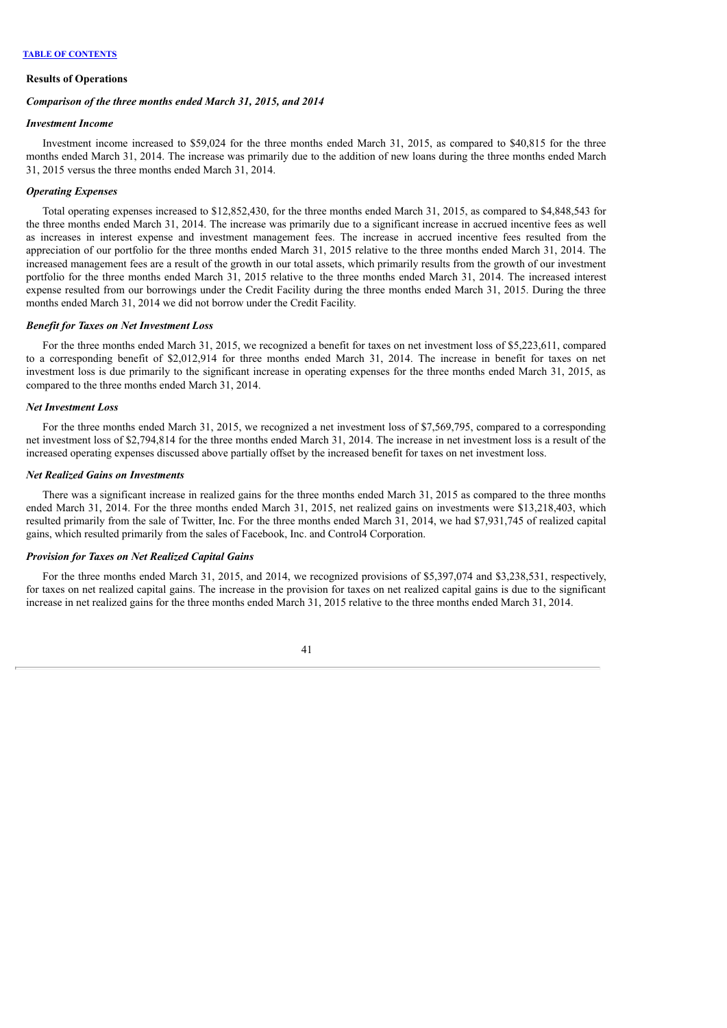[TABLE OF CONTENTS](#)

**Results of Operations**

***Comparison of the three months ended March 31, 2015, and 2014***

***Investment Income***

Investment income increased to $59,024 for the three months ended March 31, 2015, as compared to $40,815 for the three months ended March 31, 2014. The increase was primarily due to the addition of new loans during the three months ended March 31, 2015 versus the three months ended March 31, 2014.

***Operating Expenses***

Total operating expenses increased to $12,852,430, for the three months ended March 31, 2015, as compared to $4,848,543 for the three months ended March 31, 2014. The increase was primarily due to a significant increase in accrued incentive fees as well as increases in interest expense and investment management fees. The increase in accrued incentive fees resulted from the appreciation of our portfolio for the three months ended March 31, 2015 relative to the three months ended March 31, 2014. The increased management fees are a result of the growth in our total assets, which primarily results from the growth of our investment portfolio for the three months ended March 31, 2015 relative to the three months ended March 31, 2014. The increased interest expense resulted from our borrowings under the Credit Facility during the three months ended March 31, 2015. During the three months ended March 31, 2014 we did not borrow under the Credit Facility.

***Benefit for Taxes on Net Investment Loss***

For the three months ended March 31, 2015, we recognized a benefit for taxes on net investment loss of $5,223,611, compared to a corresponding benefit of $2,012,914 for three months ended March 31, 2014. The increase in benefit for taxes on net investment loss is due primarily to the significant increase in operating expenses for the three months ended March 31, 2015, as compared to the three months ended March 31, 2014.

***Net Investment Loss***

For the three months ended March 31, 2015, we recognized a net investment loss of $7,569,795, compared to a corresponding net investment loss of $2,794,814 for the three months ended March 31, 2014. The increase in net investment loss is a result of the increased operating expenses discussed above partially offset by the increased benefit for taxes on net investment loss.

***Net Realized Gains on Investments***

There was a significant increase in realized gains for the three months ended March 31, 2015 as compared to the three months ended March 31, 2014. For the three months ended March 31, 2015, net realized gains on investments were $13,218,403, which resulted primarily from the sale of Twitter, Inc. For the three months ended March 31, 2014, we had $7,931,745 of realized capital gains, which resulted primarily from the sales of Facebook, Inc. and Control4 Corporation.

***Provision for Taxes on Net Realized Capital Gains***

For the three months ended March 31, 2015, and 2014, we recognized provisions of $5,397,074 and $3,238,531, respectively, for taxes on net realized capital gains. The increase in the provision for taxes on net realized capital gains is due to the significant increase in net realized gains for the three months ended March 31, 2015 relative to the three months ended March 31, 2014.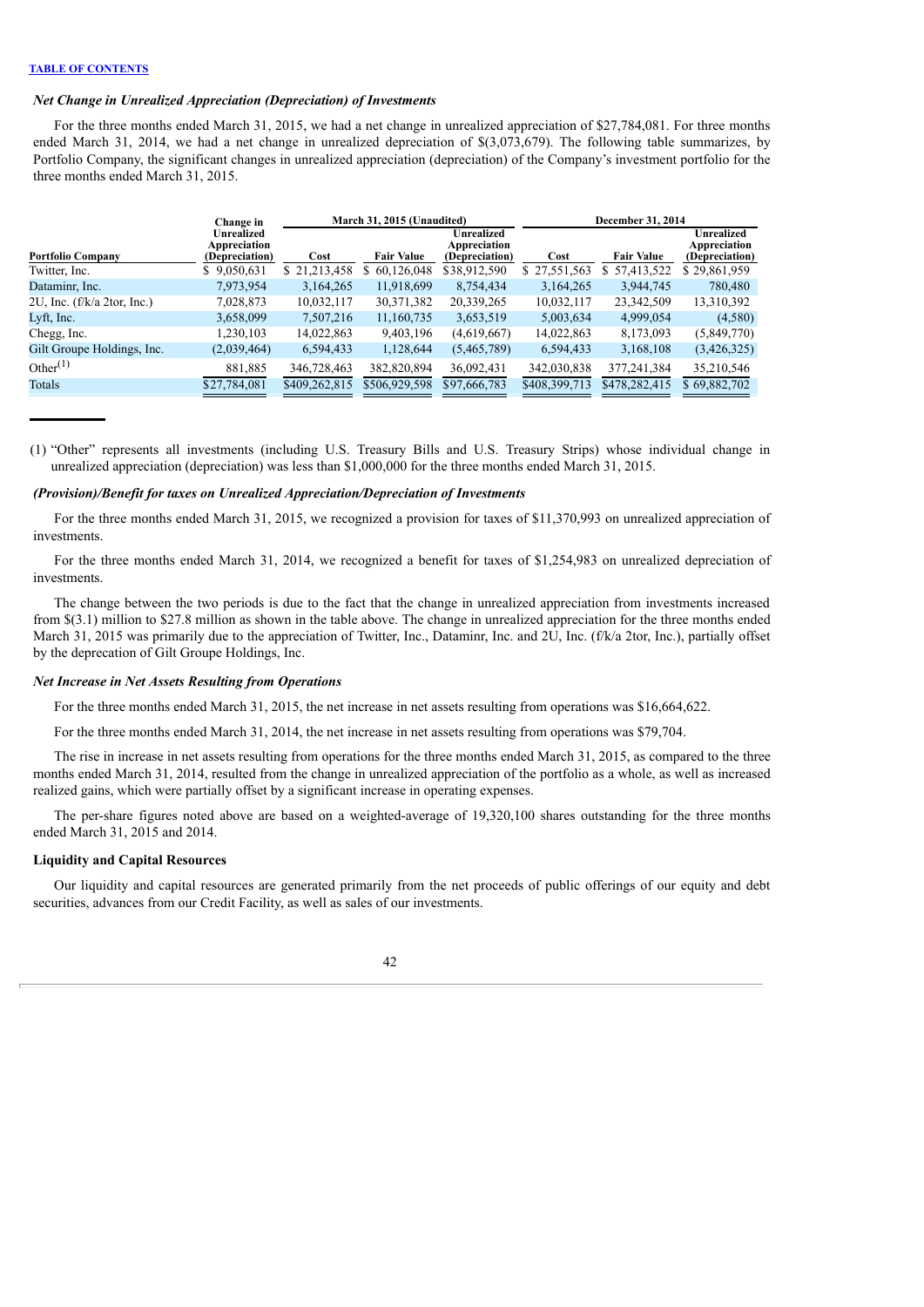TABLE OF CONTENTS

### *Net Change in Unrealized Appreciation (Depreciation) of Investments*

For the three months ended March 31, 2015, we had a net change in unrealized appreciation of $27,784,081. For three months ended March 31, 2014, we had a net change in unrealized depreciation of $(3,073,679). The following table summarizes, by Portfolio Company, the significant changes in unrealized appreciation (depreciation) of the Company's investment portfolio for the three months ended March 31, 2015.

| Portfolio Company | Change in Unrealized Appreciation (Depreciation) | March 31, 2015 (Unaudited) Cost | March 31, 2015 (Unaudited) Fair Value | March 31, 2015 (Unaudited) Unrealized Appreciation (Depreciation) | December 31, 2014 Cost | December 31, 2014 Fair Value | December 31, 2014 Unrealized Appreciation (Depreciation) |
|---|---|---|---|---|---|---|---|
| Twitter, Inc. | $ 9,050,631 | $ 21,213,458 | $ 60,126,048 | $38,912,590 | $ 27,551,563 | $ 57,413,522 | $ 29,861,959 |
| Dataminr, Inc. | 7,973,954 | 3,164,265 | 11,918,699 | 8,754,434 | 3,164,265 | 3,944,745 | 780,480 |
| 2U, Inc. (f/k/a 2tor, Inc.) | 7,028,873 | 10,032,117 | 30,371,382 | 20,339,265 | 10,032,117 | 23,342,509 | 13,310,392 |
| Lyft, Inc. | 3,658,099 | 7,507,216 | 11,160,735 | 3,653,519 | 5,003,634 | 4,999,054 | (4,580) |
| Chegg, Inc. | 1,230,103 | 14,022,863 | 9,403,196 | (4,619,667) | 14,022,863 | 8,173,093 | (5,849,770) |
| Gilt Groupe Holdings, Inc. | (2,039,464) | 6,594,433 | 1,128,644 | (5,465,789) | 6,594,433 | 3,168,108 | (3,426,325) |
| Other[1] | 881,885 | 346,728,463 | 382,820,894 | 36,092,431 | 342,030,838 | 377,241,384 | 35,210,546 |
| Totals | $27,784,081 | $409,262,815 | $506,929,598 | $97,666,783 | $408,399,713 | $478,282,415 | $ 69,882,702 |

(1) "Other" represents all investments (including U.S. Treasury Bills and U.S. Treasury Strips) whose individual change in unrealized appreciation (depreciation) was less than $1,000,000 for the three months ended March 31, 2015.

### *(Provision)/Benefit for taxes on Unrealized Appreciation/Depreciation of Investments*

For the three months ended March 31, 2015, we recognized a provision for taxes of $11,370,993 on unrealized appreciation of investments.

For the three months ended March 31, 2014, we recognized a benefit for taxes of $1,254,983 on unrealized depreciation of investments.

The change between the two periods is due to the fact that the change in unrealized appreciation from investments increased from $(3.1) million to $27.8 million as shown in the table above. The change in unrealized appreciation for the three months ended March 31, 2015 was primarily due to the appreciation of Twitter, Inc., Dataminr, Inc. and 2U, Inc. (f/k/a 2tor, Inc.), partially offset by the deprecation of Gilt Groupe Holdings, Inc.

### *Net Increase in Net Assets Resulting from Operations*

For the three months ended March 31, 2015, the net increase in net assets resulting from operations was $16,664,622.

For the three months ended March 31, 2014, the net increase in net assets resulting from operations was $79,704.

The rise in increase in net assets resulting from operations for the three months ended March 31, 2015, as compared to the three months ended March 31, 2014, resulted from the change in unrealized appreciation of the portfolio as a whole, as well as increased realized gains, which were partially offset by a significant increase in operating expenses.

The per-share figures noted above are based on a weighted-average of 19,320,100 shares outstanding for the three months ended March 31, 2015 and 2014.

### Liquidity and Capital Resources

Our liquidity and capital resources are generated primarily from the net proceeds of public offerings of our equity and debt securities, advances from our Credit Facility, as well as sales of our investments.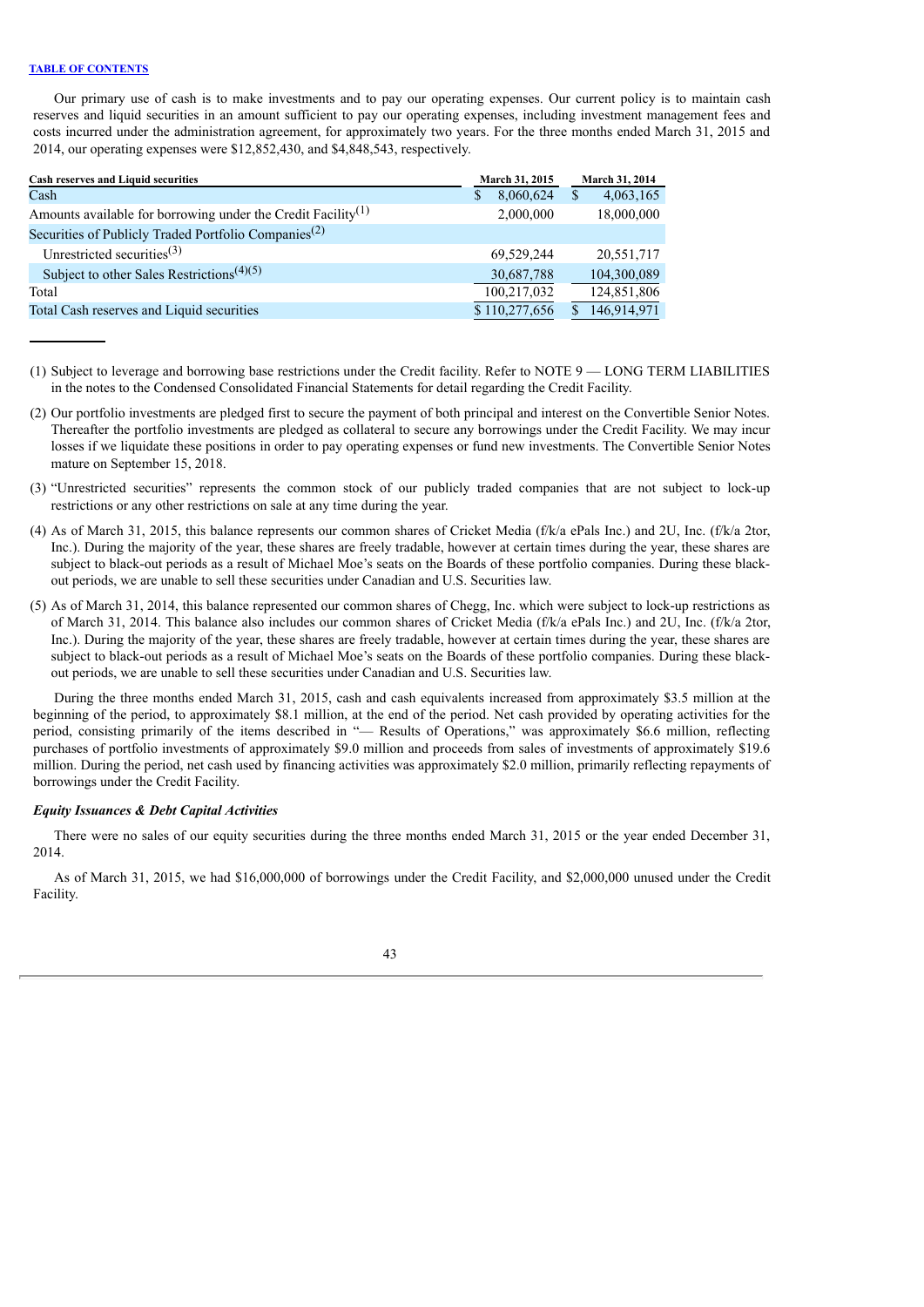Our primary use of cash is to make investments and to pay our operating expenses. Our current policy is to maintain cash reserves and liquid securities in an amount sufficient to pay our operating expenses, including investment management fees and costs incurred under the administration agreement, for approximately two years. For the three months ended March 31, 2015 and 2014, our operating expenses were $12,852,430, and $4,848,543, respectively.

| Cash reserves and Liquid securities | March 31, 2015 | March 31, 2014 |
|---|---|---|
| Cash | $ 8,060,624 | $ 4,063,165 |
| Amounts available for borrowing under the Credit Facility[1] | 2,000,000 | 18,000,000 |
| Securities of Publicly Traded Portfolio Companies[2] | | |
| Unrestricted securities[3] | 69,529,244 | 20,551,717 |
| Subject to other Sales Restrictions[4][5] | 30,687,788 | 104,300,089 |
| Total | 100,217,032 | 124,851,806 |
| Total Cash reserves and Liquid securities | $ 110,277,656 | $ 146,914,971 |

(1) Subject to leverage and borrowing base restrictions under the Credit facility. Refer to NOTE 9 — LONG TERM LIABILITIES in the notes to the Condensed Consolidated Financial Statements for detail regarding the Credit Facility.

(2) Our portfolio investments are pledged first to secure the payment of both principal and interest on the Convertible Senior Notes. Thereafter the portfolio investments are pledged as collateral to secure any borrowings under the Credit Facility. We may incur losses if we liquidate these positions in order to pay operating expenses or fund new investments. The Convertible Senior Notes mature on September 15, 2018.

(3) "Unrestricted securities" represents the common stock of our publicly traded companies that are not subject to lock-up restrictions or any other restrictions on sale at any time during the year.

(4) As of March 31, 2015, this balance represents our common shares of Cricket Media (f/k/a ePals Inc.) and 2U, Inc. (f/k/a 2tor, Inc.). During the majority of the year, these shares are freely tradable, however at certain times during the year, these shares are subject to black-out periods as a result of Michael Moe's seats on the Boards of these portfolio companies. During these black-out periods, we are unable to sell these securities under Canadian and U.S. Securities law.

(5) As of March 31, 2014, this balance represented our common shares of Chegg, Inc. which were subject to lock-up restrictions as of March 31, 2014. This balance also includes our common shares of Cricket Media (f/k/a ePals Inc.) and 2U, Inc. (f/k/a 2tor, Inc.). During the majority of the year, these shares are freely tradable, however at certain times during the year, these shares are subject to black-out periods as a result of Michael Moe's seats on the Boards of these portfolio companies. During these black-out periods, we are unable to sell these securities under Canadian and U.S. Securities law.

During the three months ended March 31, 2015, cash and cash equivalents increased from approximately $3.5 million at the beginning of the period, to approximately $8.1 million, at the end of the period. Net cash provided by operating activities for the period, consisting primarily of the items described in "— Results of Operations," was approximately $6.6 million, reflecting purchases of portfolio investments of approximately $9.0 million and proceeds from sales of investments of approximately $19.6 million. During the period, net cash used by financing activities was approximately $2.0 million, primarily reflecting repayments of borrowings under the Credit Facility.

***Equity Issuances & Debt Capital Activities***

There were no sales of our equity securities during the three months ended March 31, 2015 or the year ended December 31, 2014.

As of March 31, 2015, we had $16,000,000 of borrowings under the Credit Facility, and $2,000,000 unused under the Credit Facility.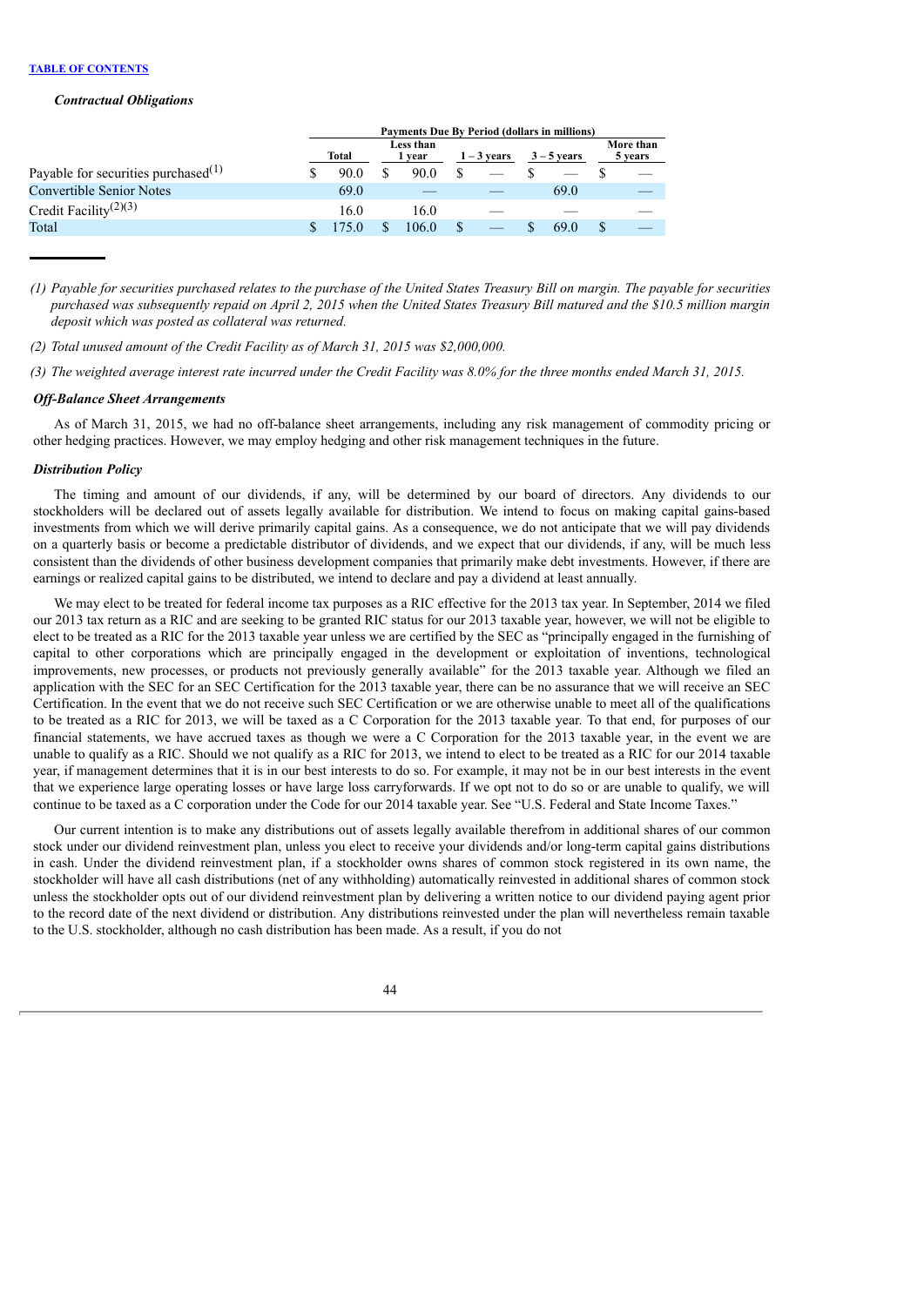*Contractual Obligations*

| | Payments Due By Period (dollars in millions) | | | | |
|---|---|---|---|---|---|
| | Total | Less than 1 year | 1 – 3 years | 3 – 5 years | More than 5 years |
| Payable for securities purchased[(1)] | $ 90.0 | $ 90.0 | $ — | $ — | $ — |
| Convertible Senior Notes | 69.0 | — | — | 69.0 | — |
| Credit Facility[(2)(3)] | 16.0 | 16.0 | — | — | — |
| Total | $ 175.0 | $ 106.0 | $ — | $ 69.0 | $ — |

*(1) Payable for securities purchased relates to the purchase of the United States Treasury Bill on margin. The payable for securities purchased was subsequently repaid on April 2, 2015 when the United States Treasury Bill matured and the $10.5 million margin deposit which was posted as collateral was returned.*

*(2) Total unused amount of the Credit Facility as of March 31, 2015 was $2,000,000.*

*(3) The weighted average interest rate incurred under the Credit Facility was 8.0% for the three months ended March 31, 2015.*

***Off-Balance Sheet Arrangements***

As of March 31, 2015, we had no off-balance sheet arrangements, including any risk management of commodity pricing or other hedging practices. However, we may employ hedging and other risk management techniques in the future.

***Distribution Policy***

The timing and amount of our dividends, if any, will be determined by our board of directors. Any dividends to our stockholders will be declared out of assets legally available for distribution. We intend to focus on making capital gains-based investments from which we will derive primarily capital gains. As a consequence, we do not anticipate that we will pay dividends on a quarterly basis or become a predictable distributor of dividends, and we expect that our dividends, if any, will be much less consistent than the dividends of other business development companies that primarily make debt investments. However, if there are earnings or realized capital gains to be distributed, we intend to declare and pay a dividend at least annually.

We may elect to be treated for federal income tax purposes as a RIC effective for the 2013 tax year. In September, 2014 we filed our 2013 tax return as a RIC and are seeking to be granted RIC status for our 2013 taxable year, however, we will not be eligible to elect to be treated as a RIC for the 2013 taxable year unless we are certified by the SEC as "principally engaged in the furnishing of capital to other corporations which are principally engaged in the development or exploitation of inventions, technological improvements, new processes, or products not previously generally available" for the 2013 taxable year. Although we filed an application with the SEC for an SEC Certification for the 2013 taxable year, there can be no assurance that we will receive an SEC Certification. In the event that we do not receive such SEC Certification or we are otherwise unable to meet all of the qualifications to be treated as a RIC for 2013, we will be taxed as a C Corporation for the 2013 taxable year. To that end, for purposes of our financial statements, we have accrued taxes as though we were a C Corporation for the 2013 taxable year, in the event we are unable to qualify as a RIC. Should we not qualify as a RIC for 2013, we intend to elect to be treated as a RIC for our 2014 taxable year, if management determines that it is in our best interests to do so. For example, it may not be in our best interests in the event that we experience large operating losses or have large loss carryforwards. If we opt not to do so or are unable to qualify, we will continue to be taxed as a C corporation under the Code for our 2014 taxable year. See "U.S. Federal and State Income Taxes."

Our current intention is to make any distributions out of assets legally available therefrom in additional shares of our common stock under our dividend reinvestment plan, unless you elect to receive your dividends and/or long-term capital gains distributions in cash. Under the dividend reinvestment plan, if a stockholder owns shares of common stock registered in its own name, the stockholder will have all cash distributions (net of any withholding) automatically reinvested in additional shares of common stock unless the stockholder opts out of our dividend reinvestment plan by delivering a written notice to our dividend paying agent prior to the record date of the next dividend or distribution. Any distributions reinvested under the plan will nevertheless remain taxable to the U.S. stockholder, although no cash distribution has been made. As a result, if you do not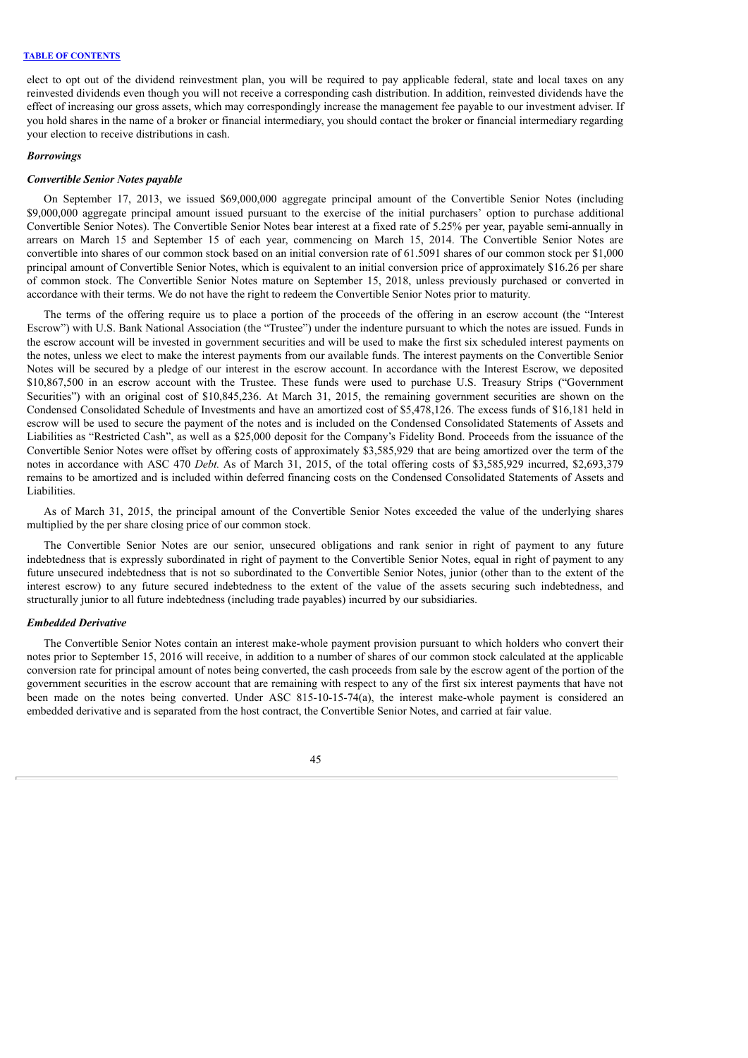elect to opt out of the dividend reinvestment plan, you will be required to pay applicable federal, state and local taxes on any reinvested dividends even though you will not receive a corresponding cash distribution. In addition, reinvested dividends have the effect of increasing our gross assets, which may correspondingly increase the management fee payable to our investment adviser. If you hold shares in the name of a broker or financial intermediary, you should contact the broker or financial intermediary regarding your election to receive distributions in cash.

***Borrowings***

***Convertible Senior Notes payable***

On September 17, 2013, we issued $69,000,000 aggregate principal amount of the Convertible Senior Notes (including $9,000,000 aggregate principal amount issued pursuant to the exercise of the initial purchasers' option to purchase additional Convertible Senior Notes). The Convertible Senior Notes bear interest at a fixed rate of 5.25% per year, payable semi-annually in arrears on March 15 and September 15 of each year, commencing on March 15, 2014. The Convertible Senior Notes are convertible into shares of our common stock based on an initial conversion rate of 61.5091 shares of our common stock per $1,000 principal amount of Convertible Senior Notes, which is equivalent to an initial conversion price of approximately $16.26 per share of common stock. The Convertible Senior Notes mature on September 15, 2018, unless previously purchased or converted in accordance with their terms. We do not have the right to redeem the Convertible Senior Notes prior to maturity.

The terms of the offering require us to place a portion of the proceeds of the offering in an escrow account (the "Interest Escrow") with U.S. Bank National Association (the "Trustee") under the indenture pursuant to which the notes are issued. Funds in the escrow account will be invested in government securities and will be used to make the first six scheduled interest payments on the notes, unless we elect to make the interest payments from our available funds. The interest payments on the Convertible Senior Notes will be secured by a pledge of our interest in the escrow account. In accordance with the Interest Escrow, we deposited $10,867,500 in an escrow account with the Trustee. These funds were used to purchase U.S. Treasury Strips ("Government Securities") with an original cost of $10,845,236. At March 31, 2015, the remaining government securities are shown on the Condensed Consolidated Schedule of Investments and have an amortized cost of $5,478,126. The excess funds of $16,181 held in escrow will be used to secure the payment of the notes and is included on the Condensed Consolidated Statements of Assets and Liabilities as "Restricted Cash", as well as a $25,000 deposit for the Company's Fidelity Bond. Proceeds from the issuance of the Convertible Senior Notes were offset by offering costs of approximately $3,585,929 that are being amortized over the term of the notes in accordance with ASC 470 *Debt.* As of March 31, 2015, of the total offering costs of $3,585,929 incurred, $2,693,379 remains to be amortized and is included within deferred financing costs on the Condensed Consolidated Statements of Assets and Liabilities.

As of March 31, 2015, the principal amount of the Convertible Senior Notes exceeded the value of the underlying shares multiplied by the per share closing price of our common stock.

The Convertible Senior Notes are our senior, unsecured obligations and rank senior in right of payment to any future indebtedness that is expressly subordinated in right of payment to the Convertible Senior Notes, equal in right of payment to any future unsecured indebtedness that is not so subordinated to the Convertible Senior Notes, junior (other than to the extent of the interest escrow) to any future secured indebtedness to the extent of the value of the assets securing such indebtedness, and structurally junior to all future indebtedness (including trade payables) incurred by our subsidiaries.

***Embedded Derivative***

The Convertible Senior Notes contain an interest make-whole payment provision pursuant to which holders who convert their notes prior to September 15, 2016 will receive, in addition to a number of shares of our common stock calculated at the applicable conversion rate for principal amount of notes being converted, the cash proceeds from sale by the escrow agent of the portion of the government securities in the escrow account that are remaining with respect to any of the first six interest payments that have not been made on the notes being converted. Under ASC 815-10-15-74(a), the interest make-whole payment is considered an embedded derivative and is separated from the host contract, the Convertible Senior Notes, and carried at fair value.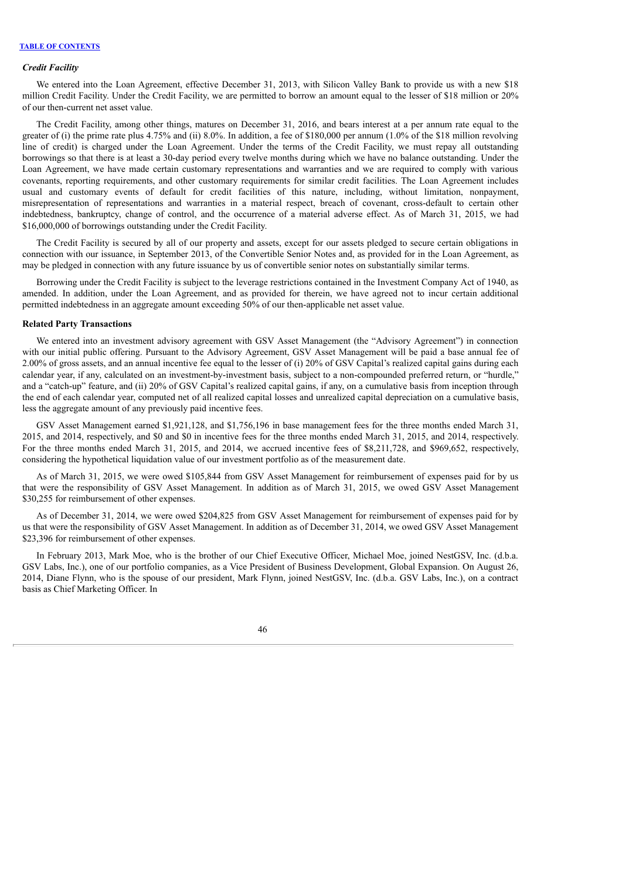### *Credit Facility*

We entered into the Loan Agreement, effective December 31, 2013, with Silicon Valley Bank to provide us with a new $18 million Credit Facility. Under the Credit Facility, we are permitted to borrow an amount equal to the lesser of $18 million or 20% of our then-current net asset value.

The Credit Facility, among other things, matures on December 31, 2016, and bears interest at a per annum rate equal to the greater of (i) the prime rate plus 4.75% and (ii) 8.0%. In addition, a fee of $180,000 per annum (1.0% of the $18 million revolving line of credit) is charged under the Loan Agreement. Under the terms of the Credit Facility, we must repay all outstanding borrowings so that there is at least a 30-day period every twelve months during which we have no balance outstanding. Under the Loan Agreement, we have made certain customary representations and warranties and we are required to comply with various covenants, reporting requirements, and other customary requirements for similar credit facilities. The Loan Agreement includes usual and customary events of default for credit facilities of this nature, including, without limitation, nonpayment, misrepresentation of representations and warranties in a material respect, breach of covenant, cross-default to certain other indebtedness, bankruptcy, change of control, and the occurrence of a material adverse effect. As of March 31, 2015, we had $16,000,000 of borrowings outstanding under the Credit Facility.

The Credit Facility is secured by all of our property and assets, except for our assets pledged to secure certain obligations in connection with our issuance, in September 2013, of the Convertible Senior Notes and, as provided for in the Loan Agreement, as may be pledged in connection with any future issuance by us of convertible senior notes on substantially similar terms.

Borrowing under the Credit Facility is subject to the leverage restrictions contained in the Investment Company Act of 1940, as amended. In addition, under the Loan Agreement, and as provided for therein, we have agreed not to incur certain additional permitted indebtedness in an aggregate amount exceeding 50% of our then-applicable net asset value.

### Related Party Transactions

We entered into an investment advisory agreement with GSV Asset Management (the "Advisory Agreement") in connection with our initial public offering. Pursuant to the Advisory Agreement, GSV Asset Management will be paid a base annual fee of 2.00% of gross assets, and an annual incentive fee equal to the lesser of (i) 20% of GSV Capital's realized capital gains during each calendar year, if any, calculated on an investment-by-investment basis, subject to a non-compounded preferred return, or "hurdle," and a "catch-up" feature, and (ii) 20% of GSV Capital's realized capital gains, if any, on a cumulative basis from inception through the end of each calendar year, computed net of all realized capital losses and unrealized capital depreciation on a cumulative basis, less the aggregate amount of any previously paid incentive fees.

GSV Asset Management earned $1,921,128, and $1,756,196 in base management fees for the three months ended March 31, 2015, and 2014, respectively, and $0 and $0 in incentive fees for the three months ended March 31, 2015, and 2014, respectively. For the three months ended March 31, 2015, and 2014, we accrued incentive fees of $8,211,728, and $969,652, respectively, considering the hypothetical liquidation value of our investment portfolio as of the measurement date.

As of March 31, 2015, we were owed $105,844 from GSV Asset Management for reimbursement of expenses paid for by us that were the responsibility of GSV Asset Management. In addition as of March 31, 2015, we owed GSV Asset Management $30,255 for reimbursement of other expenses.

As of December 31, 2014, we were owed $204,825 from GSV Asset Management for reimbursement of expenses paid for by us that were the responsibility of GSV Asset Management. In addition as of December 31, 2014, we owed GSV Asset Management $23,396 for reimbursement of other expenses.

In February 2013, Mark Moe, who is the brother of our Chief Executive Officer, Michael Moe, joined NestGSV, Inc. (d.b.a. GSV Labs, Inc.), one of our portfolio companies, as a Vice President of Business Development, Global Expansion. On August 26, 2014, Diane Flynn, who is the spouse of our president, Mark Flynn, joined NestGSV, Inc. (d.b.a. GSV Labs, Inc.), on a contract basis as Chief Marketing Officer. In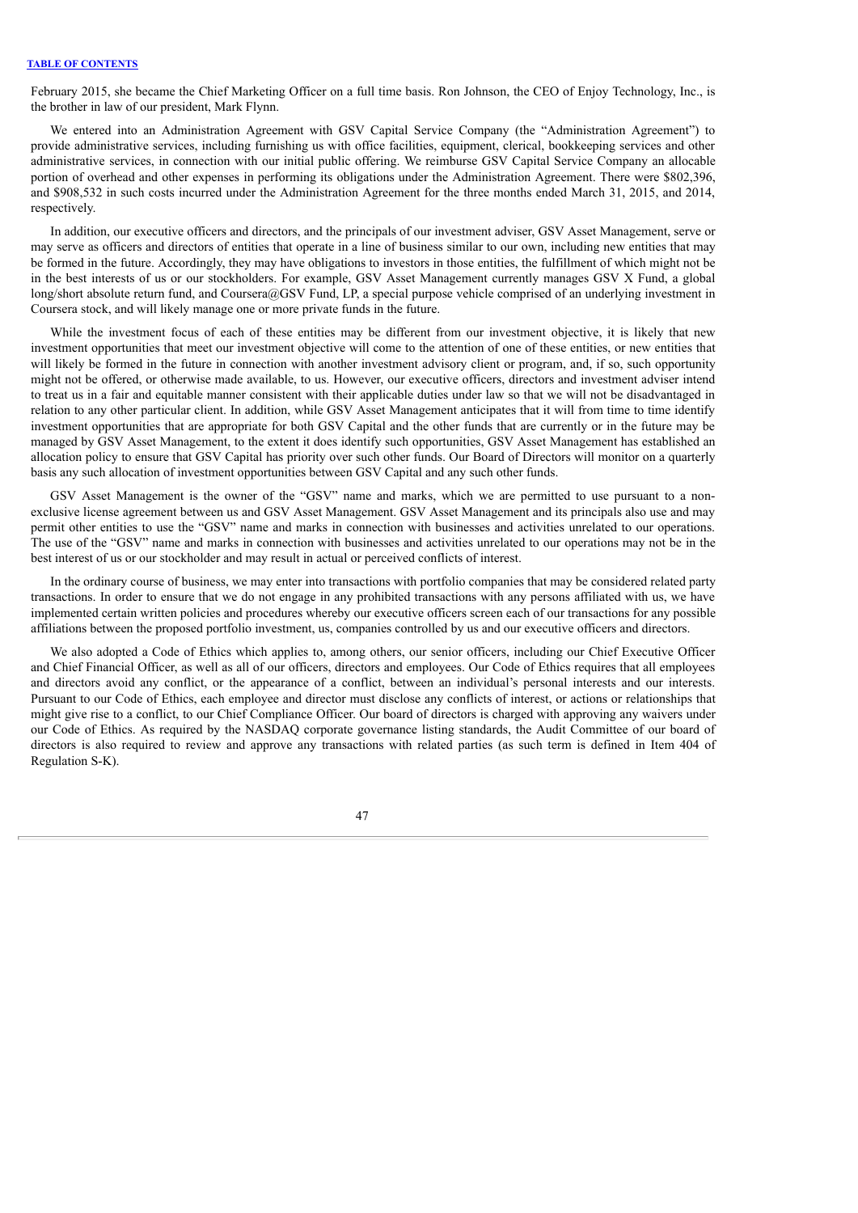February 2015, she became the Chief Marketing Officer on a full time basis. Ron Johnson, the CEO of Enjoy Technology, Inc., is the brother in law of our president, Mark Flynn.

We entered into an Administration Agreement with GSV Capital Service Company (the "Administration Agreement") to provide administrative services, including furnishing us with office facilities, equipment, clerical, bookkeeping services and other administrative services, in connection with our initial public offering. We reimburse GSV Capital Service Company an allocable portion of overhead and other expenses in performing its obligations under the Administration Agreement. There were $802,396, and $908,532 in such costs incurred under the Administration Agreement for the three months ended March 31, 2015, and 2014, respectively.

In addition, our executive officers and directors, and the principals of our investment adviser, GSV Asset Management, serve or may serve as officers and directors of entities that operate in a line of business similar to our own, including new entities that may be formed in the future. Accordingly, they may have obligations to investors in those entities, the fulfillment of which might not be in the best interests of us or our stockholders. For example, GSV Asset Management currently manages GSV X Fund, a global long/short absolute return fund, and Coursera@GSV Fund, LP, a special purpose vehicle comprised of an underlying investment in Coursera stock, and will likely manage one or more private funds in the future.

While the investment focus of each of these entities may be different from our investment objective, it is likely that new investment opportunities that meet our investment objective will come to the attention of one of these entities, or new entities that will likely be formed in the future in connection with another investment advisory client or program, and, if so, such opportunity might not be offered, or otherwise made available, to us. However, our executive officers, directors and investment adviser intend to treat us in a fair and equitable manner consistent with their applicable duties under law so that we will not be disadvantaged in relation to any other particular client. In addition, while GSV Asset Management anticipates that it will from time to time identify investment opportunities that are appropriate for both GSV Capital and the other funds that are currently or in the future may be managed by GSV Asset Management, to the extent it does identify such opportunities, GSV Asset Management has established an allocation policy to ensure that GSV Capital has priority over such other funds. Our Board of Directors will monitor on a quarterly basis any such allocation of investment opportunities between GSV Capital and any such other funds.

GSV Asset Management is the owner of the "GSV" name and marks, which we are permitted to use pursuant to a non-exclusive license agreement between us and GSV Asset Management. GSV Asset Management and its principals also use and may permit other entities to use the "GSV" name and marks in connection with businesses and activities unrelated to our operations. The use of the "GSV" name and marks in connection with businesses and activities unrelated to our operations may not be in the best interest of us or our stockholder and may result in actual or perceived conflicts of interest.

In the ordinary course of business, we may enter into transactions with portfolio companies that may be considered related party transactions. In order to ensure that we do not engage in any prohibited transactions with any persons affiliated with us, we have implemented certain written policies and procedures whereby our executive officers screen each of our transactions for any possible affiliations between the proposed portfolio investment, us, companies controlled by us and our executive officers and directors.

We also adopted a Code of Ethics which applies to, among others, our senior officers, including our Chief Executive Officer and Chief Financial Officer, as well as all of our officers, directors and employees. Our Code of Ethics requires that all employees and directors avoid any conflict, or the appearance of a conflict, between an individual's personal interests and our interests. Pursuant to our Code of Ethics, each employee and director must disclose any conflicts of interest, or actions or relationships that might give rise to a conflict, to our Chief Compliance Officer. Our board of directors is charged with approving any waivers under our Code of Ethics. As required by the NASDAQ corporate governance listing standards, the Audit Committee of our board of directors is also required to review and approve any transactions with related parties (as such term is defined in Item 404 of Regulation S-K).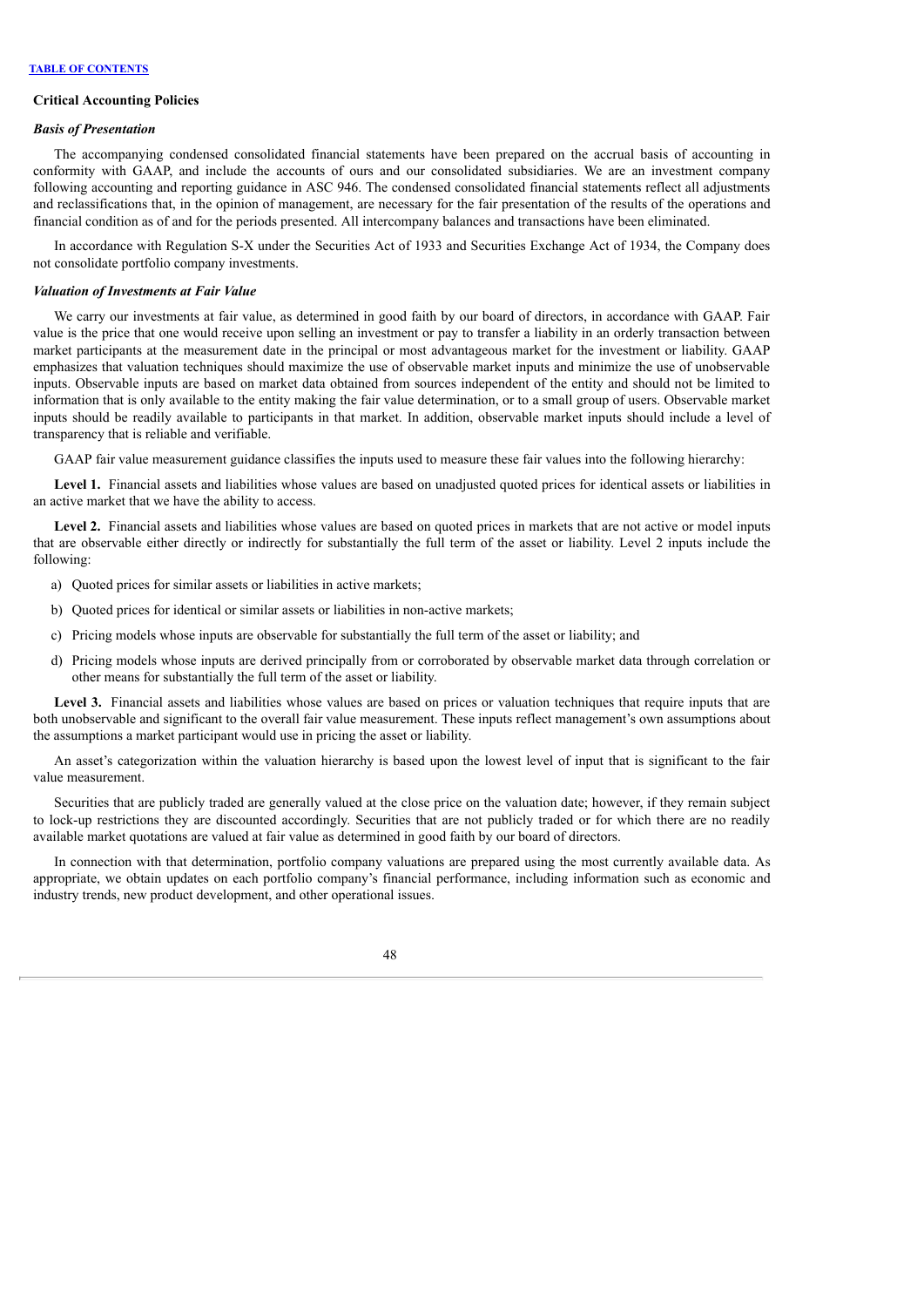### Critical Accounting Policies

#### *Basis of Presentation*

The accompanying condensed consolidated financial statements have been prepared on the accrual basis of accounting in conformity with GAAP, and include the accounts of ours and our consolidated subsidiaries. We are an investment company following accounting and reporting guidance in ASC 946. The condensed consolidated financial statements reflect all adjustments and reclassifications that, in the opinion of management, are necessary for the fair presentation of the results of the operations and financial condition as of and for the periods presented. All intercompany balances and transactions have been eliminated.

In accordance with Regulation S-X under the Securities Act of 1933 and Securities Exchange Act of 1934, the Company does not consolidate portfolio company investments.

#### *Valuation of Investments at Fair Value*

We carry our investments at fair value, as determined in good faith by our board of directors, in accordance with GAAP. Fair value is the price that one would receive upon selling an investment or pay to transfer a liability in an orderly transaction between market participants at the measurement date in the principal or most advantageous market for the investment or liability. GAAP emphasizes that valuation techniques should maximize the use of observable market inputs and minimize the use of unobservable inputs. Observable inputs are based on market data obtained from sources independent of the entity and should not be limited to information that is only available to the entity making the fair value determination, or to a small group of users. Observable market inputs should be readily available to participants in that market. In addition, observable market inputs should include a level of transparency that is reliable and verifiable.

GAAP fair value measurement guidance classifies the inputs used to measure these fair values into the following hierarchy:

**Level 1.** Financial assets and liabilities whose values are based on unadjusted quoted prices for identical assets or liabilities in an active market that we have the ability to access.

**Level 2.** Financial assets and liabilities whose values are based on quoted prices in markets that are not active or model inputs that are observable either directly or indirectly for substantially the full term of the asset or liability. Level 2 inputs include the following:

a) Quoted prices for similar assets or liabilities in active markets;

b) Quoted prices for identical or similar assets or liabilities in non-active markets;

c) Pricing models whose inputs are observable for substantially the full term of the asset or liability; and

d) Pricing models whose inputs are derived principally from or corroborated by observable market data through correlation or other means for substantially the full term of the asset or liability.

**Level 3.** Financial assets and liabilities whose values are based on prices or valuation techniques that require inputs that are both unobservable and significant to the overall fair value measurement. These inputs reflect management's own assumptions about the assumptions a market participant would use in pricing the asset or liability.

An asset's categorization within the valuation hierarchy is based upon the lowest level of input that is significant to the fair value measurement.

Securities that are publicly traded are generally valued at the close price on the valuation date; however, if they remain subject to lock-up restrictions they are discounted accordingly. Securities that are not publicly traded or for which there are no readily available market quotations are valued at fair value as determined in good faith by our board of directors.

In connection with that determination, portfolio company valuations are prepared using the most currently available data. As appropriate, we obtain updates on each portfolio company's financial performance, including information such as economic and industry trends, new product development, and other operational issues.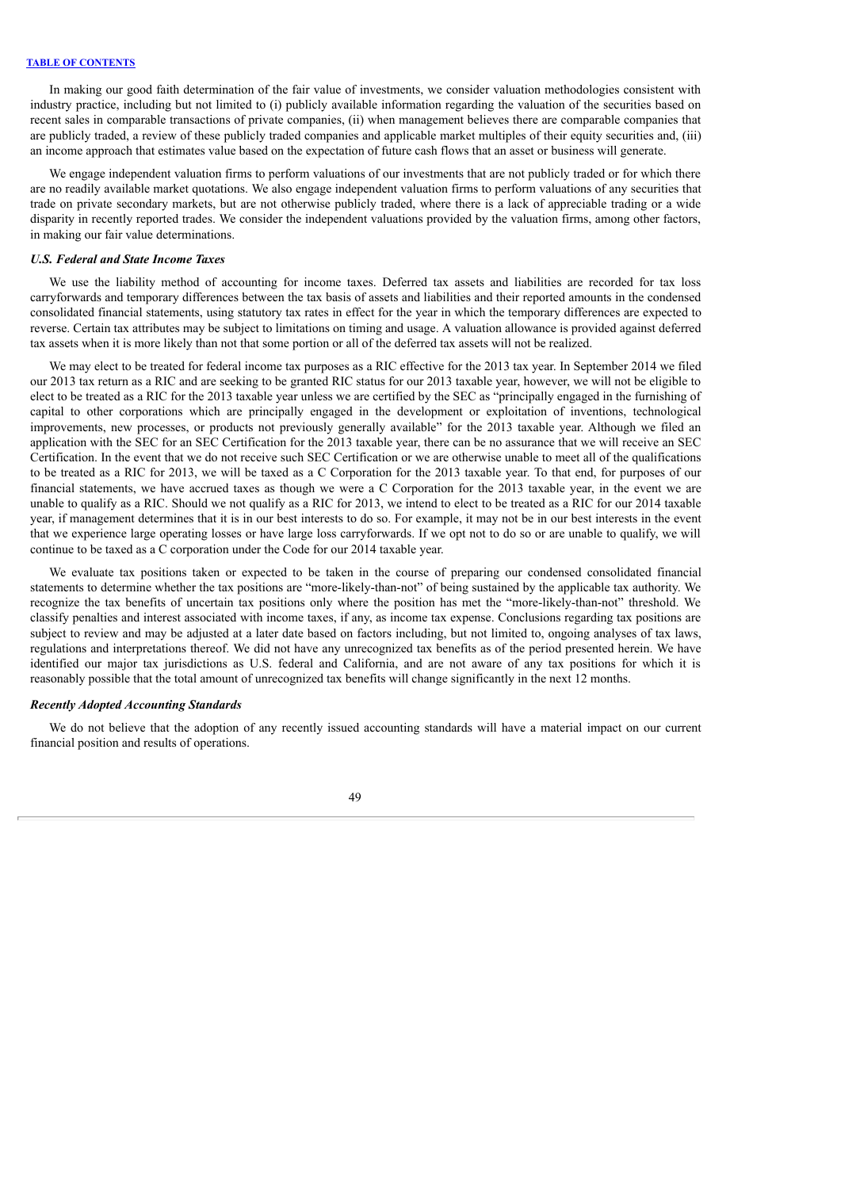In making our good faith determination of the fair value of investments, we consider valuation methodologies consistent with industry practice, including but not limited to (i) publicly available information regarding the valuation of the securities based on recent sales in comparable transactions of private companies, (ii) when management believes there are comparable companies that are publicly traded, a review of these publicly traded companies and applicable market multiples of their equity securities and, (iii) an income approach that estimates value based on the expectation of future cash flows that an asset or business will generate.

We engage independent valuation firms to perform valuations of our investments that are not publicly traded or for which there are no readily available market quotations. We also engage independent valuation firms to perform valuations of any securities that trade on private secondary markets, but are not otherwise publicly traded, where there is a lack of appreciable trading or a wide disparity in recently reported trades. We consider the independent valuations provided by the valuation firms, among other factors, in making our fair value determinations.

### *U.S. Federal and State Income Taxes*

We use the liability method of accounting for income taxes. Deferred tax assets and liabilities are recorded for tax loss carryforwards and temporary differences between the tax basis of assets and liabilities and their reported amounts in the condensed consolidated financial statements, using statutory tax rates in effect for the year in which the temporary differences are expected to reverse. Certain tax attributes may be subject to limitations on timing and usage. A valuation allowance is provided against deferred tax assets when it is more likely than not that some portion or all of the deferred tax assets will not be realized.

We may elect to be treated for federal income tax purposes as a RIC effective for the 2013 tax year. In September 2014 we filed our 2013 tax return as a RIC and are seeking to be granted RIC status for our 2013 taxable year, however, we will not be eligible to elect to be treated as a RIC for the 2013 taxable year unless we are certified by the SEC as "principally engaged in the furnishing of capital to other corporations which are principally engaged in the development or exploitation of inventions, technological improvements, new processes, or products not previously generally available" for the 2013 taxable year. Although we filed an application with the SEC for an SEC Certification for the 2013 taxable year, there can be no assurance that we will receive an SEC Certification. In the event that we do not receive such SEC Certification or we are otherwise unable to meet all of the qualifications to be treated as a RIC for 2013, we will be taxed as a C Corporation for the 2013 taxable year. To that end, for purposes of our financial statements, we have accrued taxes as though we were a C Corporation for the 2013 taxable year, in the event we are unable to qualify as a RIC. Should we not qualify as a RIC for 2013, we intend to elect to be treated as a RIC for our 2014 taxable year, if management determines that it is in our best interests to do so. For example, it may not be in our best interests in the event that we experience large operating losses or have large loss carryforwards. If we opt not to do so or are unable to qualify, we will continue to be taxed as a C corporation under the Code for our 2014 taxable year.

We evaluate tax positions taken or expected to be taken in the course of preparing our condensed consolidated financial statements to determine whether the tax positions are "more-likely-than-not" of being sustained by the applicable tax authority. We recognize the tax benefits of uncertain tax positions only where the position has met the "more-likely-than-not" threshold. We classify penalties and interest associated with income taxes, if any, as income tax expense. Conclusions regarding tax positions are subject to review and may be adjusted at a later date based on factors including, but not limited to, ongoing analyses of tax laws, regulations and interpretations thereof. We did not have any unrecognized tax benefits as of the period presented herein. We have identified our major tax jurisdictions as U.S. federal and California, and are not aware of any tax positions for which it is reasonably possible that the total amount of unrecognized tax benefits will change significantly in the next 12 months.

### *Recently Adopted Accounting Standards*

We do not believe that the adoption of any recently issued accounting standards will have a material impact on our current financial position and results of operations.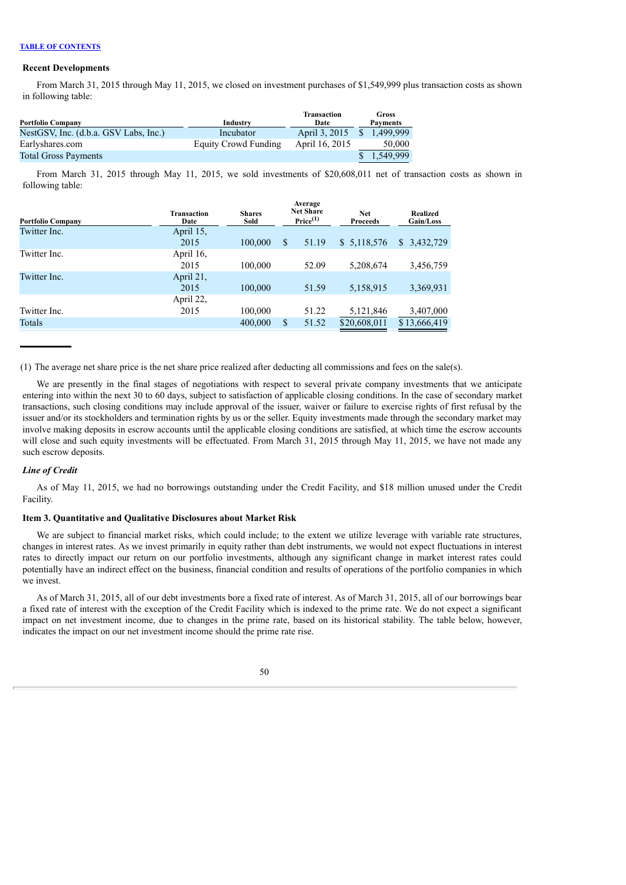[TABLE OF CONTENTS](#)

### Recent Developments

From March 31, 2015 through May 11, 2015, we closed on investment purchases of $1,549,999 plus transaction costs as shown in following table:

| Portfolio Company | Industry | Transaction Date | Gross Payments |
|---|---|---|---|
| NestGSV, Inc. (d.b.a. GSV Labs, Inc.) | Incubator | April 3, 2015 | $ 1,499,999 |
| Earlyshares.com | Equity Crowd Funding | April 16, 2015 | 50,000 |
| Total Gross Payments | | | $ 1,549,999 |

From March 31, 2015 through May 11, 2015, we sold investments of $20,608,011 net of transaction costs as shown in following table:

| Portfolio Company | Transaction Date | Shares Sold | Average Net Share Price(1) | Net Proceeds | Realized Gain/Loss |
|---|---|---|---|---|---|
| Twitter Inc. | April 15, 2015 | 100,000 | $ 51.19 | $ 5,118,576 | $ 3,432,729 |
| Twitter Inc. | April 16, 2015 | 100,000 | 52.09 | 5,208,674 | 3,456,759 |
| Twitter Inc. | April 21, 2015 | 100,000 | 51.59 | 5,158,915 | 3,369,931 |
| Twitter Inc. | April 22, 2015 | 100,000 | 51.22 | 5,121,846 | 3,407,000 |
| Totals | | 400,000 | $ 51.52 | $20,608,011 | $13,666,419 |

(1) The average net share price is the net share price realized after deducting all commissions and fees on the sale(s).

We are presently in the final stages of negotiations with respect to several private company investments that we anticipate entering into within the next 30 to 60 days, subject to satisfaction of applicable closing conditions. In the case of secondary market transactions, such closing conditions may include approval of the issuer, waiver or failure to exercise rights of first refusal by the issuer and/or its stockholders and termination rights by us or the seller. Equity investments made through the secondary market may involve making deposits in escrow accounts until the applicable closing conditions are satisfied, at which time the escrow accounts will close and such equity investments will be effectuated. From March 31, 2015 through May 11, 2015, we have not made any such escrow deposits.

*Line of Credit*

As of May 11, 2015, we had no borrowings outstanding under the Credit Facility, and $18 million unused under the Credit Facility.

### Item 3. Quantitative and Qualitative Disclosures about Market Risk

We are subject to financial market risks, which could include; to the extent we utilize leverage with variable rate structures, changes in interest rates. As we invest primarily in equity rather than debt instruments, we would not expect fluctuations in interest rates to directly impact our return on our portfolio investments, although any significant change in market interest rates could potentially have an indirect effect on the business, financial condition and results of operations of the portfolio companies in which we invest.

As of March 31, 2015, all of our debt investments bore a fixed rate of interest. As of March 31, 2015, all of our borrowings bear a fixed rate of interest with the exception of the Credit Facility which is indexed to the prime rate. We do not expect a significant impact on net investment income, due to changes in the prime rate, based on its historical stability. The table below, however, indicates the impact on our net investment income should the prime rate rise.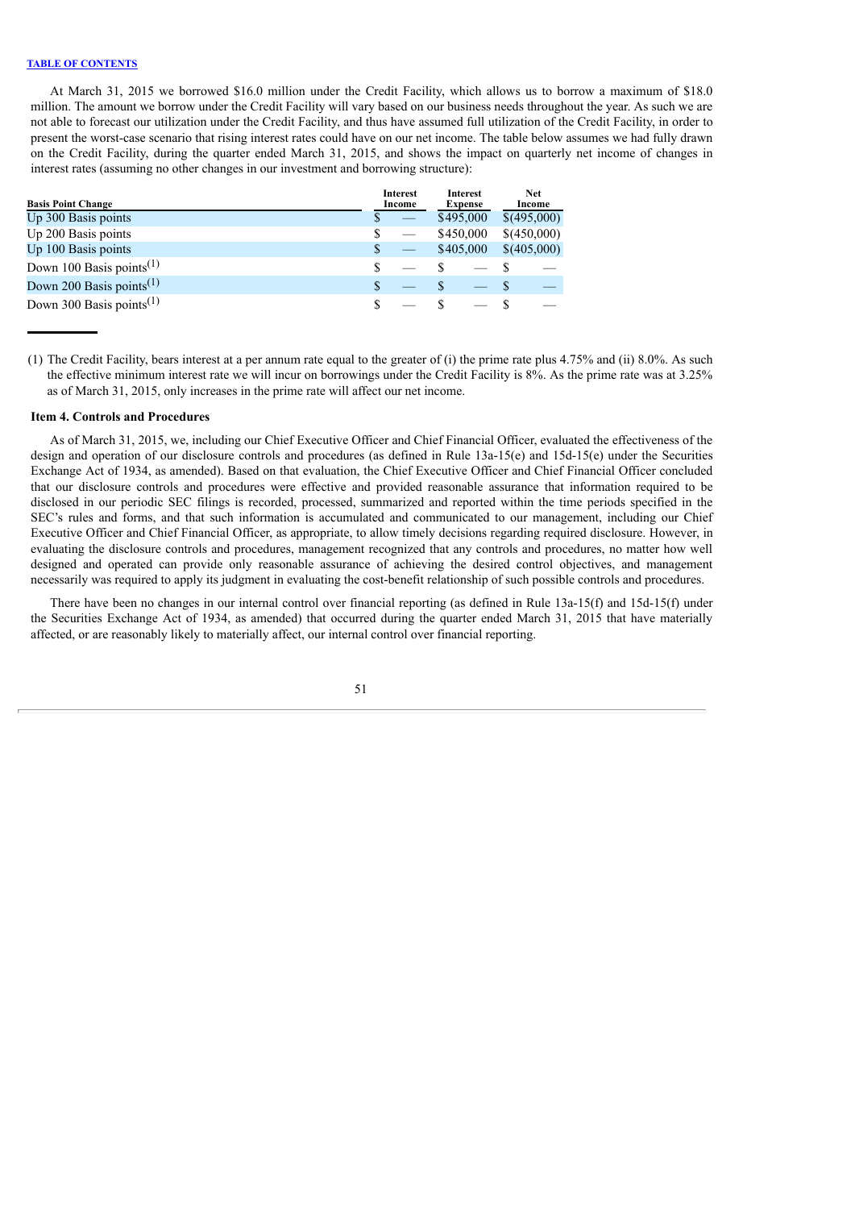[TABLE OF CONTENTS](#)

At March 31, 2015 we borrowed $16.0 million under the Credit Facility, which allows us to borrow a maximum of $18.0 million. The amount we borrow under the Credit Facility will vary based on our business needs throughout the year. As such we are not able to forecast our utilization under the Credit Facility, and thus have assumed full utilization of the Credit Facility, in order to present the worst-case scenario that rising interest rates could have on our net income. The table below assumes we had fully drawn on the Credit Facility, during the quarter ended March 31, 2015, and shows the impact on quarterly net income of changes in interest rates (assuming no other changes in our investment and borrowing structure):

| Basis Point Change | Interest Income | Interest Expense | Net Income |
|---|---|---|---|
| Up 300 Basis points | $ — | $495,000 | $(495,000) |
| Up 200 Basis points | $ — | $450,000 | $(450,000) |
| Up 100 Basis points | $ — | $405,000 | $(405,000) |
| Down 100 Basis points[(1)] | $ — | $ — | $ — |
| Down 200 Basis points[(1)] | $ — | $ — | $ — |
| Down 300 Basis points[(1)] | $ — | $ — | $ — |

(1) The Credit Facility, bears interest at a per annum rate equal to the greater of (i) the prime rate plus 4.75% and (ii) 8.0%. As such the effective minimum interest rate we will incur on borrowings under the Credit Facility is 8%. As the prime rate was at 3.25% as of March 31, 2015, only increases in the prime rate will affect our net income.

**Item 4. Controls and Procedures**

As of March 31, 2015, we, including our Chief Executive Officer and Chief Financial Officer, evaluated the effectiveness of the design and operation of our disclosure controls and procedures (as defined in Rule 13a-15(e) and 15d-15(e) under the Securities Exchange Act of 1934, as amended). Based on that evaluation, the Chief Executive Officer and Chief Financial Officer concluded that our disclosure controls and procedures were effective and provided reasonable assurance that information required to be disclosed in our periodic SEC filings is recorded, processed, summarized and reported within the time periods specified in the SEC's rules and forms, and that such information is accumulated and communicated to our management, including our Chief Executive Officer and Chief Financial Officer, as appropriate, to allow timely decisions regarding required disclosure. However, in evaluating the disclosure controls and procedures, management recognized that any controls and procedures, no matter how well designed and operated can provide only reasonable assurance of achieving the desired control objectives, and management necessarily was required to apply its judgment in evaluating the cost-benefit relationship of such possible controls and procedures.

There have been no changes in our internal control over financial reporting (as defined in Rule 13a-15(f) and 15d-15(f) under the Securities Exchange Act of 1934, as amended) that occurred during the quarter ended March 31, 2015 that have materially affected, or are reasonably likely to materially affect, our internal control over financial reporting.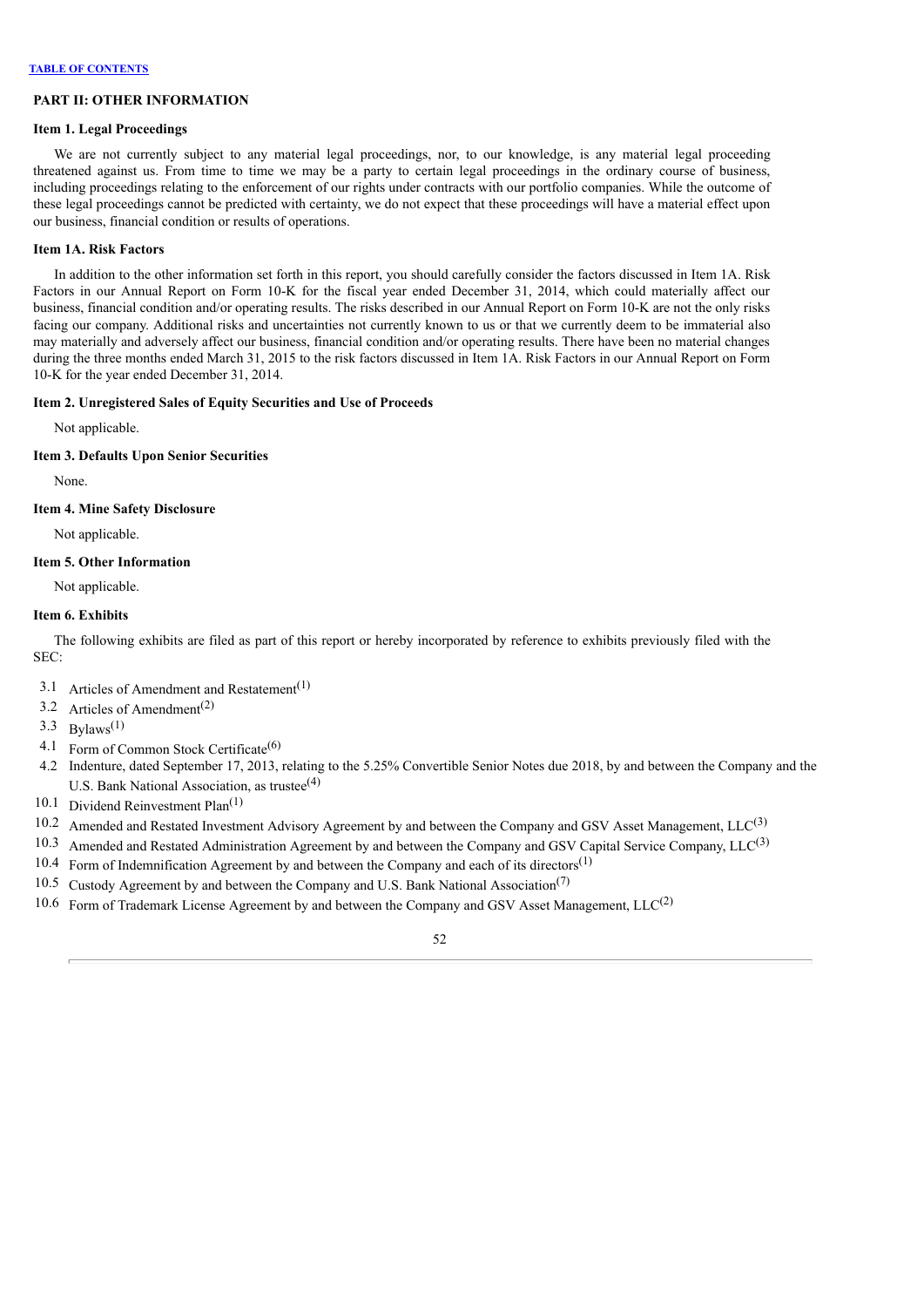## PART II: OTHER INFORMATION

### Item 1. Legal Proceedings

We are not currently subject to any material legal proceedings, nor, to our knowledge, is any material legal proceeding threatened against us. From time to time we may be a party to certain legal proceedings in the ordinary course of business, including proceedings relating to the enforcement of our rights under contracts with our portfolio companies. While the outcome of these legal proceedings cannot be predicted with certainty, we do not expect that these proceedings will have a material effect upon our business, financial condition or results of operations.

### Item 1A. Risk Factors

In addition to the other information set forth in this report, you should carefully consider the factors discussed in Item 1A. Risk Factors in our Annual Report on Form 10-K for the fiscal year ended December 31, 2014, which could materially affect our business, financial condition and/or operating results. The risks described in our Annual Report on Form 10-K are not the only risks facing our company. Additional risks and uncertainties not currently known to us or that we currently deem to be immaterial also may materially and adversely affect our business, financial condition and/or operating results. There have been no material changes during the three months ended March 31, 2015 to the risk factors discussed in Item 1A. Risk Factors in our Annual Report on Form 10-K for the year ended December 31, 2014.

### Item 2. Unregistered Sales of Equity Securities and Use of Proceeds

Not applicable.

### Item 3. Defaults Upon Senior Securities

None.

### Item 4. Mine Safety Disclosure

Not applicable.

### Item 5. Other Information

Not applicable.

### Item 6. Exhibits

The following exhibits are filed as part of this report or hereby incorporated by reference to exhibits previously filed with the SEC:

- 3.1 Articles of Amendment and Restatement[1]
- 3.2 Articles of Amendment[2]
- 3.3 Bylaws[1]
- 4.1 Form of Common Stock Certificate[6]
- 4.2 Indenture, dated September 17, 2013, relating to the 5.25% Convertible Senior Notes due 2018, by and between the Company and the U.S. Bank National Association, as trustee[4]
- 10.1 Dividend Reinvestment Plan[1]
- 10.2 Amended and Restated Investment Advisory Agreement by and between the Company and GSV Asset Management, LLC[3]
- 10.3 Amended and Restated Administration Agreement by and between the Company and GSV Capital Service Company, LLC[3]
- 10.4 Form of Indemnification Agreement by and between the Company and each of its directors[1]
- 10.5 Custody Agreement by and between the Company and U.S. Bank National Association[7]
- 10.6 Form of Trademark License Agreement by and between the Company and GSV Asset Management, LLC[2]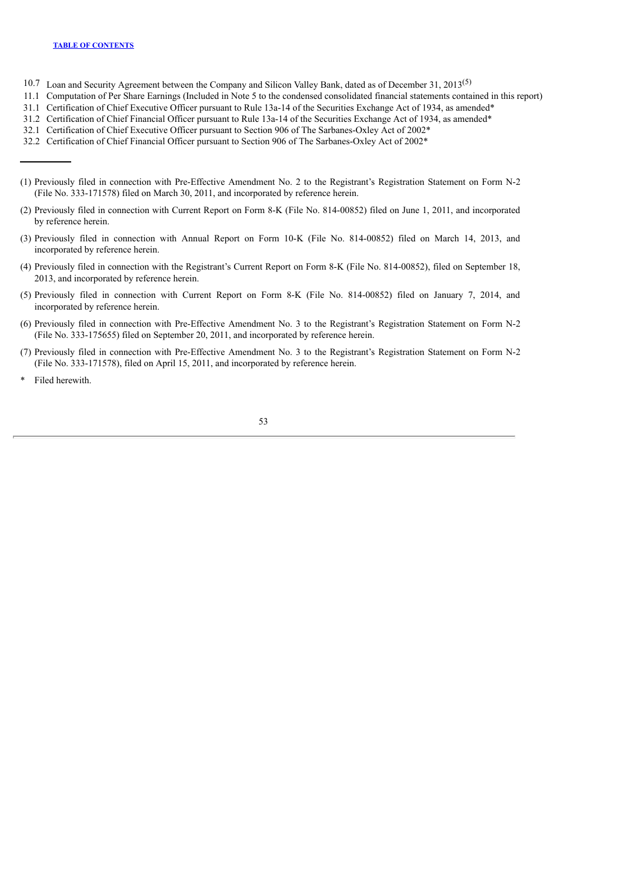10.7 Loan and Security Agreement between the Company and Silicon Valley Bank, dated as of December 31, 2013[5]

11.1 Computation of Per Share Earnings (Included in Note 5 to the condensed consolidated financial statements contained in this report)

31.1 Certification of Chief Executive Officer pursuant to Rule 13a-14 of the Securities Exchange Act of 1934, as amended*

31.2 Certification of Chief Financial Officer pursuant to Rule 13a-14 of the Securities Exchange Act of 1934, as amended*

32.1 Certification of Chief Executive Officer pursuant to Section 906 of The Sarbanes-Oxley Act of 2002*

32.2 Certification of Chief Financial Officer pursuant to Section 906 of The Sarbanes-Oxley Act of 2002*

---

(1) Previously filed in connection with Pre-Effective Amendment No. 2 to the Registrant's Registration Statement on Form N-2 (File No. 333-171578) filed on March 30, 2011, and incorporated by reference herein.

(2) Previously filed in connection with Current Report on Form 8-K (File No. 814-00852) filed on June 1, 2011, and incorporated by reference herein.

(3) Previously filed in connection with Annual Report on Form 10-K (File No. 814-00852) filed on March 14, 2013, and incorporated by reference herein.

(4) Previously filed in connection with the Registrant's Current Report on Form 8-K (File No. 814-00852), filed on September 18, 2013, and incorporated by reference herein.

(5) Previously filed in connection with Current Report on Form 8-K (File No. 814-00852) filed on January 7, 2014, and incorporated by reference herein.

(6) Previously filed in connection with Pre-Effective Amendment No. 3 to the Registrant's Registration Statement on Form N-2 (File No. 333-175655) filed on September 20, 2011, and incorporated by reference herein.

(7) Previously filed in connection with Pre-Effective Amendment No. 3 to the Registrant's Registration Statement on Form N-2 (File No. 333-171578), filed on April 15, 2011, and incorporated by reference herein.

\* Filed herewith.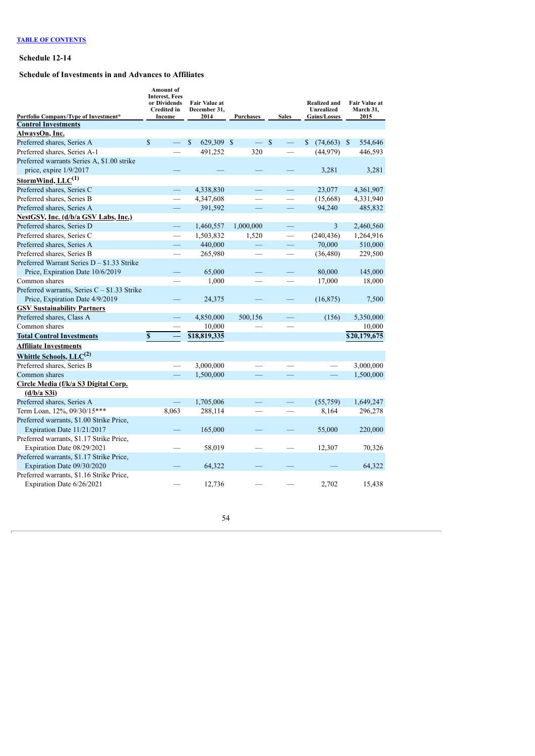TABLE OF CONTENTS

**Schedule 12-14**

**Schedule of Investments in and Advances to Affiliates**

| Portfolio Company/Type of Investment* | Amount of Interest, Fees or Dividends Credited in Income | Fair Value at December 31, 2014 | Purchases | Sales | Realized and Unrealized Gains/Losses | Fair Value at March 31, 2015 |
|---|---|---|---|---|---|---|
| **Control Investments** | | | | | | |
| **AlwaysOn, Inc.** | | | | | | |
| Preferred shares, Series A | $ — | $ 629,309 | $ — | $ — | $ (74,663) | $ 554,646 |
| Preferred shares, Series A-1 | — | 491,252 | 320 | — | (44,979) | 446,593 |
| Preferred warrants Series A, $1.00 strike price, expire 1/9/2017 | — | — | — | — | 3,281 | 3,281 |
| **StormWind, LLC[1]** | | | | | | |
| Preferred shares, Series C | — | 4,338,830 | — | — | 23,077 | 4,361,907 |
| Preferred shares, Series B | — | 4,347,608 | — | — | (15,668) | 4,331,940 |
| Preferred shares, Series A | — | 391,592 | — | — | 94,240 | 485,832 |
| **NestGSV, Inc. (d/b/a GSV Labs, Inc.)** | | | | | | |
| Preferred shares, Series D | — | 1,460,557 | 1,000,000 | — | 3 | 2,460,560 |
| Preferred shares, Series C | — | 1,503,832 | 1,520 | — | (240,436) | 1,264,916 |
| Preferred shares, Series A | — | 440,000 | — | — | 70,000 | 510,000 |
| Preferred shares, Series B | — | 265,980 | — | — | (36,480) | 229,500 |
| Preferred Warrant Series D – $1.33 Strike Price, Expiration Date 10/6/2019 | — | 65,000 | — | — | 80,000 | 145,000 |
| Common shares | — | 1,000 | — | — | 17,000 | 18,000 |
| Preferred warrants, Series C – $1.33 Strike Price, Expiration Date 4/9/2019 | — | 24,375 | — | — | (16,875) | 7,500 |
| **GSV Sustainability Partners** | | | | | | |
| Preferred shares, Class A | — | 4,850,000 | 500,156 | — | (156) | 5,350,000 |
| Common shares | — | 10,000 | — | — | | 10,000 |
| **Total Control Investments** | **$ —** | **$18,819,335** | | | | **$20,179,675** |
| **Affiliate Investments** | | | | | | |
| **Whittle Schools, LLC[2]** | | | | | | |
| Preferred shares, Series B | — | 3,000,000 | — | — | — | 3,000,000 |
| Common shares | — | 1,500,000 | — | — | — | 1,500,000 |
| **Circle Media (f/k/a S3 Digital Corp. (d/b/a S3i)** | | | | | | |
| Preferred shares, Series A | — | 1,705,006 | — | — | (55,759) | 1,649,247 |
| Term Loan, 12%, 09/30/15*** | 8,063 | 288,114 | — | — | 8,164 | 296,278 |
| Preferred warrants, $1.00 Strike Price, Expiration Date 11/21/2017 | — | 165,000 | — | — | 55,000 | 220,000 |
| Preferred warrants, $1.17 Strike Price, Expiration Date 08/29/2021 | — | 58,019 | — | — | 12,307 | 70,326 |
| Preferred warrants, $1.17 Strike Price, Expiration Date 09/30/2020 | — | 64,322 | — | — | — | 64,322 |
| Preferred warrants, $1.16 Strike Price, Expiration Date 6/26/2021 | — | 12,736 | — | — | 2,702 | 15,438 |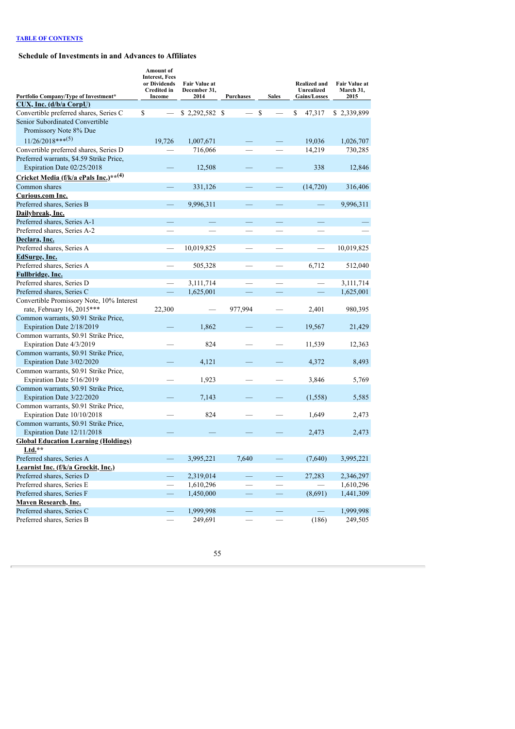[TABLE OF CONTENTS](#)

### Schedule of Investments in and Advances to Affiliates

| Portfolio Company/Type of Investment* | Amount of Interest, Fees or Dividends Credited in Income | Fair Value at December 31, 2014 | Purchases | Sales | Realized and Unrealized Gains/Losses | Fair Value at March 31, 2015 |
|---|---|---|---|---|---|---|
| **CUX, Inc. (d/b/a CorpU)** | | | | | | |
| Convertible preferred shares, Series C | $ — | $ 2,292,582 | $ — | $ — | $ 47,317 | $ 2,339,899 |
| Senior Subordinated Convertible Promissory Note 8% Due 11/26/2018***(5) | 19,726 | 1,007,671 | — | — | 19,036 | 1,026,707 |
| Convertible preferred shares, Series D | — | 716,066 | — | — | 14,219 | 730,285 |
| Preferred warrants, $4.59 Strike Price, Expiration Date 02/25/2018 | — | 12,508 | — | — | 338 | 12,846 |
| **Cricket Media (f/k/a ePals Inc.)**(4)** | | | | | | |
| Common shares | — | 331,126 | — | — | (14,720) | 316,406 |
| **Curious.com Inc.** | | | | | | |
| Preferred shares, Series B | — | 9,996,311 | — | — | — | 9,996,311 |
| **Dailybreak, Inc.** | | | | | | |
| Preferred shares, Series A-1 | — | — | — | — | — | — |
| Preferred shares, Series A-2 | — | — | — | — | — | — |
| **Declara, Inc.** | | | | | | |
| Preferred shares, Series A | — | 10,019,825 | — | — | — | 10,019,825 |
| **EdSurge, Inc.** | | | | | | |
| Preferred shares, Series A | — | 505,328 | — | — | 6,712 | 512,040 |
| **Fullbridge, Inc.** | | | | | | |
| Preferred shares, Series D | — | 3,111,714 | — | — | — | 3,111,714 |
| Preferred shares, Series C | — | 1,625,001 | — | — | — | 1,625,001 |
| Convertible Promissory Note, 10% Interest rate, February 16, 2015*** | 22,300 | — | 977,994 | — | 2,401 | 980,395 |
| Common warrants, $0.91 Strike Price, Expiration Date 2/18/2019 | — | 1,862 | — | — | 19,567 | 21,429 |
| Common warrants, $0.91 Strike Price, Expiration Date 4/3/2019 | — | 824 | — | — | 11,539 | 12,363 |
| Common warrants, $0.91 Strike Price, Expiration Date 3/02/2020 | — | 4,121 | — | — | 4,372 | 8,493 |
| Common warrants, $0.91 Strike Price, Expiration Date 5/16/2019 | — | 1,923 | — | — | 3,846 | 5,769 |
| Common warrants, $0.91 Strike Price, Expiration Date 3/22/2020 | — | 7,143 | — | — | (1,558) | 5,585 |
| Common warrants, $0.91 Strike Price, Expiration Date 10/10/2018 | — | 824 | — | — | 1,649 | 2,473 |
| Common warrants, $0.91 Strike Price, Expiration Date 12/11/2018 | — | — | — | — | 2,473 | 2,473 |
| **Global Education Learning (Holdings) Ltd.**** | | | | | | |
| Preferred shares, Series A | — | 3,995,221 | 7,640 | — | (7,640) | 3,995,221 |
| **Learnist Inc. (f/k/a Grockit, Inc.)** | | | | | | |
| Preferred shares, Series D | — | 2,319,014 | — | — | 27,283 | 2,346,297 |
| Preferred shares, Series E | — | 1,610,296 | — | — | — | 1,610,296 |
| Preferred shares, Series F | — | 1,450,000 | — | — | (8,691) | 1,441,309 |
| **Maven Research, Inc.** | | | | | | |
| Preferred shares, Series C | — | 1,999,998 | — | — | — | 1,999,998 |
| Preferred shares, Series B | — | 249,691 | — | — | (186) | 249,505 |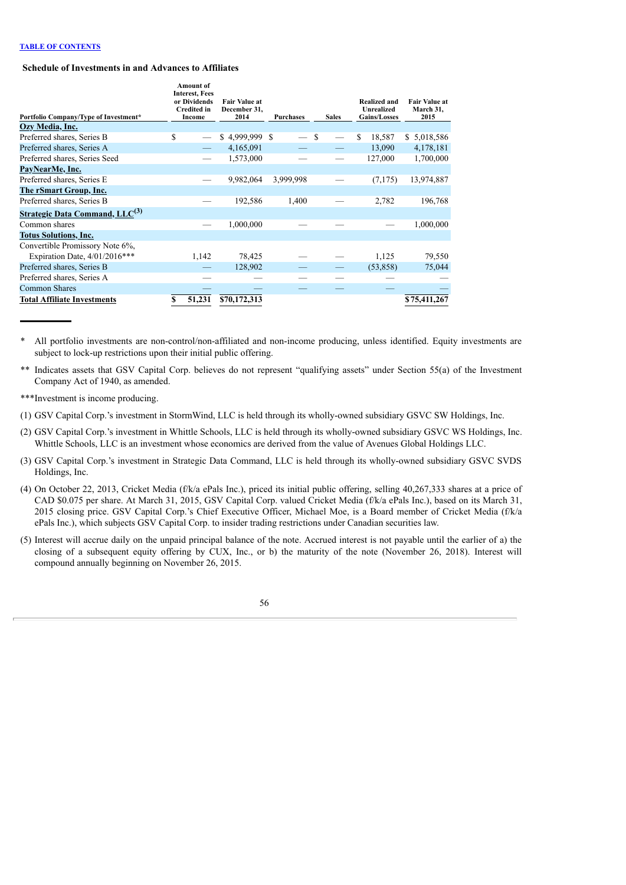TABLE OF CONTENTS

### Schedule of Investments in and Advances to Affiliates

| Portfolio Company/Type of Investment* | Amount of Interest, Fees or Dividends Credited in Income | Fair Value at December 31, 2014 | Purchases | Sales | Realized and Unrealized Gains/Losses | Fair Value at March 31, 2015 |
|---|---|---|---|---|---|---|
| **Ozy Media, Inc.** | | | | | | |
| Preferred shares, Series B | $ — | $ 4,999,999 | $ — | $ — | $ 18,587 | $ 5,018,586 |
| Preferred shares, Series A | — | 4,165,091 | — | — | 13,090 | 4,178,181 |
| Preferred shares, Series Seed | — | 1,573,000 | — | — | 127,000 | 1,700,000 |
| **PayNearMe, Inc.** | | | | | | |
| Preferred shares, Series E | — | 9,982,064 | 3,999,998 | — | (7,175) | 13,974,887 |
| **The rSmart Group, Inc.** | | | | | | |
| Preferred shares, Series B | — | 192,586 | 1,400 | — | 2,782 | 196,768 |
| **Strategic Data Command, LLC(3)** | | | | | | |
| Common shares | — | 1,000,000 | — | — | — | 1,000,000 |
| **Totus Solutions, Inc.** | | | | | | |
| Convertible Promissory Note 6%, Expiration Date, 4/01/2016*** | 1,142 | 78,425 | — | — | 1,125 | 79,550 |
| Preferred shares, Series B | — | 128,902 | — | — | (53,858) | 75,044 |
| Preferred shares, Series A | — | — | — | — | — | — |
| Common Shares | — | — | — | — | — | — |
| **Total Affiliate Investments** | $ 51,231 | $70,172,313 | | | | $75,411,267 |

\* All portfolio investments are non-control/non-affiliated and non-income producing, unless identified. Equity investments are subject to lock-up restrictions upon their initial public offering.

\*\* Indicates assets that GSV Capital Corp. believes do not represent "qualifying assets" under Section 55(a) of the Investment Company Act of 1940, as amended.

\*\*\*Investment is income producing.

(1) GSV Capital Corp.'s investment in StormWind, LLC is held through its wholly-owned subsidiary GSVC SW Holdings, Inc.

(2) GSV Capital Corp.'s investment in Whittle Schools, LLC is held through its wholly-owned subsidiary GSVC WS Holdings, Inc. Whittle Schools, LLC is an investment whose economics are derived from the value of Avenues Global Holdings LLC.

(3) GSV Capital Corp.'s investment in Strategic Data Command, LLC is held through its wholly-owned subsidiary GSVC SVDS Holdings, Inc.

(4) On October 22, 2013, Cricket Media (f/k/a ePals Inc.), priced its initial public offering, selling 40,267,333 shares at a price of CAD $0.075 per share. At March 31, 2015, GSV Capital Corp. valued Cricket Media (f/k/a ePals Inc.), based on its March 31, 2015 closing price. GSV Capital Corp.'s Chief Executive Officer, Michael Moe, is a Board member of Cricket Media (f/k/a ePals Inc.), which subjects GSV Capital Corp. to insider trading restrictions under Canadian securities law.

(5) Interest will accrue daily on the unpaid principal balance of the note. Accrued interest is not payable until the earlier of a) the closing of a subsequent equity offering by CUX, Inc., or b) the maturity of the note (November 26, 2018). Interest will compound annually beginning on November 26, 2015.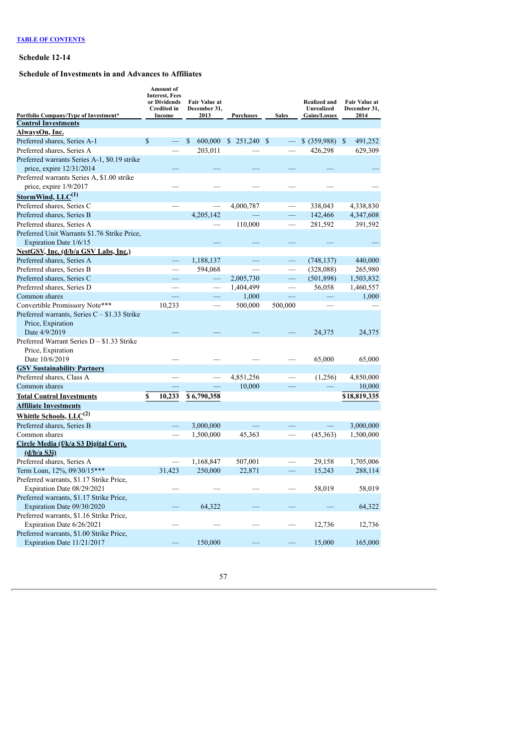[TABLE OF CONTENTS](#)

**Schedule 12-14**

**Schedule of Investments in and Advances to Affiliates**

| Portfolio Company/Type of Investment* | Amount of Interest, Fees or Dividends Credited in Income | Fair Value at December 31, 2013 | Purchases | Sales | Realized and Unrealized Gains/Losses | Fair Value at December 31, 2014 |
|---|---|---|---|---|---|---|
| **Control Investments** | | | | | | |
| **AlwaysOn, Inc.** | | | | | | |
| Preferred shares, Series A-1 | $ — | $ 600,000 | $ 251,240 | $ — | $ (359,988) | $ 491,252 |
| Preferred shares, Series A | — | 203,011 | — | — | 426,298 | 629,309 |
| Preferred warrants Series A-1, $0.19 strike price, expire 12/31/2014 | — | — | — | — | — | — |
| Preferred warrants Series A, $1.00 strike price, expire 1/9/2017 | — | — | — | — | — | — |
| **StormWind, LLC[1]** | | | | | | |
| Preferred shares, Series C | — | — | 4,000,787 | — | 338,043 | 4,338,830 |
| Preferred shares, Series B | | 4,205,142 | — | — | 142,466 | 4,347,608 |
| Preferred shares, Series A | | — | 110,000 | — | 281,592 | 391,592 |
| Preferred Unit Warrants $1.76 Strike Price, Expiration Date 1/6/15 | | — | — | — | — | — |
| **NestGSV, Inc. (d/b/a GSV Labs, Inc.)** | | | | | | |
| Preferred shares, Series A | — | 1,188,137 | — | — | (748,137) | 440,000 |
| Preferred shares, Series B | — | 594,068 | — | — | (328,088) | 265,980 |
| Preferred shares, Series C | — | — | 2,005,730 | — | (501,898) | 1,503,832 |
| Preferred shares, Series D | — | — | 1,404,499 | — | 56,058 | 1,460,557 |
| Common shares | — | — | 1,000 | — | — | 1,000 |
| Convertible Promissory Note*** | 10,233 | — | 500,000 | 500,000 | — | — |
| Preferred warrants, Series C – $1.33 Strike Price, Expiration Date 4/9/2019 | — | — | — | — | 24,375 | 24,375 |
| Preferred Warrant Series D – $1.33 Strike Price, Expiration Date 10/6/2019 | — | — | — | — | 65,000 | 65,000 |
| **GSV Sustainability Partners** | | | | | | |
| Preferred shares, Class A | — | — | 4,851,256 | — | (1,256) | 4,850,000 |
| Common shares | — | — | 10,000 | — | — | 10,000 |
| **Total Control Investments** | $ 10,233 | $ 6,790,358 | | | | $18,819,335 |
| **Affiliate Investments** | | | | | | |
| **Whittle Schools, LLC[2]** | | | | | | |
| Preferred shares, Series B | — | 3,000,000 | — | — | — | 3,000,000 |
| Common shares | — | 1,500,000 | 45,363 | — | (45,363) | 1,500,000 |
| **Circle Media (f/k/a S3 Digital Corp. (d/b/a S3i)** | | | | | | |
| Preferred shares, Series A | — | 1,168,847 | 507,001 | — | 29,158 | 1,705,006 |
| Term Loan, 12%, 09/30/15*** | 31,423 | 250,000 | 22,871 | — | 15,243 | 288,114 |
| Preferred warrants, $1.17 Strike Price, Expiration Date 08/29/2021 | — | — | — | — | 58,019 | 58,019 |
| Preferred warrants, $1.17 Strike Price, Expiration Date 09/30/2020 | — | 64,322 | — | — | — | 64,322 |
| Preferred warrants, $1.16 Strike Price, Expiration Date 6/26/2021 | — | — | — | — | 12,736 | 12,736 |
| Preferred warrants, $1.00 Strike Price, Expiration Date 11/21/2017 | — | 150,000 | — | — | 15,000 | 165,000 |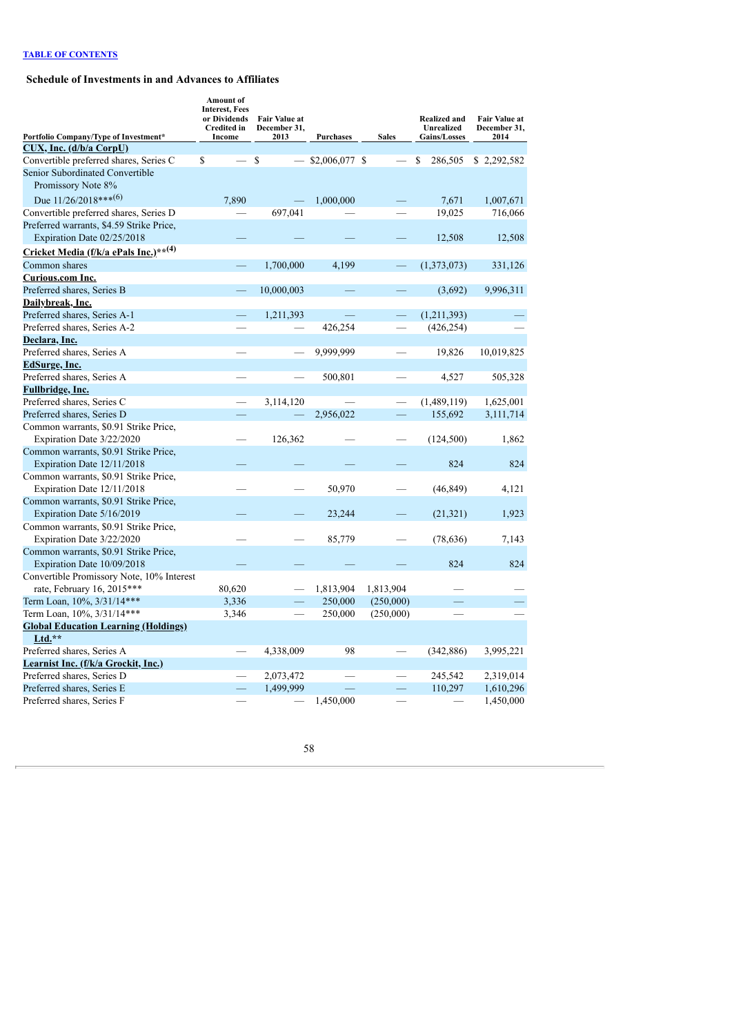[TABLE OF CONTENTS](#)

## Schedule of Investments in and Advances to Affiliates

| Portfolio Company/Type of Investment* | Amount of Interest, Fees or Dividends Credited in Income | Fair Value at December 31, 2013 | Purchases | Sales | Realized and Unrealized Gains/Losses | Fair Value at December 31, 2014 |
|---|---|---|---|---|---|---|
| **CUX, Inc. (d/b/a CorpU)** | | | | | | |
| Convertible preferred shares, Series C | $ — | $ — | $2,006,077 | $ — | $ 286,505 | $ 2,292,582 |
| Senior Subordinated Convertible Promissory Note 8% Due 11/26/2018***(6) | 7,890 | — | 1,000,000 | — | 7,671 | 1,007,671 |
| Convertible preferred shares, Series D | — | 697,041 | — | — | 19,025 | 716,066 |
| Preferred warrants, $4.59 Strike Price, Expiration Date 02/25/2018 | — | — | — | — | 12,508 | 12,508 |
| **Cricket Media (f/k/a ePals Inc.)**(4)** | | | | | | |
| Common shares | — | 1,700,000 | 4,199 | — | (1,373,073) | 331,126 |
| **Curious.com Inc.** | | | | | | |
| Preferred shares, Series B | — | 10,000,003 | — | — | (3,692) | 9,996,311 |
| **Dailybreak, Inc.** | | | | | | |
| Preferred shares, Series A-1 | — | 1,211,393 | — | — | (1,211,393) | — |
| Preferred shares, Series A-2 | — | — | 426,254 | — | (426,254) | — |
| **Declara, Inc.** | | | | | | |
| Preferred shares, Series A | — | — | 9,999,999 | — | 19,826 | 10,019,825 |
| **EdSurge, Inc.** | | | | | | |
| Preferred shares, Series A | — | — | 500,801 | — | 4,527 | 505,328 |
| **Fullbridge, Inc.** | | | | | | |
| Preferred shares, Series C | — | 3,114,120 | — | — | (1,489,119) | 1,625,001 |
| Preferred shares, Series D | — | — | 2,956,022 | — | 155,692 | 3,111,714 |
| Common warrants, $0.91 Strike Price, Expiration Date 3/22/2020 | — | 126,362 | — | — | (124,500) | 1,862 |
| Common warrants, $0.91 Strike Price, Expiration Date 12/11/2018 | — | — | — | — | 824 | 824 |
| Common warrants, $0.91 Strike Price, Expiration Date 12/11/2018 | — | — | 50,970 | — | (46,849) | 4,121 |
| Common warrants, $0.91 Strike Price, Expiration Date 5/16/2019 | — | — | 23,244 | — | (21,321) | 1,923 |
| Common warrants, $0.91 Strike Price, Expiration Date 3/22/2020 | — | — | 85,779 | — | (78,636) | 7,143 |
| Common warrants, $0.91 Strike Price, Expiration Date 10/09/2018 | — | — | — | — | 824 | 824 |
| Convertible Promissory Note, 10% Interest rate, February 16, 2015*** | 80,620 | — | 1,813,904 | 1,813,904 | — | — |
| Term Loan, 10%, 3/31/14*** | 3,336 | — | 250,000 | (250,000) | — | — |
| Term Loan, 10%, 3/31/14*** | 3,346 | — | 250,000 | (250,000) | — | — |
| **Global Education Learning (Holdings) Ltd.**** | | | | | | |
| Preferred shares, Series A | — | 4,338,009 | 98 | — | (342,886) | 3,995,221 |
| **Learnist Inc. (f/k/a Grockit, Inc.)** | | | | | | |
| Preferred shares, Series D | — | 2,073,472 | — | — | 245,542 | 2,319,014 |
| Preferred shares, Series E | — | 1,499,999 | — | — | 110,297 | 1,610,296 |
| Preferred shares, Series F | — | — | 1,450,000 | — | — | 1,450,000 |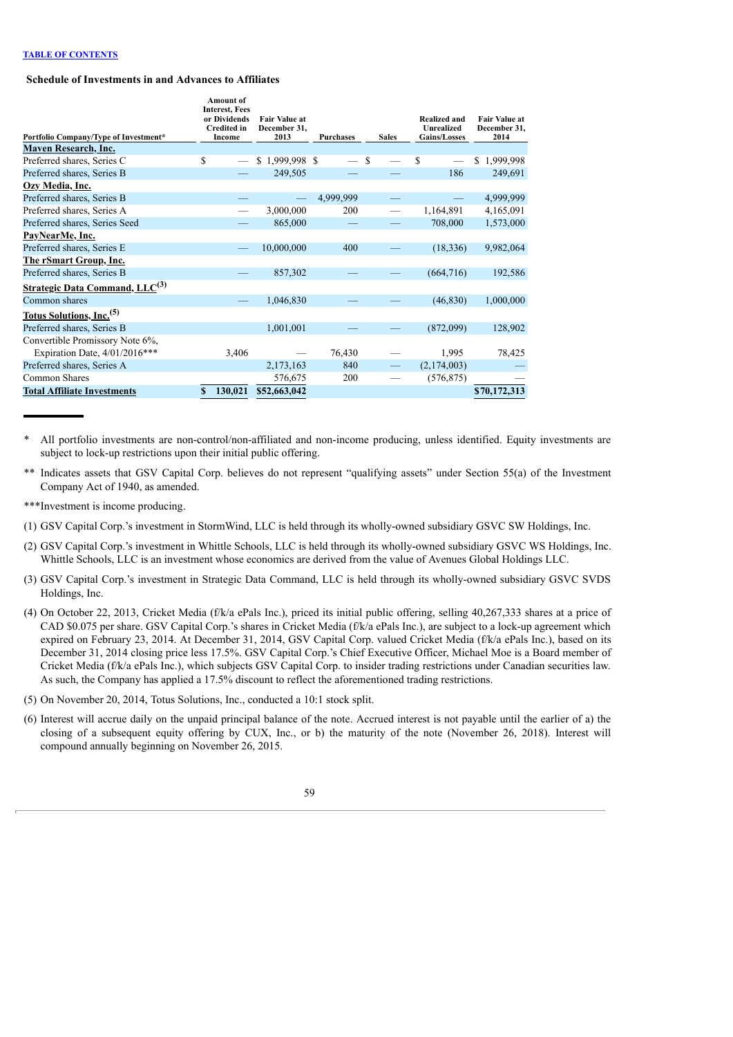**TABLE OF CONTENTS**

### Schedule of Investments in and Advances to Affiliates

| Portfolio Company/Type of Investment* | Amount of Interest, Fees or Dividends Credited in Income | Fair Value at December 31, 2013 | Purchases | Sales | Realized and Unrealized Gains/Losses | Fair Value at December 31, 2014 |
|---|---|---|---|---|---|---|
| **Maven Research, Inc.** | | | | | | |
| Preferred shares, Series C | $ — | $ 1,999,998 | $ — | $ — | $ — | $ 1,999,998 |
| Preferred shares, Series B | — | 249,505 | — | — | 186 | 249,691 |
| **Ozy Media, Inc.** | | | | | | |
| Preferred shares, Series B | — | — | 4,999,999 | — | — | 4,999,999 |
| Preferred shares, Series A | — | 3,000,000 | 200 | — | 1,164,891 | 4,165,091 |
| Preferred shares, Series Seed | — | 865,000 | — | — | 708,000 | 1,573,000 |
| **PayNearMe, Inc.** | | | | | | |
| Preferred shares, Series E | — | 10,000,000 | 400 | — | (18,336) | 9,982,064 |
| **The rSmart Group, Inc.** | | | | | | |
| Preferred shares, Series B | — | 857,302 | — | — | (664,716) | 192,586 |
| **Strategic Data Command, LLC(3)** | | | | | | |
| Common shares | — | 1,046,830 | — | — | (46,830) | 1,000,000 |
| **Totus Solutions, Inc.(5)** | | | | | | |
| Preferred shares, Series B | | 1,001,001 | — | — | (872,099) | 128,902 |
| Convertible Promissory Note 6%, Expiration Date, 4/01/2016*** | 3,406 | — | 76,430 | — | 1,995 | 78,425 |
| Preferred shares, Series A | | 2,173,163 | 840 | — | (2,174,003) | — |
| Common Shares | | 576,675 | 200 | — | (576,875) | — |
| **Total Affiliate Investments** | **$ 130,021** | **$52,663,042** | | | | **$70,172,313** |

\* All portfolio investments are non-control/non-affiliated and non-income producing, unless identified. Equity investments are subject to lock-up restrictions upon their initial public offering.

** Indicates assets that GSV Capital Corp. believes do not represent "qualifying assets" under Section 55(a) of the Investment Company Act of 1940, as amended.

***Investment is income producing.

(1) GSV Capital Corp.'s investment in StormWind, LLC is held through its wholly-owned subsidiary GSVC SW Holdings, Inc.

(2) GSV Capital Corp.'s investment in Whittle Schools, LLC is held through its wholly-owned subsidiary GSVC WS Holdings, Inc. Whittle Schools, LLC is an investment whose economics are derived from the value of Avenues Global Holdings LLC.

(3) GSV Capital Corp.'s investment in Strategic Data Command, LLC is held through its wholly-owned subsidiary GSVC SVDS Holdings, Inc.

(4) On October 22, 2013, Cricket Media (f/k/a ePals Inc.), priced its initial public offering, selling 40,267,333 shares at a price of CAD $0.075 per share. GSV Capital Corp.'s shares in Cricket Media (f/k/a ePals Inc.), are subject to a lock-up agreement which expired on February 23, 2014. At December 31, 2014, GSV Capital Corp. valued Cricket Media (f/k/a ePals Inc.), based on its December 31, 2014 closing price less 17.5%. GSV Capital Corp.'s Chief Executive Officer, Michael Moe is a Board member of Cricket Media (f/k/a ePals Inc.), which subjects GSV Capital Corp. to insider trading restrictions under Canadian securities law. As such, the Company has applied a 17.5% discount to reflect the aforementioned trading restrictions.

(5) On November 20, 2014, Totus Solutions, Inc., conducted a 10:1 stock split.

(6) Interest will accrue daily on the unpaid principal balance of the note. Accrued interest is not payable until the earlier of a) the closing of a subsequent equity offering by CUX, Inc., or b) the maturity of the note (November 26, 2018). Interest will compound annually beginning on November 26, 2015.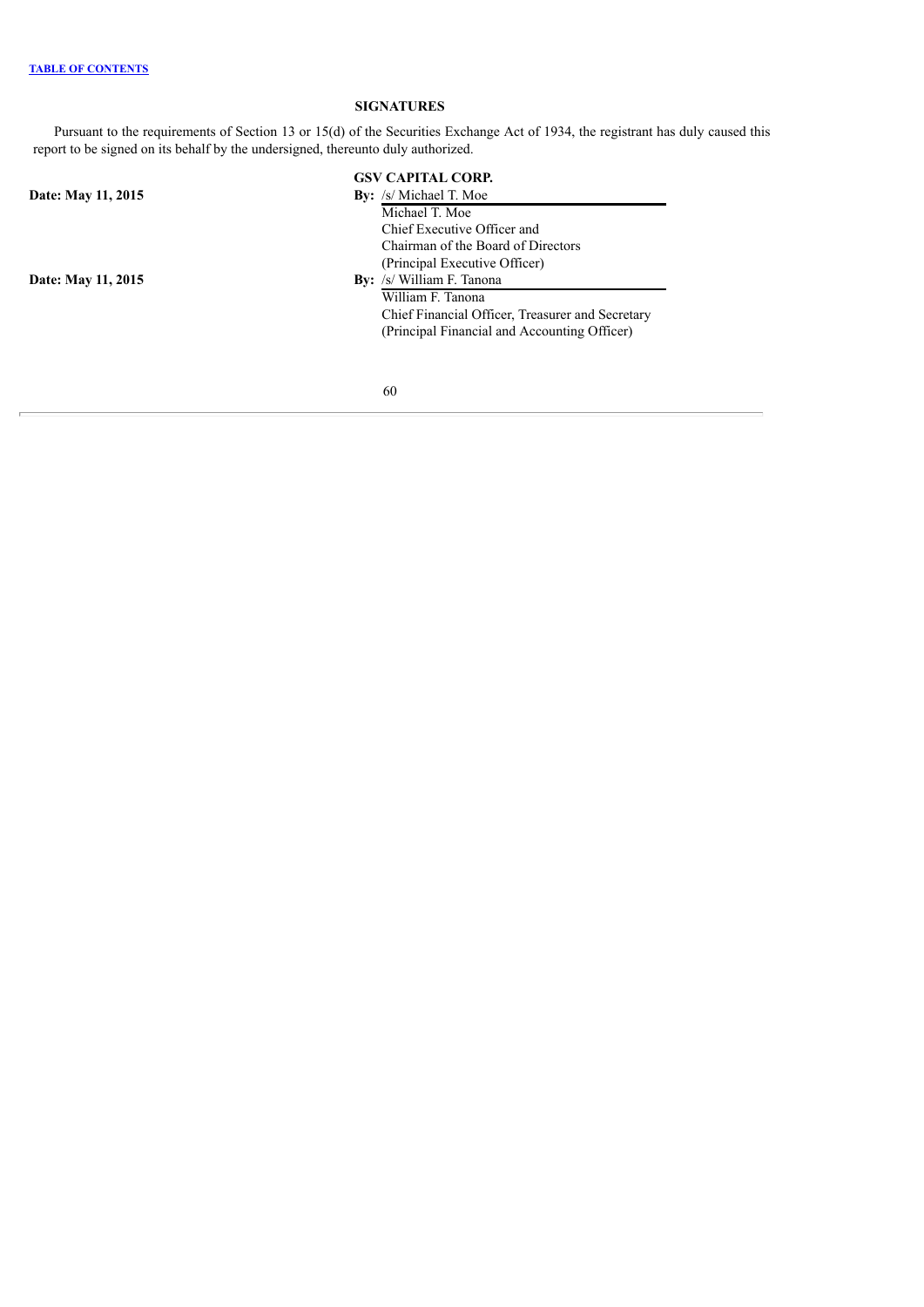# SIGNATURES

Pursuant to the requirements of Section 13 or 15(d) of the Securities Exchange Act of 1934, the registrant has duly caused this report to be signed on its behalf by the undersigned, thereunto duly authorized.

**GSV CAPITAL CORP.**

**Date: May 11, 2015**

**By:** /s/ Michael T. Moe
Michael T. Moe
Chief Executive Officer and
Chairman of the Board of Directors
(Principal Executive Officer)

**Date: May 11, 2015**

**By:** /s/ William F. Tanona
William F. Tanona
Chief Financial Officer, Treasurer and Secretary
(Principal Financial and Accounting Officer)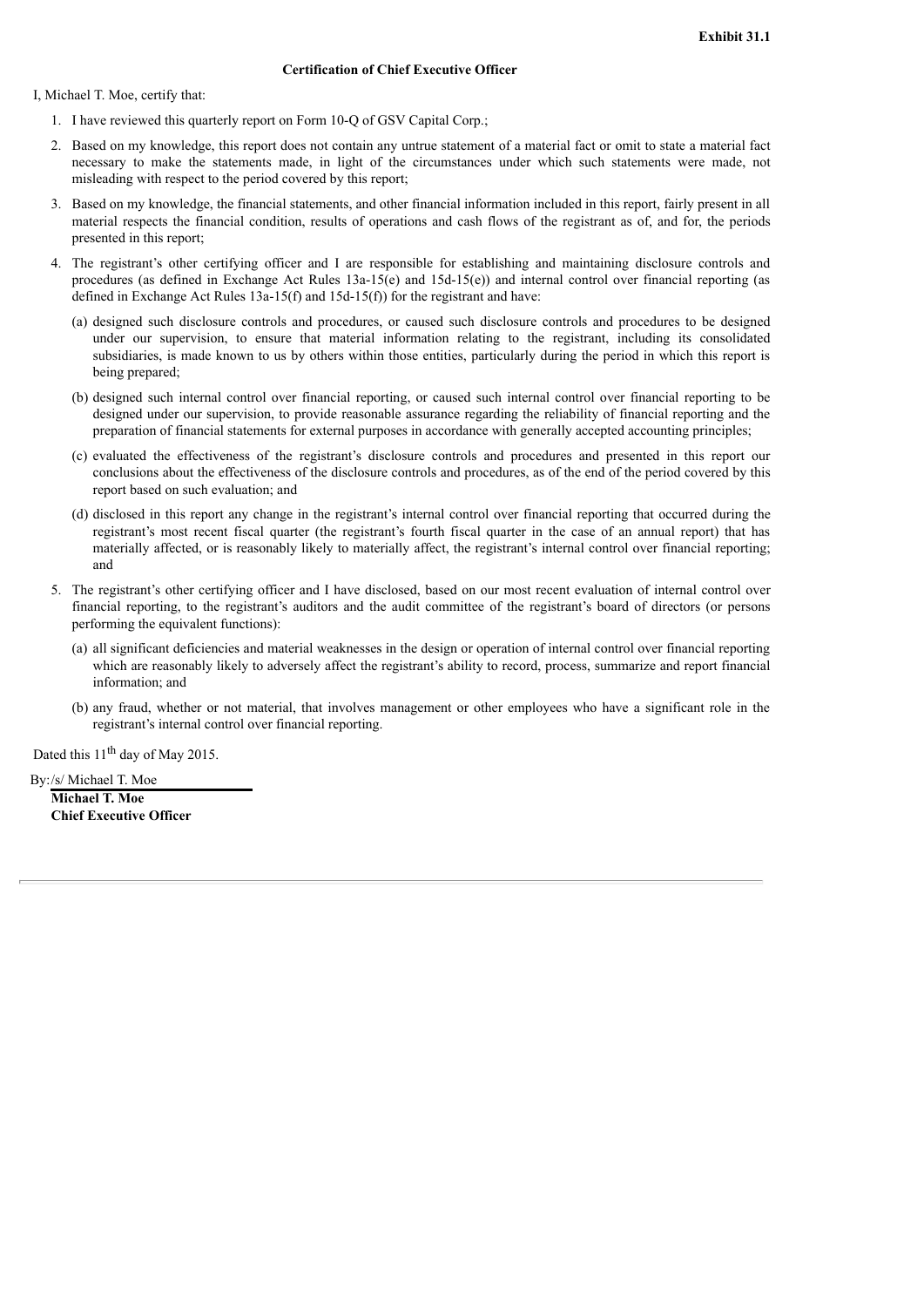**Exhibit 31.1**

**Certification of Chief Executive Officer**

I, Michael T. Moe, certify that:

1. I have reviewed this quarterly report on Form 10-Q of GSV Capital Corp.;
2. Based on my knowledge, this report does not contain any untrue statement of a material fact or omit to state a material fact necessary to make the statements made, in light of the circumstances under which such statements were made, not misleading with respect to the period covered by this report;
3. Based on my knowledge, the financial statements, and other financial information included in this report, fairly present in all material respects the financial condition, results of operations and cash flows of the registrant as of, and for, the periods presented in this report;
4. The registrant's other certifying officer and I are responsible for establishing and maintaining disclosure controls and procedures (as defined in Exchange Act Rules 13a-15(e) and 15d-15(e)) and internal control over financial reporting (as defined in Exchange Act Rules 13a-15(f) and 15d-15(f)) for the registrant and have:
   (a) designed such disclosure controls and procedures, or caused such disclosure controls and procedures to be designed under our supervision, to ensure that material information relating to the registrant, including its consolidated subsidiaries, is made known to us by others within those entities, particularly during the period in which this report is being prepared;
   (b) designed such internal control over financial reporting, or caused such internal control over financial reporting to be designed under our supervision, to provide reasonable assurance regarding the reliability of financial reporting and the preparation of financial statements for external purposes in accordance with generally accepted accounting principles;
   (c) evaluated the effectiveness of the registrant's disclosure controls and procedures and presented in this report our conclusions about the effectiveness of the disclosure controls and procedures, as of the end of the period covered by this report based on such evaluation; and
   (d) disclosed in this report any change in the registrant's internal control over financial reporting that occurred during the registrant's most recent fiscal quarter (the registrant's fourth fiscal quarter in the case of an annual report) that has materially affected, or is reasonably likely to materially affect, the registrant's internal control over financial reporting; and
5. The registrant's other certifying officer and I have disclosed, based on our most recent evaluation of internal control over financial reporting, to the registrant's auditors and the audit committee of the registrant's board of directors (or persons performing the equivalent functions):
   (a) all significant deficiencies and material weaknesses in the design or operation of internal control over financial reporting which are reasonably likely to adversely affect the registrant's ability to record, process, summarize and report financial information; and
   (b) any fraud, whether or not material, that involves management or other employees who have a significant role in the registrant's internal control over financial reporting.

Dated this 11th day of May 2015.

By:/s/ Michael T. Moe

**Michael T. Moe**
**Chief Executive Officer**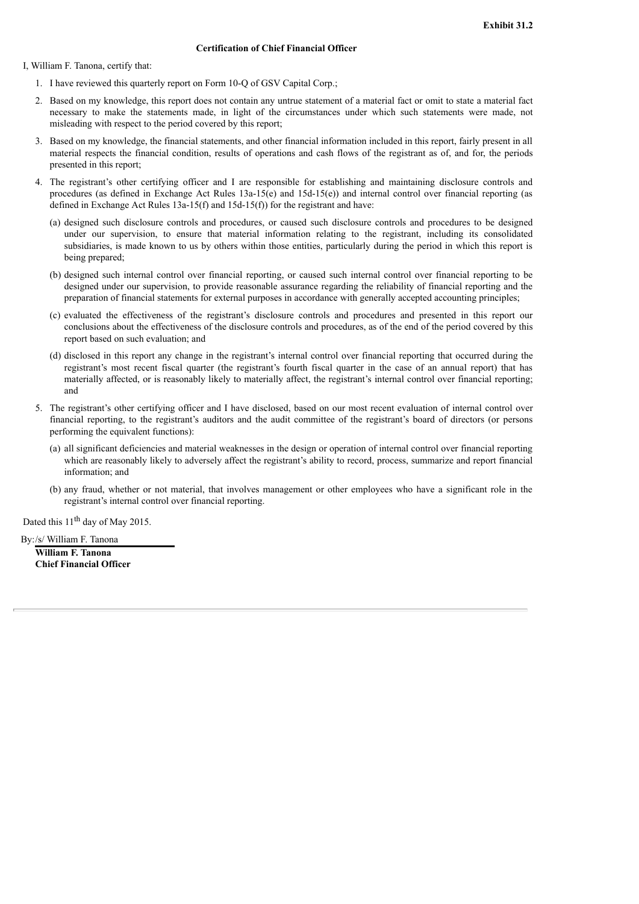**Exhibit 31.2**

**Certification of Chief Financial Officer**

I, William F. Tanona, certify that:

1. I have reviewed this quarterly report on Form 10-Q of GSV Capital Corp.;
2. Based on my knowledge, this report does not contain any untrue statement of a material fact or omit to state a material fact necessary to make the statements made, in light of the circumstances under which such statements were made, not misleading with respect to the period covered by this report;
3. Based on my knowledge, the financial statements, and other financial information included in this report, fairly present in all material respects the financial condition, results of operations and cash flows of the registrant as of, and for, the periods presented in this report;
4. The registrant's other certifying officer and I are responsible for establishing and maintaining disclosure controls and procedures (as defined in Exchange Act Rules 13a-15(e) and 15d-15(e)) and internal control over financial reporting (as defined in Exchange Act Rules 13a-15(f) and 15d-15(f)) for the registrant and have:
   (a) designed such disclosure controls and procedures, or caused such disclosure controls and procedures to be designed under our supervision, to ensure that material information relating to the registrant, including its consolidated subsidiaries, is made known to us by others within those entities, particularly during the period in which this report is being prepared;

   (b) designed such internal control over financial reporting, or caused such internal control over financial reporting to be designed under our supervision, to provide reasonable assurance regarding the reliability of financial reporting and the preparation of financial statements for external purposes in accordance with generally accepted accounting principles;

   (c) evaluated the effectiveness of the registrant's disclosure controls and procedures and presented in this report our conclusions about the effectiveness of the disclosure controls and procedures, as of the end of the period covered by this report based on such evaluation; and

   (d) disclosed in this report any change in the registrant's internal control over financial reporting that occurred during the registrant's most recent fiscal quarter (the registrant's fourth fiscal quarter in the case of an annual report) that has materially affected, or is reasonably likely to materially affect, the registrant's internal control over financial reporting; and
5. The registrant's other certifying officer and I have disclosed, based on our most recent evaluation of internal control over financial reporting, to the registrant's auditors and the audit committee of the registrant's board of directors (or persons performing the equivalent functions):
   (a) all significant deficiencies and material weaknesses in the design or operation of internal control over financial reporting which are reasonably likely to adversely affect the registrant's ability to record, process, summarize and report financial information; and

   (b) any fraud, whether or not material, that involves management or other employees who have a significant role in the registrant's internal control over financial reporting.

Dated this 11th day of May 2015.

By: /s/ William F. Tanona

**William F. Tanona**
**Chief Financial Officer**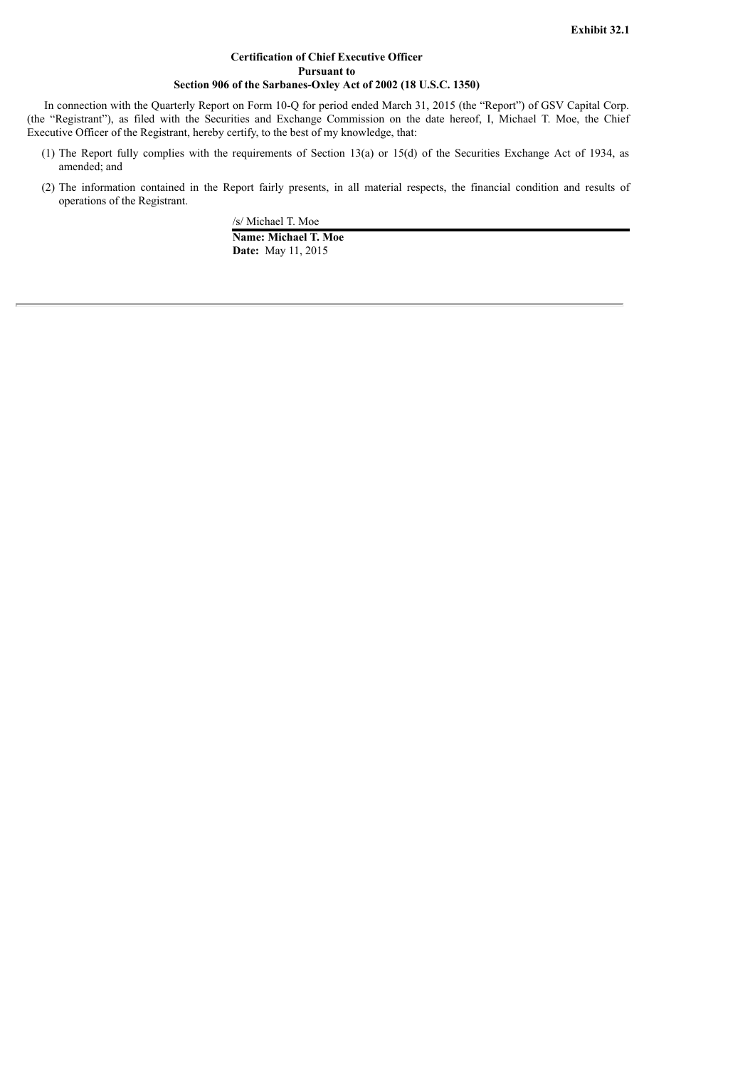**Exhibit 32.1**

**Certification of Chief Executive Officer**
**Pursuant to**
**Section 906 of the Sarbanes-Oxley Act of 2002 (18 U.S.C. 1350)**

In connection with the Quarterly Report on Form 10-Q for period ended March 31, 2015 (the "Report") of GSV Capital Corp. (the "Registrant"), as filed with the Securities and Exchange Commission on the date hereof, I, Michael T. Moe, the Chief Executive Officer of the Registrant, hereby certify, to the best of my knowledge, that:

(1) The Report fully complies with the requirements of Section 13(a) or 15(d) of the Securities Exchange Act of 1934, as amended; and

(2) The information contained in the Report fairly presents, in all material respects, the financial condition and results of operations of the Registrant.

/s/ Michael T. Moe

**Name: Michael T. Moe**
**Date:** May 11, 2015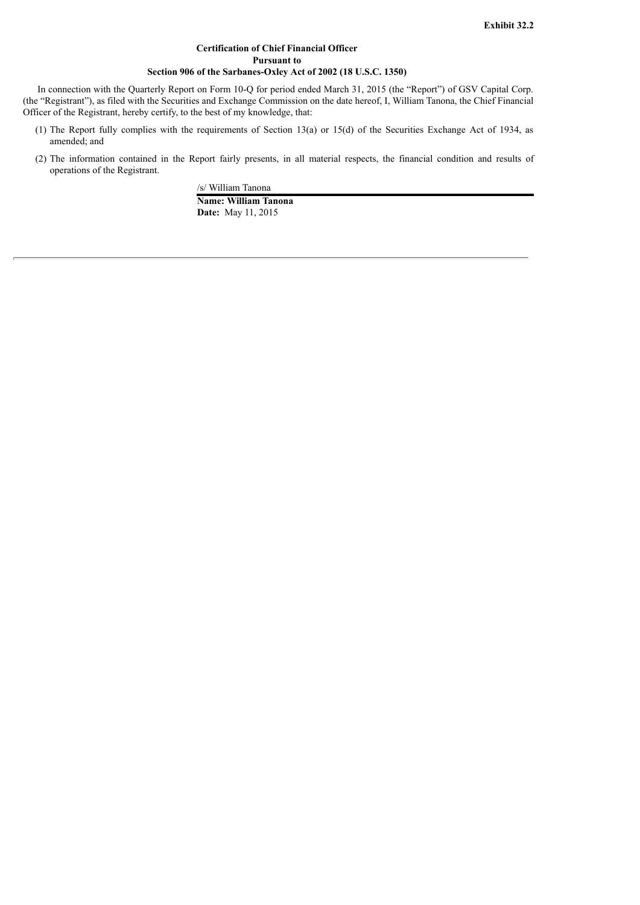**Exhibit 32.2**

**Certification of Chief Financial Officer**
**Pursuant to**
**Section 906 of the Sarbanes-Oxley Act of 2002 (18 U.S.C. 1350)**

In connection with the Quarterly Report on Form 10-Q for period ended March 31, 2015 (the "Report") of GSV Capital Corp. (the "Registrant"), as filed with the Securities and Exchange Commission on the date hereof, I, William Tanona, the Chief Financial Officer of the Registrant, hereby certify, to the best of my knowledge, that:

(1) The Report fully complies with the requirements of Section 13(a) or 15(d) of the Securities Exchange Act of 1934, as amended; and

(2) The information contained in the Report fairly presents, in all material respects, the financial condition and results of operations of the Registrant.

/s/ William Tanona

**Name: William Tanona**
**Date:** May 11, 2015